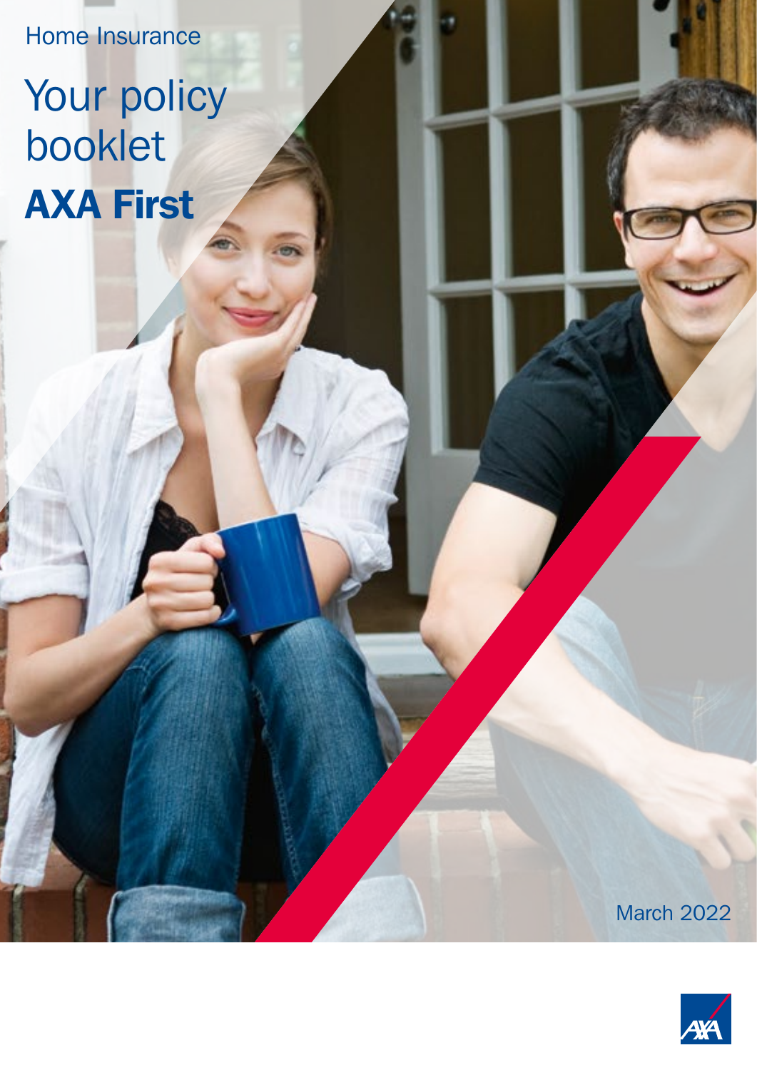Home Insurance

# Your policy booklet

# AXA First

March 2022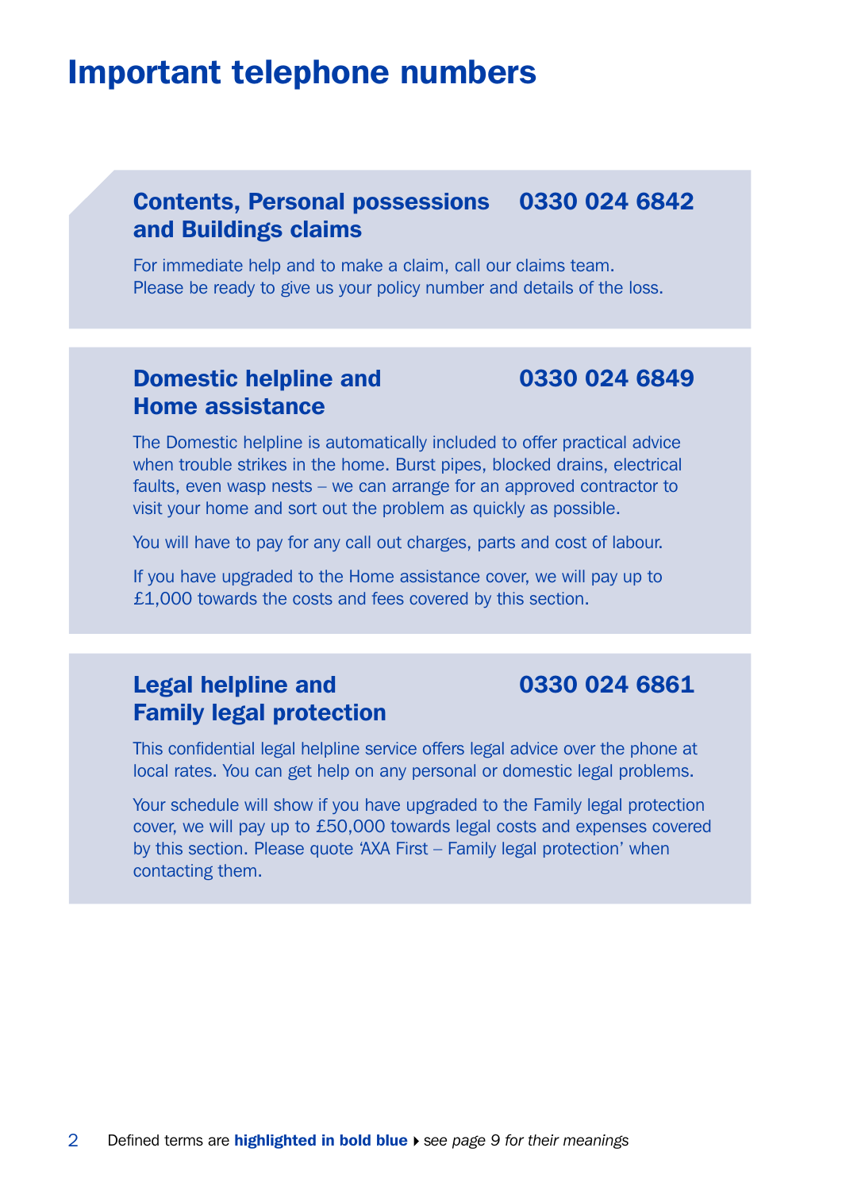# Important telephone numbers

## Contents, Personal possessions and Buildings claims — 0330 024 6842

For immediate help and to make a claim, call our claims team. Please be ready to give us your policy number and details of the loss.

## Domestic helpline and Home assistance — 0330 024 6849

The Domestic helpline is automatically included to offer practical advice when trouble strikes in the home. Burst pipes, blocked drains, electrical faults, even wasp nests – we can arrange for an approved contractor to visit your home and sort out the problem as quickly as possible.

You will have to pay for any call out charges, parts and cost of labour.

If you have upgraded to the Home assistance cover, we will pay up to £1,000 towards the costs and fees covered by this section.

## Legal helpline and Family legal protection — 0330 024 6861

This confidential legal helpline service offers legal advice over the phone at local rates. You can get help on any personal or domestic legal problems.

Your schedule will show if you have upgraded to the Family legal protection cover, we will pay up to £50,000 towards legal costs and expenses covered by this section. Please quote 'AXA First – Family legal protection' when contacting them.

Defined terms are **highlighted in bold blue** ▸ *see page 9 for their meanings*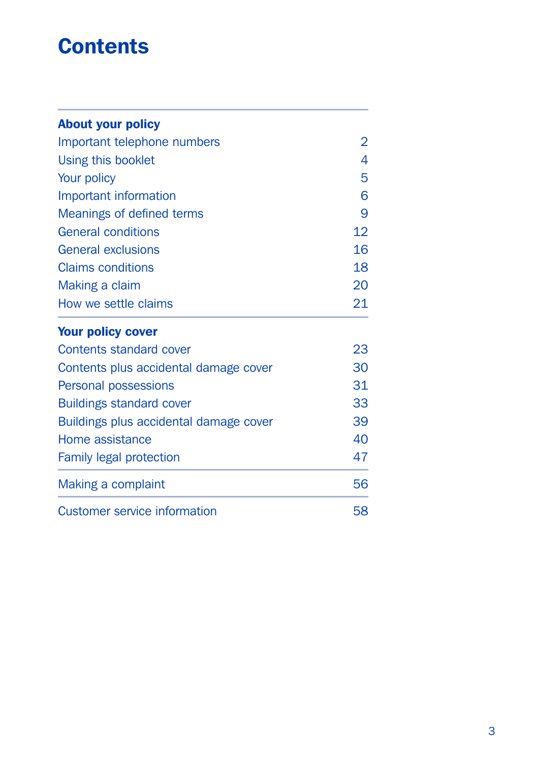# Contents

| **About your policy** | |
|---|---|
| Important telephone numbers | 2 |
| Using this booklet | 4 |
| Your policy | 5 |
| Important information | 6 |
| Meanings of defined terms | 9 |
| General conditions | 12 |
| General exclusions | 16 |
| Claims conditions | 18 |
| Making a claim | 20 |
| How we settle claims | 21 |
| **Your policy cover** | |
| Contents standard cover | 23 |
| Contents plus accidental damage cover | 30 |
| Personal possessions | 31 |
| Buildings standard cover | 33 |
| Buildings plus accidental damage cover | 39 |
| Home assistance | 40 |
| Family legal protection | 47 |
| Making a complaint | 56 |
| Customer service information | 58 |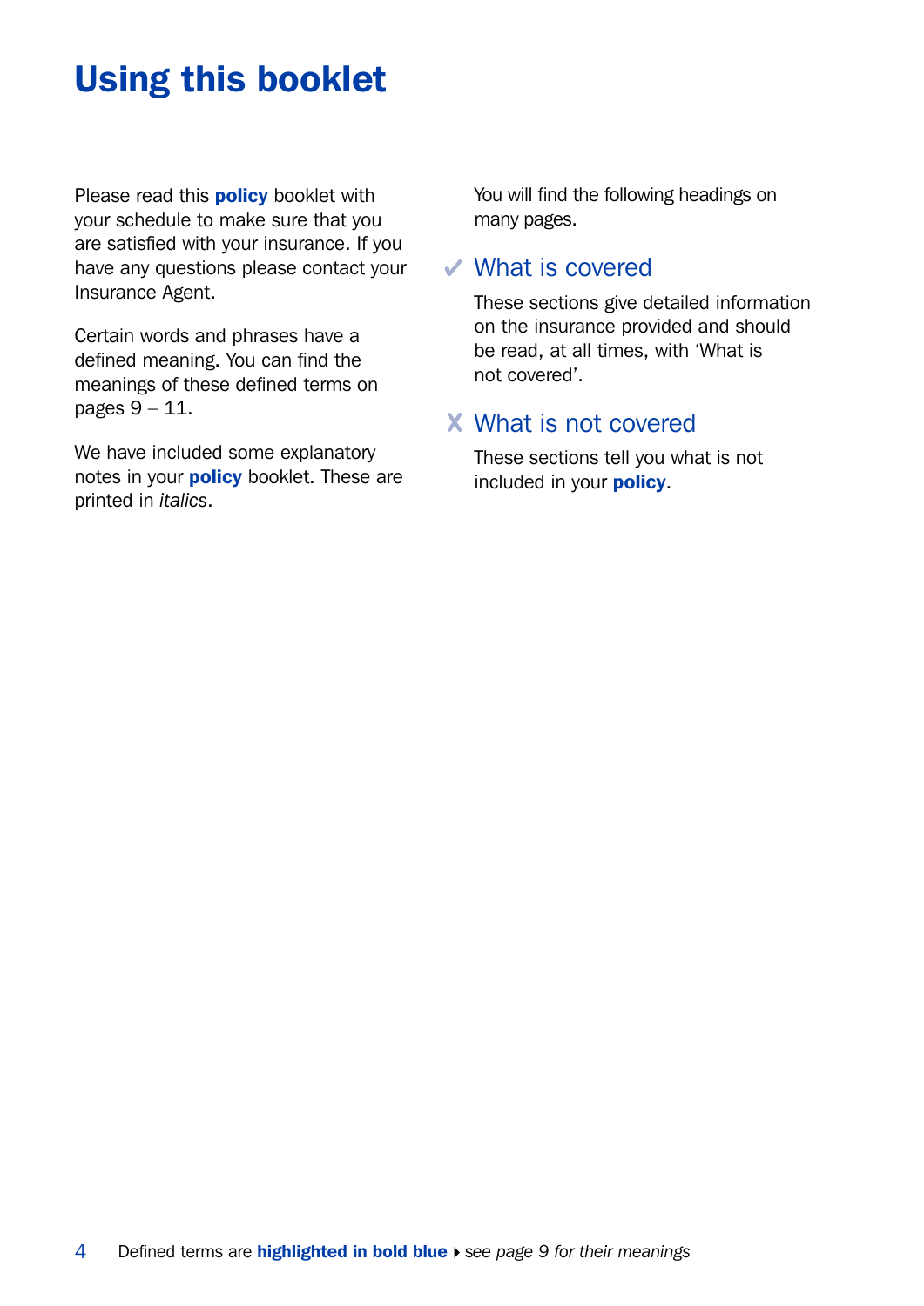# Using this booklet

Please read this **policy** booklet with your schedule to make sure that you are satisfied with your insurance. If you have any questions please contact your Insurance Agent.

Certain words and phrases have a defined meaning. You can find the meanings of these defined terms on pages 9 – 11.

We have included some explanatory notes in your **policy** booklet. These are printed in *italics*.

You will find the following headings on many pages.

## ✔ What is covered

These sections give detailed information on the insurance provided and should be read, at all times, with 'What is not covered'.

## ✘ What is not covered

These sections tell you what is not included in your **policy**.

Defined terms are **highlighted in bold blue** ▸ *see page 9 for their meanings*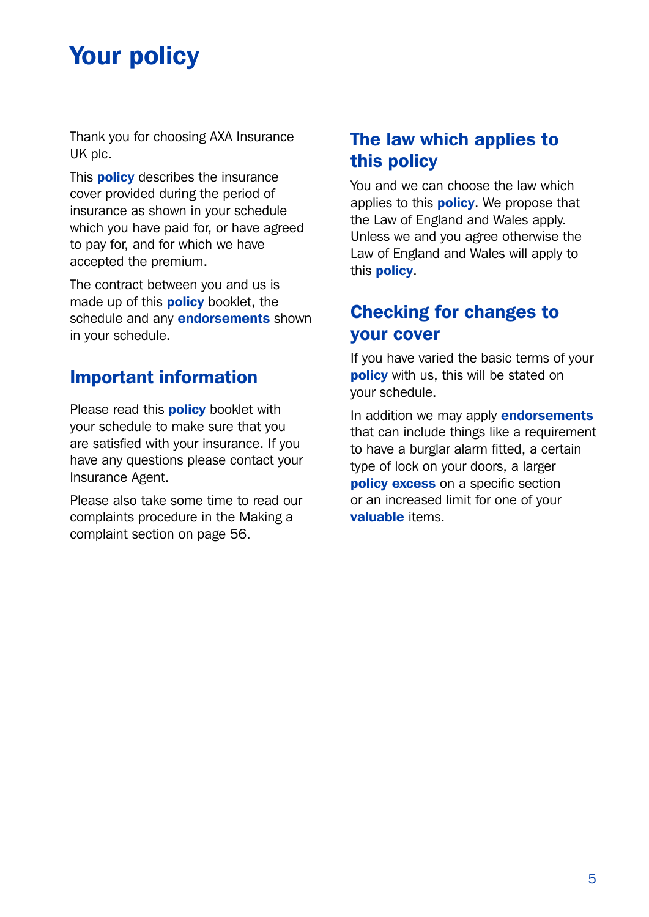# Your policy

Thank you for choosing AXA Insurance UK plc.

This **policy** describes the insurance cover provided during the period of insurance as shown in your schedule which you have paid for, or have agreed to pay for, and for which we have accepted the premium.

The contract between you and us is made up of this **policy** booklet, the schedule and any **endorsements** shown in your schedule.

## Important information

Please read this **policy** booklet with your schedule to make sure that you are satisfied with your insurance. If you have any questions please contact your Insurance Agent.

Please also take some time to read our complaints procedure in the Making a complaint section on page 56.

## The law which applies to this policy

You and we can choose the law which applies to this **policy**. We propose that the Law of England and Wales apply. Unless we and you agree otherwise the Law of England and Wales will apply to this **policy**.

## Checking for changes to your cover

If you have varied the basic terms of your **policy** with us, this will be stated on your schedule.

In addition we may apply **endorsements** that can include things like a requirement to have a burglar alarm fitted, a certain type of lock on your doors, a larger **policy excess** on a specific section or an increased limit for one of your **valuable** items.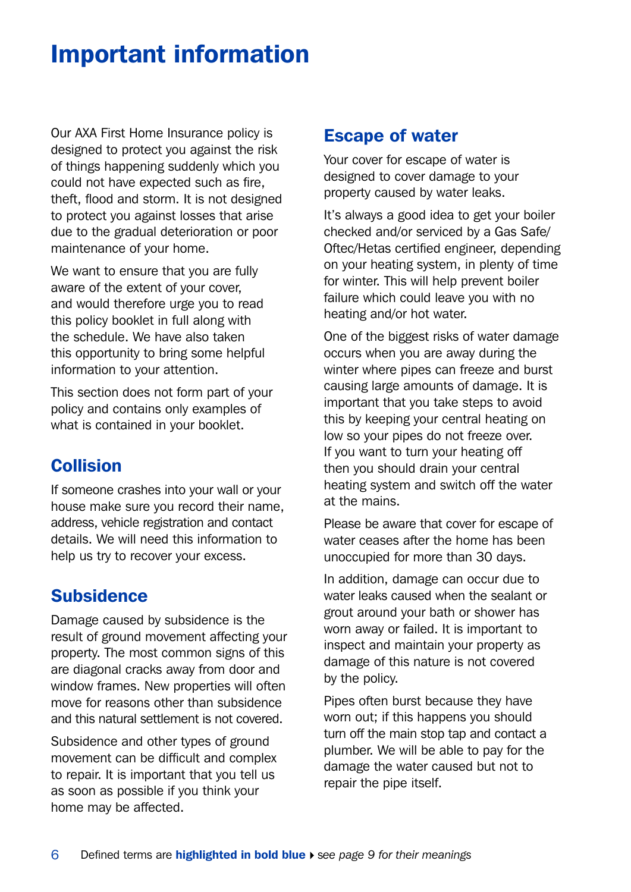# Important information

Our AXA First Home Insurance policy is designed to protect you against the risk of things happening suddenly which you could not have expected such as fire, theft, flood and storm. It is not designed to protect you against losses that arise due to the gradual deterioration or poor maintenance of your home.

We want to ensure that you are fully aware of the extent of your cover, and would therefore urge you to read this policy booklet in full along with the schedule. We have also taken this opportunity to bring some helpful information to your attention.

This section does not form part of your policy and contains only examples of what is contained in your booklet.

## Collision

If someone crashes into your wall or your house make sure you record their name, address, vehicle registration and contact details. We will need this information to help us try to recover your excess.

## Subsidence

Damage caused by subsidence is the result of ground movement affecting your property. The most common signs of this are diagonal cracks away from door and window frames. New properties will often move for reasons other than subsidence and this natural settlement is not covered.

Subsidence and other types of ground movement can be difficult and complex to repair. It is important that you tell us as soon as possible if you think your home may be affected.

## Escape of water

Your cover for escape of water is designed to cover damage to your property caused by water leaks.

It's always a good idea to get your boiler checked and/or serviced by a Gas Safe/Oftec/Hetas certified engineer, depending on your heating system, in plenty of time for winter. This will help prevent boiler failure which could leave you with no heating and/or hot water.

One of the biggest risks of water damage occurs when you are away during the winter where pipes can freeze and burst causing large amounts of damage. It is important that you take steps to avoid this by keeping your central heating on low so your pipes do not freeze over. If you want to turn your heating off then you should drain your central heating system and switch off the water at the mains.

Please be aware that cover for escape of water ceases after the home has been unoccupied for more than 30 days.

In addition, damage can occur due to water leaks caused when the sealant or grout around your bath or shower has worn away or failed. It is important to inspect and maintain your property as damage of this nature is not covered by the policy.

Pipes often burst because they have worn out; if this happens you should turn off the main stop tap and contact a plumber. We will be able to pay for the damage the water caused but not to repair the pipe itself.

Defined terms are **highlighted in bold blue** ▸ *see page 9 for their meanings*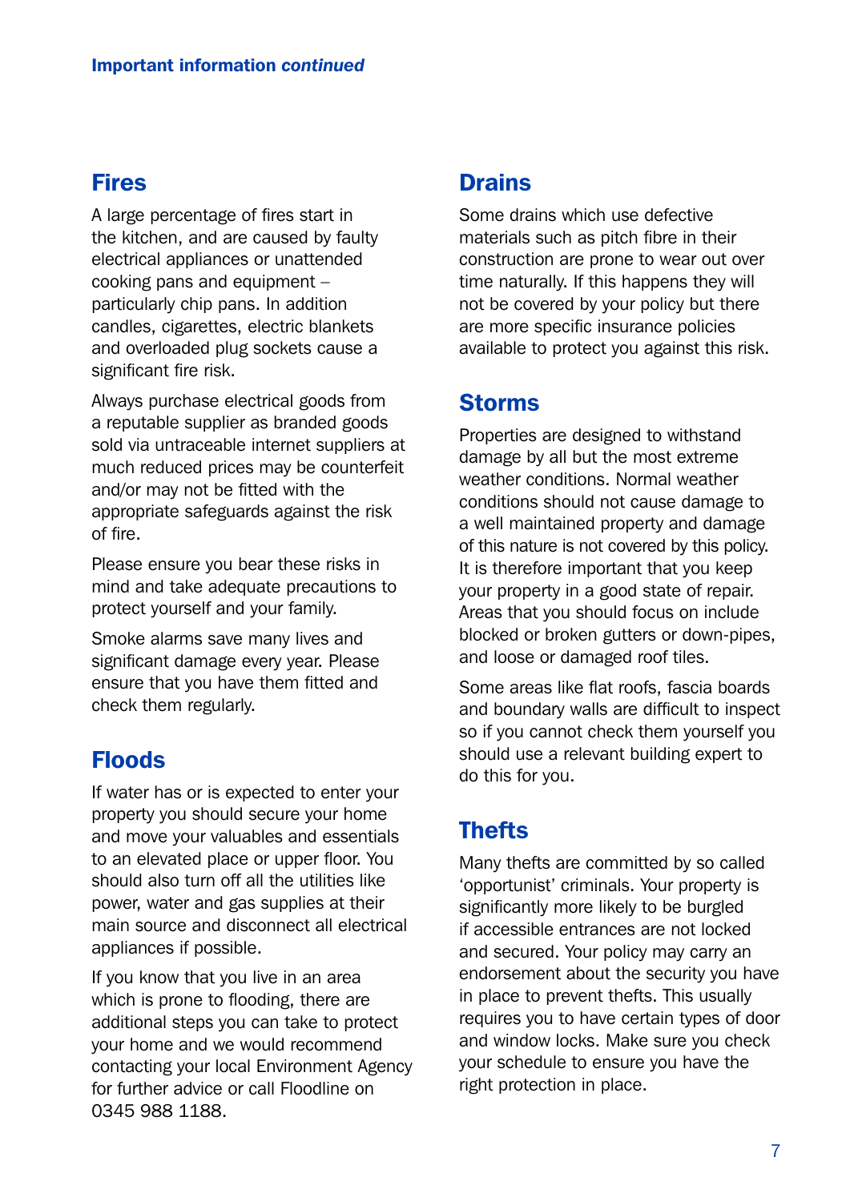## Important information *continued*

### Fires

A large percentage of fires start in the kitchen, and are caused by faulty electrical appliances or unattended cooking pans and equipment – particularly chip pans. In addition candles, cigarettes, electric blankets and overloaded plug sockets cause a significant fire risk.

Always purchase electrical goods from a reputable supplier as branded goods sold via untraceable internet suppliers at much reduced prices may be counterfeit and/or may not be fitted with the appropriate safeguards against the risk of fire.

Please ensure you bear these risks in mind and take adequate precautions to protect yourself and your family.

Smoke alarms save many lives and significant damage every year. Please ensure that you have them fitted and check them regularly.

### Floods

If water has or is expected to enter your property you should secure your home and move your valuables and essentials to an elevated place or upper floor. You should also turn off all the utilities like power, water and gas supplies at their main source and disconnect all electrical appliances if possible.

If you know that you live in an area which is prone to flooding, there are additional steps you can take to protect your home and we would recommend contacting your local Environment Agency for further advice or call Floodline on 0345 988 1188.

### Drains

Some drains which use defective materials such as pitch fibre in their construction are prone to wear out over time naturally. If this happens they will not be covered by your policy but there are more specific insurance policies available to protect you against this risk.

### Storms

Properties are designed to withstand damage by all but the most extreme weather conditions. Normal weather conditions should not cause damage to a well maintained property and damage of this nature is not covered by this policy. It is therefore important that you keep your property in a good state of repair. Areas that you should focus on include blocked or broken gutters or down-pipes, and loose or damaged roof tiles.

Some areas like flat roofs, fascia boards and boundary walls are difficult to inspect so if you cannot check them yourself you should use a relevant building expert to do this for you.

### Thefts

Many thefts are committed by so called 'opportunist' criminals. Your property is significantly more likely to be burgled if accessible entrances are not locked and secured. Your policy may carry an endorsement about the security you have in place to prevent thefts. This usually requires you to have certain types of door and window locks. Make sure you check your schedule to ensure you have the right protection in place.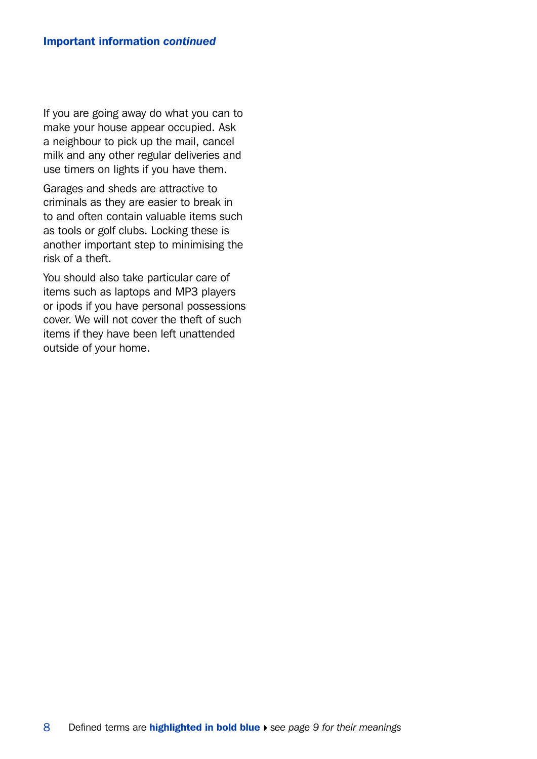## Important information *continued*

If you are going away do what you can to make your house appear occupied. Ask a neighbour to pick up the mail, cancel milk and any other regular deliveries and use timers on lights if you have them.

Garages and sheds are attractive to criminals as they are easier to break in to and often contain valuable items such as tools or golf clubs. Locking these is another important step to minimising the risk of a theft.

You should also take particular care of items such as laptops and MP3 players or ipods if you have personal possessions cover. We will not cover the theft of such items if they have been left unattended outside of your home.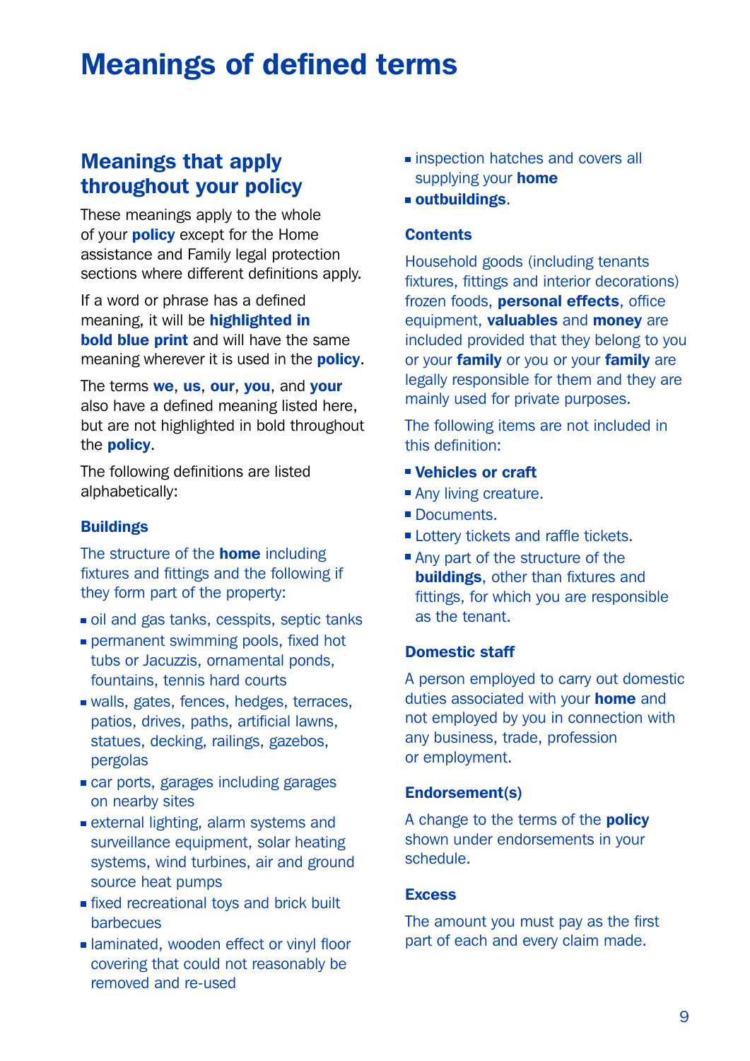# Meanings of defined terms

## Meanings that apply throughout your policy

These meanings apply to the whole of your **policy** except for the Home assistance and Family legal protection sections where different definitions apply.

If a word or phrase has a defined meaning, it will be **highlighted in bold blue print** and will have the same meaning wherever it is used in the **policy**.

The terms **we**, **us**, **our**, **you**, and **your** also have a defined meaning listed here, but are not highlighted in bold throughout the **policy**.

The following definitions are listed alphabetically:

### Buildings

The structure of the **home** including fixtures and fittings and the following if they form part of the property:

- oil and gas tanks, cesspits, septic tanks
- permanent swimming pools, fixed hot tubs or Jacuzzis, ornamental ponds, fountains, tennis hard courts
- walls, gates, fences, hedges, terraces, patios, drives, paths, artificial lawns, statues, decking, railings, gazebos, pergolas
- car ports, garages including garages on nearby sites
- external lighting, alarm systems and surveillance equipment, solar heating systems, wind turbines, air and ground source heat pumps
- fixed recreational toys and brick built barbecues
- laminated, wooden effect or vinyl floor covering that could not reasonably be removed and re-used
- inspection hatches and covers all supplying your **home**
- **outbuildings**.

### Contents

Household goods (including tenants fixtures, fittings and interior decorations) frozen foods, **personal effects**, office equipment, **valuables** and **money** are included provided that they belong to you or your **family** or you or your **family** are legally responsible for them and they are mainly used for private purposes.

The following items are not included in this definition:

- **Vehicles or craft**
- Any living creature.
- Documents.
- Lottery tickets and raffle tickets.
- Any part of the structure of the **buildings**, other than fixtures and fittings, for which you are responsible as the tenant.

### Domestic staff

A person employed to carry out domestic duties associated with your **home** and not employed by you in connection with any business, trade, profession or employment.

### Endorsement(s)

A change to the terms of the **policy** shown under endorsements in your schedule.

### Excess

The amount you must pay as the first part of each and every claim made.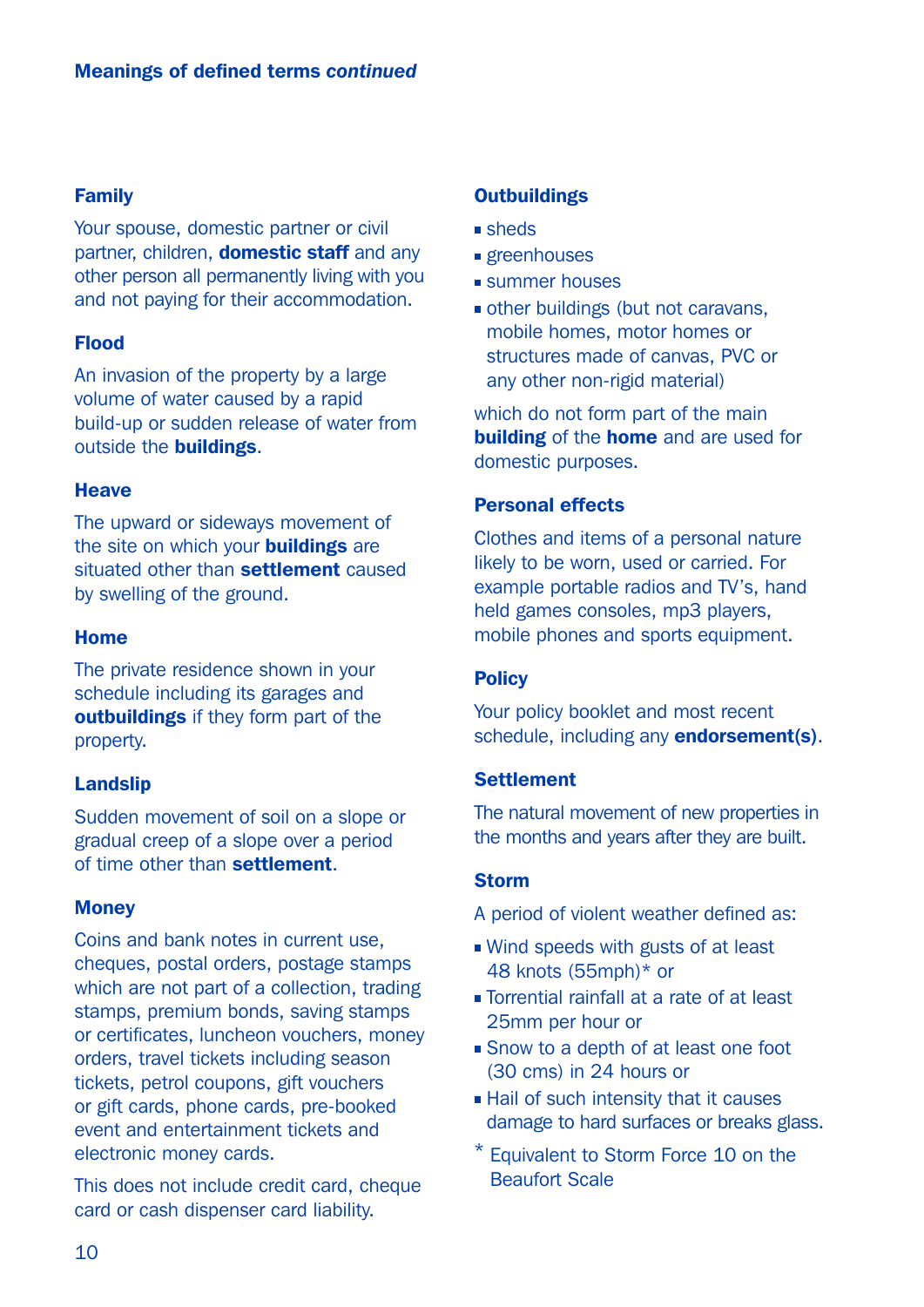## Meanings of defined terms *continued*

### Family

Your spouse, domestic partner or civil partner, children, **domestic staff** and any other person all permanently living with you and not paying for their accommodation.

### Flood

An invasion of the property by a large volume of water caused by a rapid build-up or sudden release of water from outside the **buildings**.

### Heave

The upward or sideways movement of the site on which your **buildings** are situated other than **settlement** caused by swelling of the ground.

### Home

The private residence shown in your schedule including its garages and **outbuildings** if they form part of the property.

### Landslip

Sudden movement of soil on a slope or gradual creep of a slope over a period of time other than **settlement**.

### Money

Coins and bank notes in current use, cheques, postal orders, postage stamps which are not part of a collection, trading stamps, premium bonds, saving stamps or certificates, luncheon vouchers, money orders, travel tickets including season tickets, petrol coupons, gift vouchers or gift cards, phone cards, pre-booked event and entertainment tickets and electronic money cards.

This does not include credit card, cheque card or cash dispenser card liability.

### Outbuildings

- sheds
- greenhouses
- summer houses
- other buildings (but not caravans, mobile homes, motor homes or structures made of canvas, PVC or any other non-rigid material)

which do not form part of the main **building** of the **home** and are used for domestic purposes.

### Personal effects

Clothes and items of a personal nature likely to be worn, used or carried. For example portable radios and TV's, hand held games consoles, mp3 players, mobile phones and sports equipment.

### Policy

Your policy booklet and most recent schedule, including any **endorsement(s)**.

### Settlement

The natural movement of new properties in the months and years after they are built.

### Storm

A period of violent weather defined as:

- Wind speeds with gusts of at least 48 knots (55mph)* or
- Torrential rainfall at a rate of at least 25mm per hour or
- Snow to a depth of at least one foot (30 cms) in 24 hours or
- Hail of such intensity that it causes damage to hard surfaces or breaks glass.

\* Equivalent to Storm Force 10 on the Beaufort Scale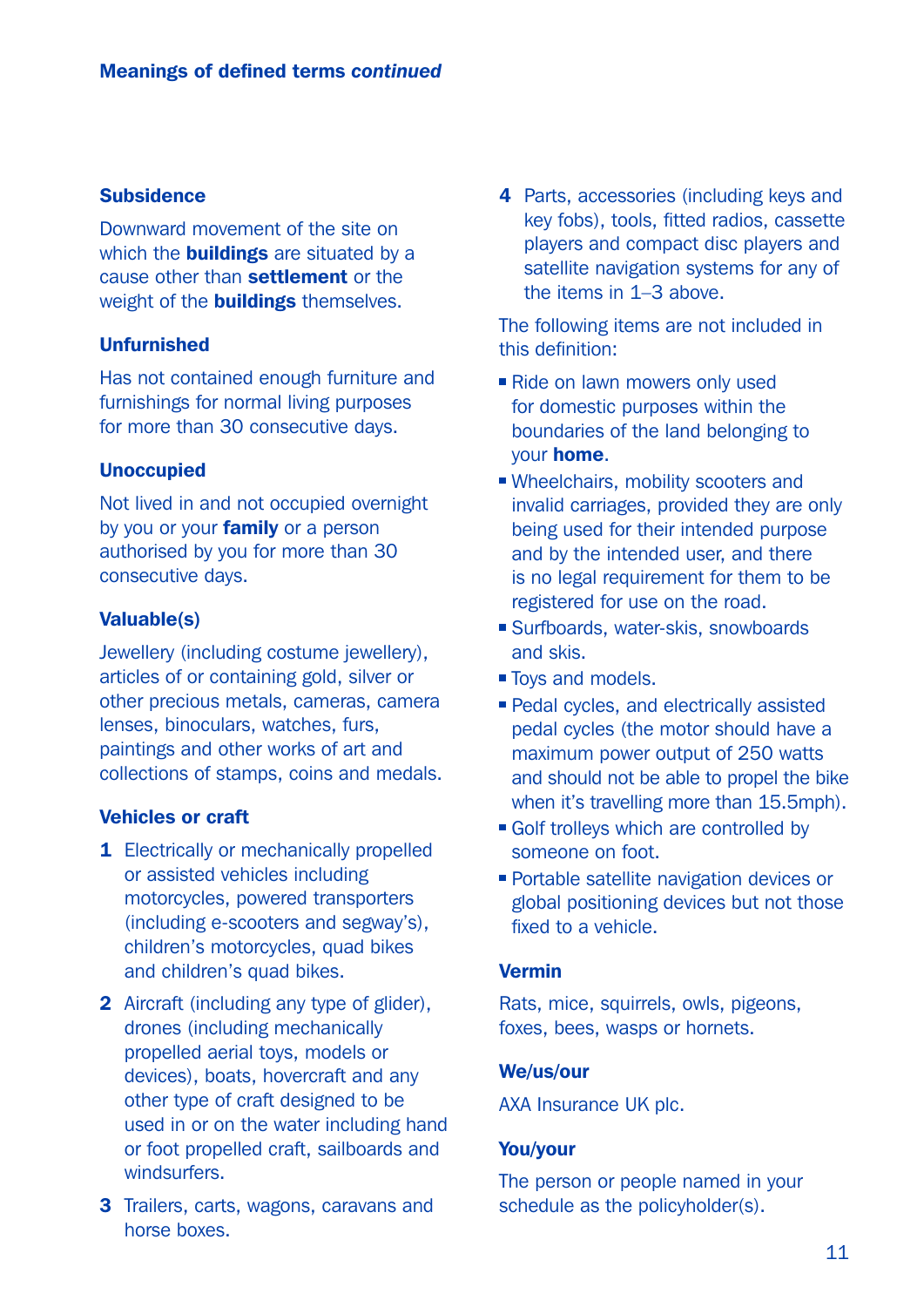## Meanings of defined terms *continued*

### Subsidence

Downward movement of the site on which the **buildings** are situated by a cause other than **settlement** or the weight of the **buildings** themselves.

### Unfurnished

Has not contained enough furniture and furnishings for normal living purposes for more than 30 consecutive days.

### Unoccupied

Not lived in and not occupied overnight by you or your **family** or a person authorised by you for more than 30 consecutive days.

### Valuable(s)

Jewellery (including costume jewellery), articles of or containing gold, silver or other precious metals, cameras, camera lenses, binoculars, watches, furs, paintings and other works of art and collections of stamps, coins and medals.

### Vehicles or craft

1. Electrically or mechanically propelled or assisted vehicles including motorcycles, powered transporters (including e-scooters and segway's), children's motorcycles, quad bikes and children's quad bikes.
2. Aircraft (including any type of glider), drones (including mechanically propelled aerial toys, models or devices), boats, hovercraft and any other type of craft designed to be used in or on the water including hand or foot propelled craft, sailboards and windsurfers.
3. Trailers, carts, wagons, caravans and horse boxes.
4. Parts, accessories (including keys and key fobs), tools, fitted radios, cassette players and compact disc players and satellite navigation systems for any of the items in 1–3 above.

The following items are not included in this definition:

- Ride on lawn mowers only used for domestic purposes within the boundaries of the land belonging to your **home**.
- Wheelchairs, mobility scooters and invalid carriages, provided they are only being used for their intended purpose and by the intended user, and there is no legal requirement for them to be registered for use on the road.
- Surfboards, water-skis, snowboards and skis.
- Toys and models.
- Pedal cycles, and electrically assisted pedal cycles (the motor should have a maximum power output of 250 watts and should not be able to propel the bike when it's travelling more than 15.5mph).
- Golf trolleys which are controlled by someone on foot.
- Portable satellite navigation devices or global positioning devices but not those fixed to a vehicle.

### Vermin

Rats, mice, squirrels, owls, pigeons, foxes, bees, wasps or hornets.

### We/us/our

AXA Insurance UK plc.

### You/your

The person or people named in your schedule as the policyholder(s).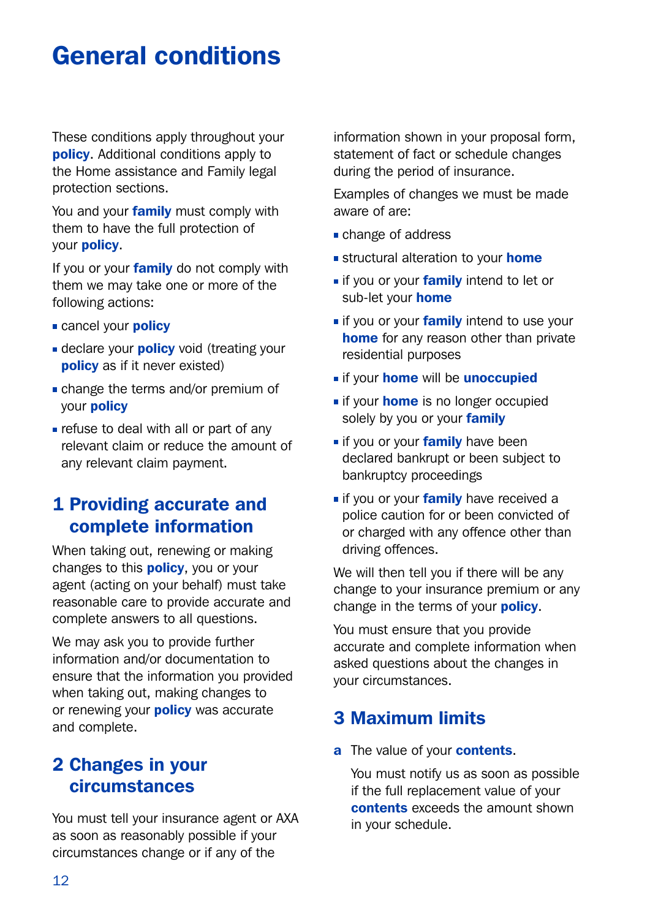# General conditions

These conditions apply throughout your **policy**. Additional conditions apply to the Home assistance and Family legal protection sections.

You and your **family** must comply with them to have the full protection of your **policy**.

If you or your **family** do not comply with them we may take one or more of the following actions:

- cancel your **policy**
- declare your **policy** void (treating your **policy** as if it never existed)
- change the terms and/or premium of your **policy**
- refuse to deal with all or part of any relevant claim or reduce the amount of any relevant claim payment.

## 1 Providing accurate and complete information

When taking out, renewing or making changes to this **policy**, you or your agent (acting on your behalf) must take reasonable care to provide accurate and complete answers to all questions.

We may ask you to provide further information and/or documentation to ensure that the information you provided when taking out, making changes to or renewing your **policy** was accurate and complete.

## 2 Changes in your circumstances

You must tell your insurance agent or AXA as soon as reasonably possible if your circumstances change or if any of the information shown in your proposal form, statement of fact or schedule changes during the period of insurance.

Examples of changes we must be made aware of are:

- change of address
- structural alteration to your **home**
- if you or your **family** intend to let or sub-let your **home**
- if you or your **family** intend to use your **home** for any reason other than private residential purposes
- if your **home** will be **unoccupied**
- if your **home** is no longer occupied solely by you or your **family**
- if you or your **family** have been declared bankrupt or been subject to bankruptcy proceedings
- if you or your **family** have received a police caution for or been convicted of or charged with any offence other than driving offences.

We will then tell you if there will be any change to your insurance premium or any change in the terms of your **policy**.

You must ensure that you provide accurate and complete information when asked questions about the changes in your circumstances.

## 3 Maximum limits

**a** The value of your **contents**.

You must notify us as soon as possible if the full replacement value of your **contents** exceeds the amount shown in your schedule.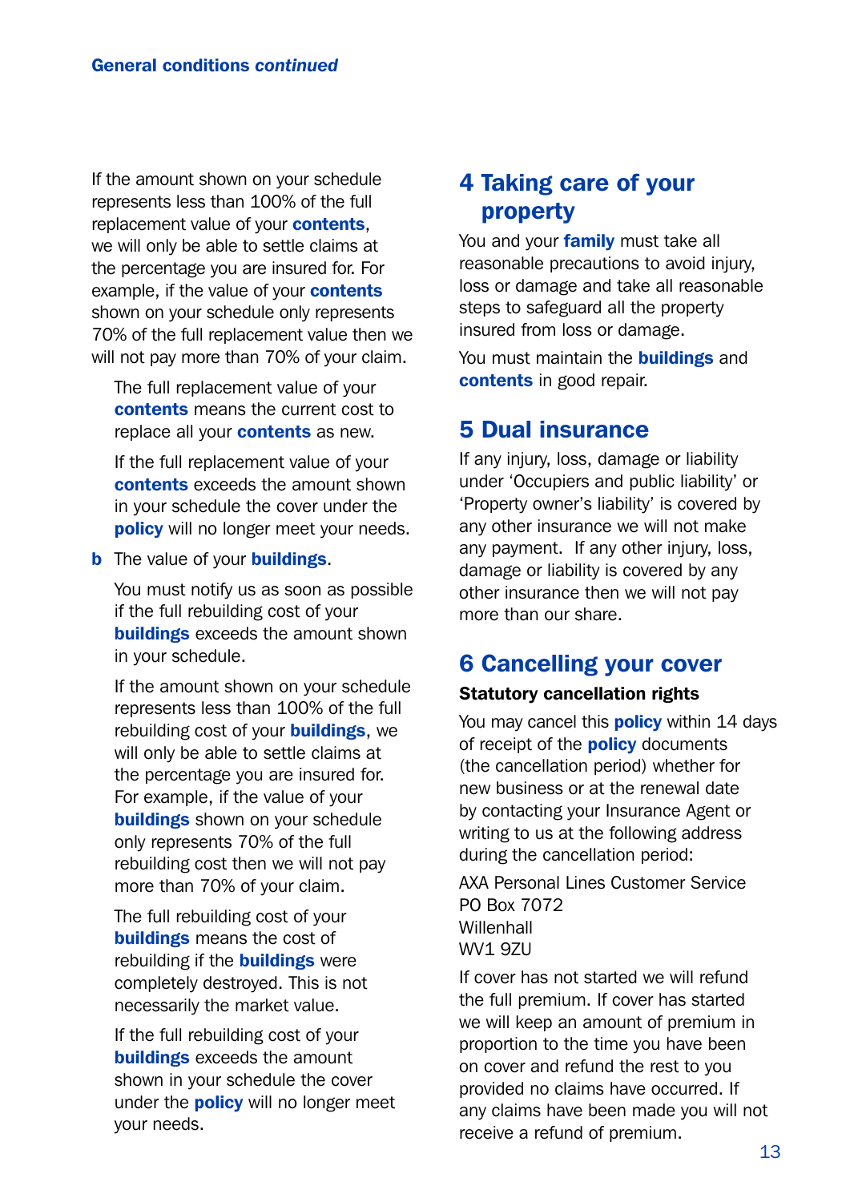If the amount shown on your schedule represents less than 100% of the full replacement value of your **contents**, we will only be able to settle claims at the percentage you are insured for. For example, if the value of your **contents** shown on your schedule only represents 70% of the full replacement value then we will not pay more than 70% of your claim.

The full replacement value of your **contents** means the current cost to replace all your **contents** as new.

If the full replacement value of your **contents** exceeds the amount shown in your schedule the cover under the **policy** will no longer meet your needs.

**b** The value of your **buildings**.

You must notify us as soon as possible if the full rebuilding cost of your **buildings** exceeds the amount shown in your schedule.

If the amount shown on your schedule represents less than 100% of the full rebuilding cost of your **buildings**, we will only be able to settle claims at the percentage you are insured for. For example, if the value of your **buildings** shown on your schedule only represents 70% of the full rebuilding cost then we will not pay more than 70% of your claim.

The full rebuilding cost of your **buildings** means the cost of rebuilding if the **buildings** were completely destroyed. This is not necessarily the market value.

If the full rebuilding cost of your **buildings** exceeds the amount shown in your schedule the cover under the **policy** will no longer meet your needs.

## 4 Taking care of your property

You and your **family** must take all reasonable precautions to avoid injury, loss or damage and take all reasonable steps to safeguard all the property insured from loss or damage.

You must maintain the **buildings** and **contents** in good repair.

## 5 Dual insurance

If any injury, loss, damage or liability under 'Occupiers and public liability' or 'Property owner's liability' is covered by any other insurance we will not make any payment. If any other injury, loss, damage or liability is covered by any other insurance then we will not pay more than our share.

## 6 Cancelling your cover

**Statutory cancellation rights**

You may cancel this **policy** within 14 days of receipt of the **policy** documents (the cancellation period) whether for new business or at the renewal date by contacting your Insurance Agent or writing to us at the following address during the cancellation period:

AXA Personal Lines Customer Service
PO Box 7072
Willenhall
WV1 9ZU

If cover has not started we will refund the full premium. If cover has started we will keep an amount of premium in proportion to the time you have been on cover and refund the rest to you provided no claims have occurred. If any claims have been made you will not receive a refund of premium.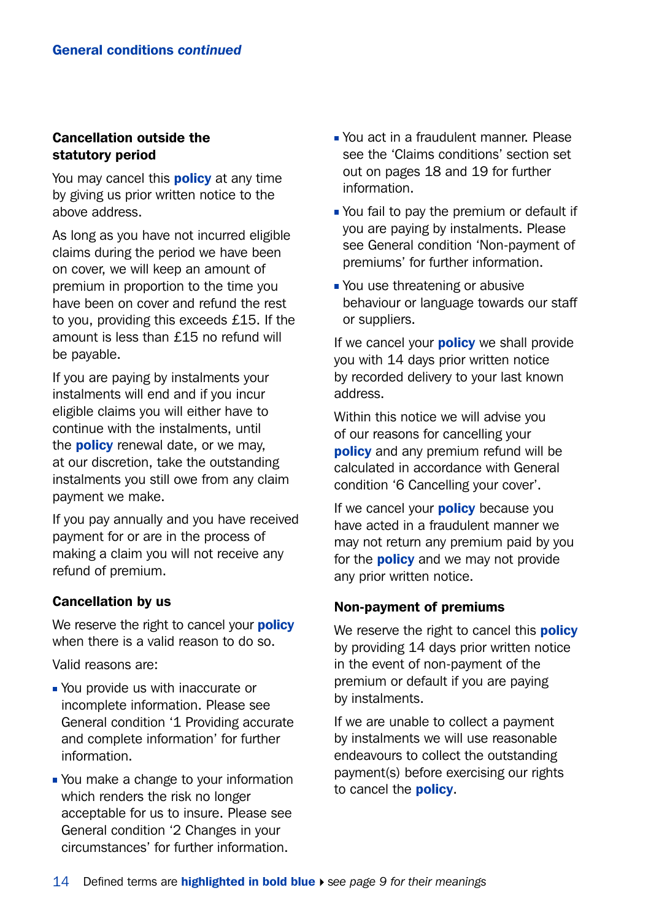### Cancellation outside the statutory period

You may cancel this **policy** at any time by giving us prior written notice to the above address.

As long as you have not incurred eligible claims during the period we have been on cover, we will keep an amount of premium in proportion to the time you have been on cover and refund the rest to you, providing this exceeds £15. If the amount is less than £15 no refund will be payable.

If you are paying by instalments your instalments will end and if you incur eligible claims you will either have to continue with the instalments, until the **policy** renewal date, or we may, at our discretion, take the outstanding instalments you still owe from any claim payment we make.

If you pay annually and you have received payment for or are in the process of making a claim you will not receive any refund of premium.

### Cancellation by us

We reserve the right to cancel your **policy** when there is a valid reason to do so.

Valid reasons are:

- You provide us with inaccurate or incomplete information. Please see General condition '1 Providing accurate and complete information' for further information.
- You make a change to your information which renders the risk no longer acceptable for us to insure. Please see General condition '2 Changes in your circumstances' for further information.
- You act in a fraudulent manner. Please see the 'Claims conditions' section set out on pages 18 and 19 for further information.
- You fail to pay the premium or default if you are paying by instalments. Please see General condition 'Non-payment of premiums' for further information.
- You use threatening or abusive behaviour or language towards our staff or suppliers.

If we cancel your **policy** we shall provide you with 14 days prior written notice by recorded delivery to your last known address.

Within this notice we will advise you of our reasons for cancelling your **policy** and any premium refund will be calculated in accordance with General condition '6 Cancelling your cover'.

If we cancel your **policy** because you have acted in a fraudulent manner we may not return any premium paid by you for the **policy** and we may not provide any prior written notice.

### Non-payment of premiums

We reserve the right to cancel this **policy** by providing 14 days prior written notice in the event of non-payment of the premium or default if you are paying by instalments.

If we are unable to collect a payment by instalments we will use reasonable endeavours to collect the outstanding payment(s) before exercising our rights to cancel the **policy**.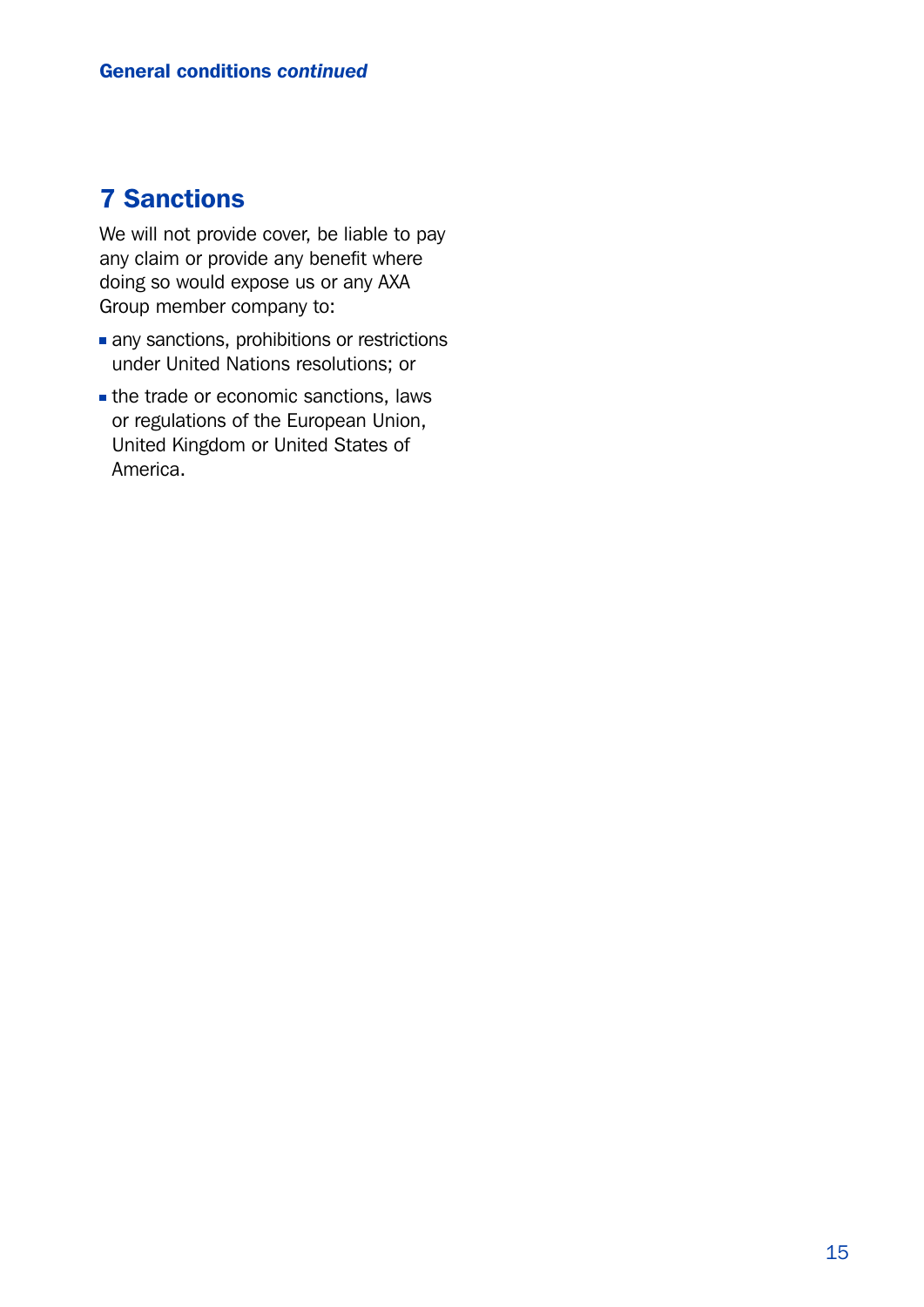## 7 Sanctions

We will not provide cover, be liable to pay any claim or provide any benefit where doing so would expose us or any AXA Group member company to:

- any sanctions, prohibitions or restrictions under United Nations resolutions; or
- the trade or economic sanctions, laws or regulations of the European Union, United Kingdom or United States of America.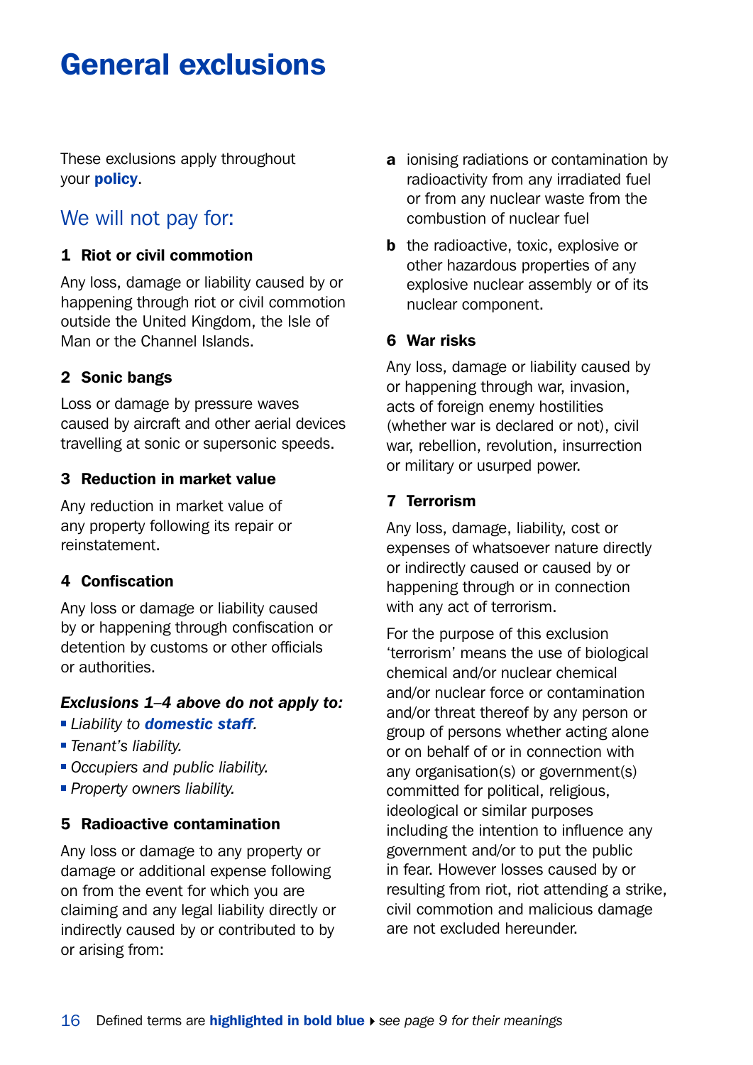# General exclusions

These exclusions apply throughout your **policy**.

## We will not pay for:

### 1 Riot or civil commotion

Any loss, damage or liability caused by or happening through riot or civil commotion outside the United Kingdom, the Isle of Man or the Channel Islands.

### 2 Sonic bangs

Loss or damage by pressure waves caused by aircraft and other aerial devices travelling at sonic or supersonic speeds.

### 3 Reduction in market value

Any reduction in market value of any property following its repair or reinstatement.

### 4 Confiscation

Any loss or damage or liability caused by or happening through confiscation or detention by customs or other officials or authorities.

***Exclusions 1–4 above do not apply to:***

- *Liability to **domestic staff**.*
- *Tenant's liability.*
- *Occupiers and public liability.*
- *Property owners liability.*

### 5 Radioactive contamination

Any loss or damage to any property or damage or additional expense following on from the event for which you are claiming and any legal liability directly or indirectly caused by or contributed to by or arising from:

**a** ionising radiations or contamination by radioactivity from any irradiated fuel or from any nuclear waste from the combustion of nuclear fuel

**b** the radioactive, toxic, explosive or other hazardous properties of any explosive nuclear assembly or of its nuclear component.

### 6 War risks

Any loss, damage or liability caused by or happening through war, invasion, acts of foreign enemy hostilities (whether war is declared or not), civil war, rebellion, revolution, insurrection or military or usurped power.

### 7 Terrorism

Any loss, damage, liability, cost or expenses of whatsoever nature directly or indirectly caused or caused by or happening through or in connection with any act of terrorism.

For the purpose of this exclusion 'terrorism' means the use of biological chemical and/or nuclear chemical and/or nuclear force or contamination and/or threat thereof by any person or group of persons whether acting alone or on behalf of or in connection with any organisation(s) or government(s) committed for political, religious, ideological or similar purposes including the intention to influence any government and/or to put the public in fear. However losses caused by or resulting from riot, riot attending a strike, civil commotion and malicious damage are not excluded hereunder.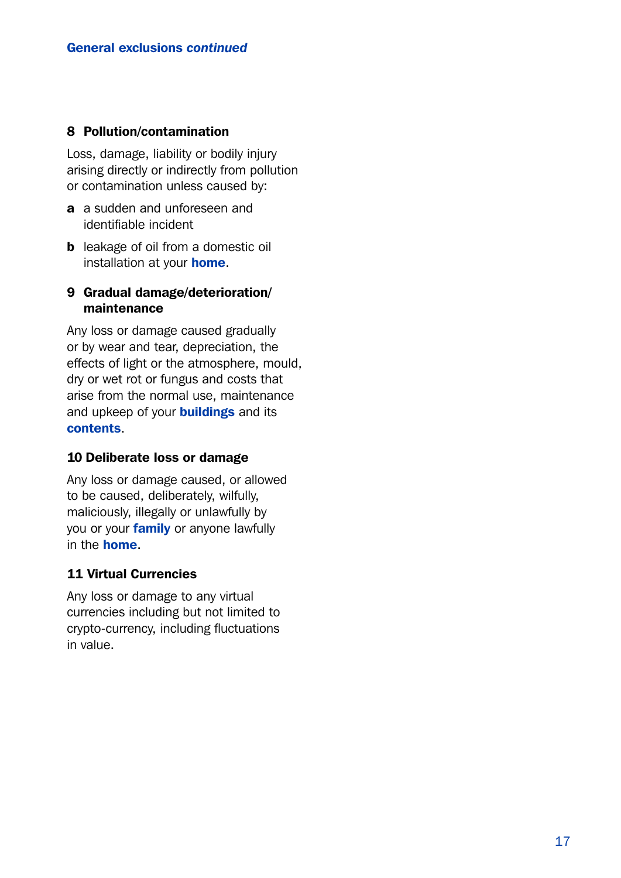## General exclusions *continued*

### 8 Pollution/contamination

Loss, damage, liability or bodily injury arising directly or indirectly from pollution or contamination unless caused by:

**a** a sudden and unforeseen and identifiable incident

**b** leakage of oil from a domestic oil installation at your **home**.

### 9 Gradual damage/deterioration/maintenance

Any loss or damage caused gradually or by wear and tear, depreciation, the effects of light or the atmosphere, mould, dry or wet rot or fungus and costs that arise from the normal use, maintenance and upkeep of your **buildings** and its **contents**.

### 10 Deliberate loss or damage

Any loss or damage caused, or allowed to be caused, deliberately, wilfully, maliciously, illegally or unlawfully by you or your **family** or anyone lawfully in the **home**.

### 11 Virtual Currencies

Any loss or damage to any virtual currencies including but not limited to crypto-currency, including fluctuations in value.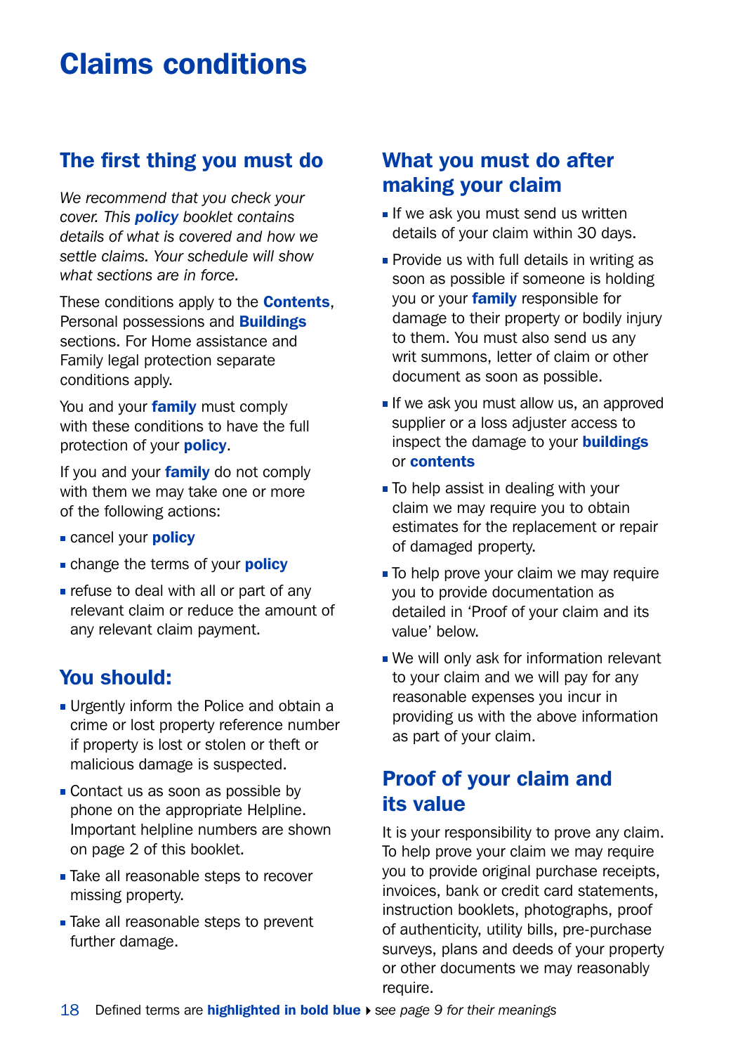# Claims conditions

## The first thing you must do

*We recommend that you check your cover. This **policy** booklet contains details of what is covered and how we settle claims. Your schedule will show what sections are in force.*

These conditions apply to the **Contents**, Personal possessions and **Buildings** sections. For Home assistance and Family legal protection separate conditions apply.

You and your **family** must comply with these conditions to have the full protection of your **policy**.

If you and your **family** do not comply with them we may take one or more of the following actions:

- cancel your **policy**
- change the terms of your **policy**
- refuse to deal with all or part of any relevant claim or reduce the amount of any relevant claim payment.

## You should:

- Urgently inform the Police and obtain a crime or lost property reference number if property is lost or stolen or theft or malicious damage is suspected.
- Contact us as soon as possible by phone on the appropriate Helpline. Important helpline numbers are shown on page 2 of this booklet.
- Take all reasonable steps to recover missing property.
- Take all reasonable steps to prevent further damage.

## What you must do after making your claim

- If we ask you must send us written details of your claim within 30 days.
- Provide us with full details in writing as soon as possible if someone is holding you or your **family** responsible for damage to their property or bodily injury to them. You must also send us any writ summons, letter of claim or other document as soon as possible.
- If we ask you must allow us, an approved supplier or a loss adjuster access to inspect the damage to your **buildings** or **contents**
- To help assist in dealing with your claim we may require you to obtain estimates for the replacement or repair of damaged property.
- To help prove your claim we may require you to provide documentation as detailed in 'Proof of your claim and its value' below.
- We will only ask for information relevant to your claim and we will pay for any reasonable expenses you incur in providing us with the above information as part of your claim.

## Proof of your claim and its value

It is your responsibility to prove any claim. To help prove your claim we may require you to provide original purchase receipts, invoices, bank or credit card statements, instruction booklets, photographs, proof of authenticity, utility bills, pre-purchase surveys, plans and deeds of your property or other documents we may reasonably require.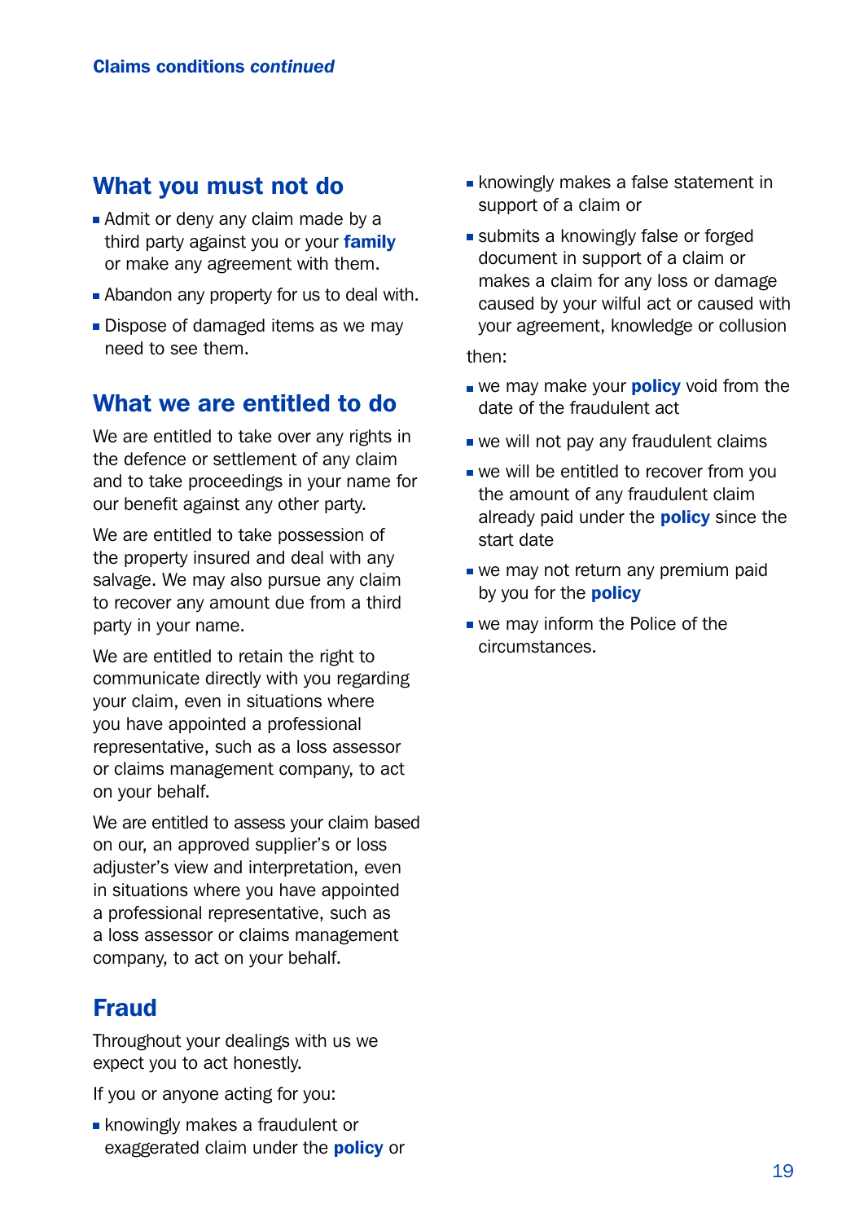## What you must not do

- Admit or deny any claim made by a third party against you or your **family** or make any agreement with them.
- Abandon any property for us to deal with.
- Dispose of damaged items as we may need to see them.

## What we are entitled to do

We are entitled to take over any rights in the defence or settlement of any claim and to take proceedings in your name for our benefit against any other party.

We are entitled to take possession of the property insured and deal with any salvage. We may also pursue any claim to recover any amount due from a third party in your name.

We are entitled to retain the right to communicate directly with you regarding your claim, even in situations where you have appointed a professional representative, such as a loss assessor or claims management company, to act on your behalf.

We are entitled to assess your claim based on our, an approved supplier's or loss adjuster's view and interpretation, even in situations where you have appointed a professional representative, such as a loss assessor or claims management company, to act on your behalf.

## Fraud

Throughout your dealings with us we expect you to act honestly.

If you or anyone acting for you:

- knowingly makes a fraudulent or exaggerated claim under the **policy** or
- knowingly makes a false statement in support of a claim or
- submits a knowingly false or forged document in support of a claim or makes a claim for any loss or damage caused by your wilful act or caused with your agreement, knowledge or collusion

then:

- we may make your **policy** void from the date of the fraudulent act
- we will not pay any fraudulent claims
- we will be entitled to recover from you the amount of any fraudulent claim already paid under the **policy** since the start date
- we may not return any premium paid by you for the **policy**
- we may inform the Police of the circumstances.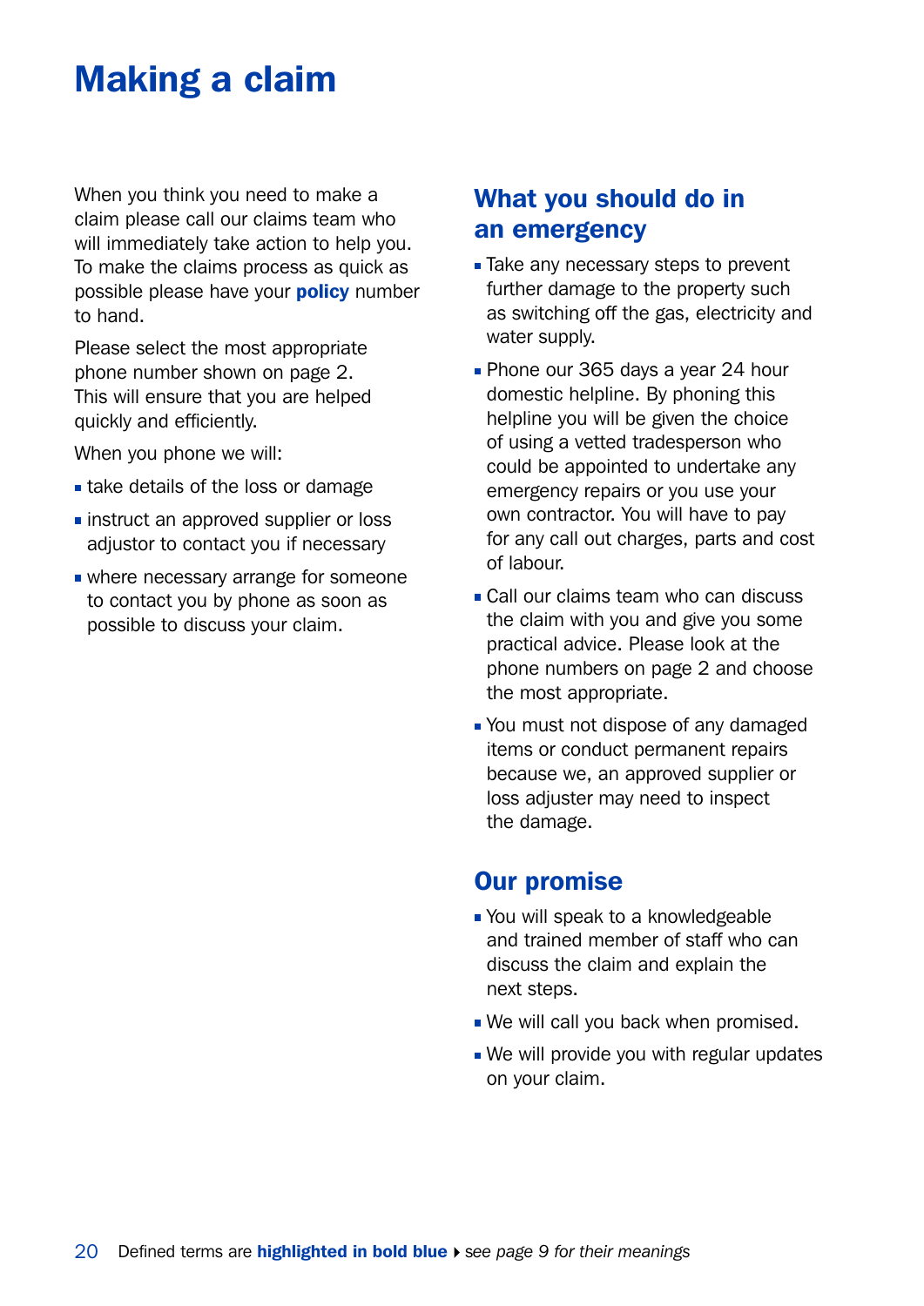# Making a claim

When you think you need to make a claim please call our claims team who will immediately take action to help you. To make the claims process as quick as possible please have your **policy** number to hand.

Please select the most appropriate phone number shown on page 2. This will ensure that you are helped quickly and efficiently.

When you phone we will:

- take details of the loss or damage
- instruct an approved supplier or loss adjustor to contact you if necessary
- where necessary arrange for someone to contact you by phone as soon as possible to discuss your claim.

## What you should do in an emergency

- Take any necessary steps to prevent further damage to the property such as switching off the gas, electricity and water supply.
- Phone our 365 days a year 24 hour domestic helpline. By phoning this helpline you will be given the choice of using a vetted tradesperson who could be appointed to undertake any emergency repairs or you use your own contractor. You will have to pay for any call out charges, parts and cost of labour.
- Call our claims team who can discuss the claim with you and give you some practical advice. Please look at the phone numbers on page 2 and choose the most appropriate.
- You must not dispose of any damaged items or conduct permanent repairs because we, an approved supplier or loss adjuster may need to inspect the damage.

## Our promise

- You will speak to a knowledgeable and trained member of staff who can discuss the claim and explain the next steps.
- We will call you back when promised.
- We will provide you with regular updates on your claim.

Defined terms are **highlighted in bold blue** ▸ *see page 9 for their meanings*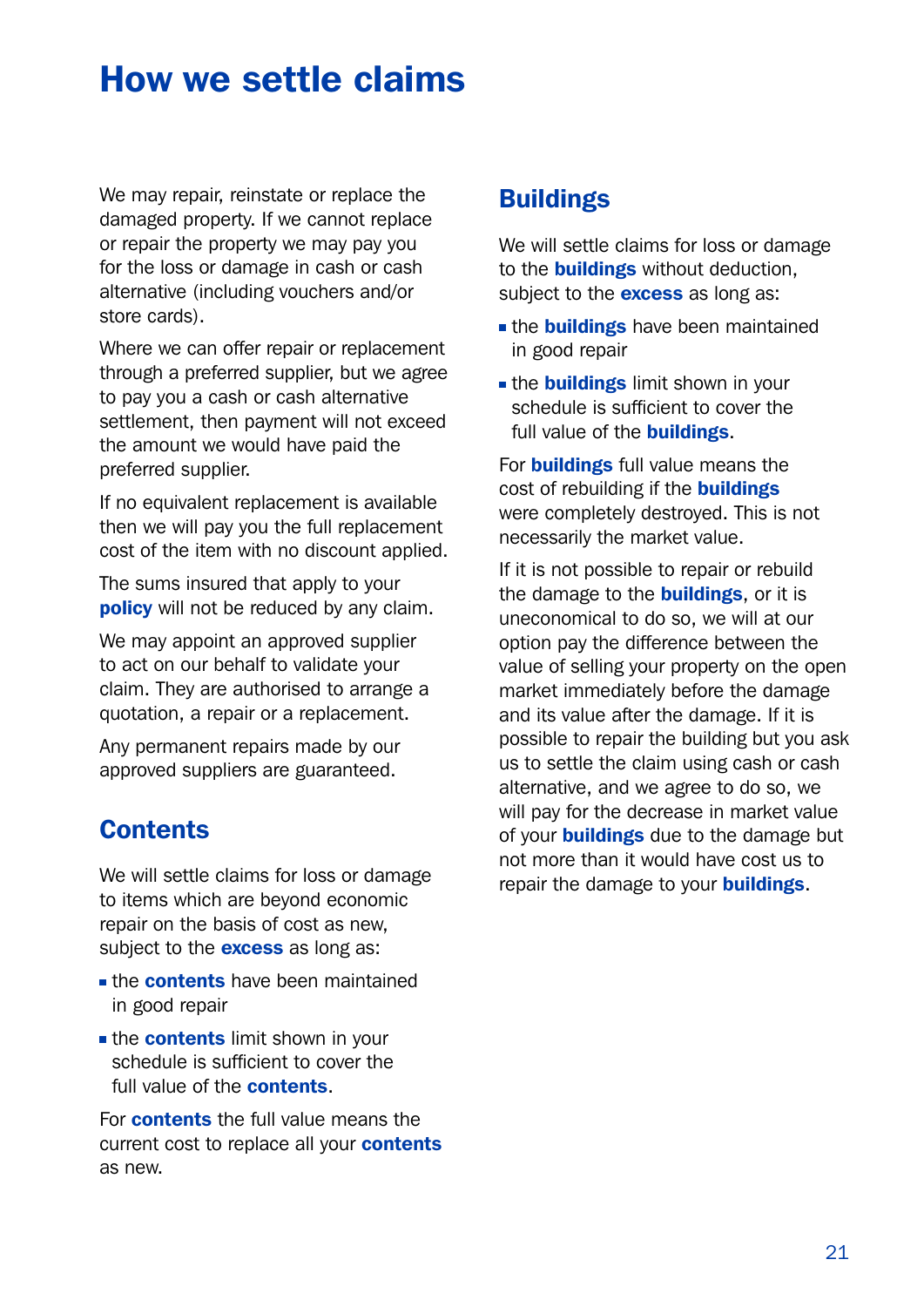# How we settle claims

We may repair, reinstate or replace the damaged property. If we cannot replace or repair the property we may pay you for the loss or damage in cash or cash alternative (including vouchers and/or store cards).

Where we can offer repair or replacement through a preferred supplier, but we agree to pay you a cash or cash alternative settlement, then payment will not exceed the amount we would have paid the preferred supplier.

If no equivalent replacement is available then we will pay you the full replacement cost of the item with no discount applied.

The sums insured that apply to your **policy** will not be reduced by any claim.

We may appoint an approved supplier to act on our behalf to validate your claim. They are authorised to arrange a quotation, a repair or a replacement.

Any permanent repairs made by our approved suppliers are guaranteed.

## Contents

We will settle claims for loss or damage to items which are beyond economic repair on the basis of cost as new, subject to the **excess** as long as:

- the **contents** have been maintained in good repair
- the **contents** limit shown in your schedule is sufficient to cover the full value of the **contents**.

For **contents** the full value means the current cost to replace all your **contents** as new.

## Buildings

We will settle claims for loss or damage to the **buildings** without deduction, subject to the **excess** as long as:

- the **buildings** have been maintained in good repair
- the **buildings** limit shown in your schedule is sufficient to cover the full value of the **buildings**.

For **buildings** full value means the cost of rebuilding if the **buildings** were completely destroyed. This is not necessarily the market value.

If it is not possible to repair or rebuild the damage to the **buildings**, or it is uneconomical to do so, we will at our option pay the difference between the value of selling your property on the open market immediately before the damage and its value after the damage. If it is possible to repair the building but you ask us to settle the claim using cash or cash alternative, and we agree to do so, we will pay for the decrease in market value of your **buildings** due to the damage but not more than it would have cost us to repair the damage to your **buildings**.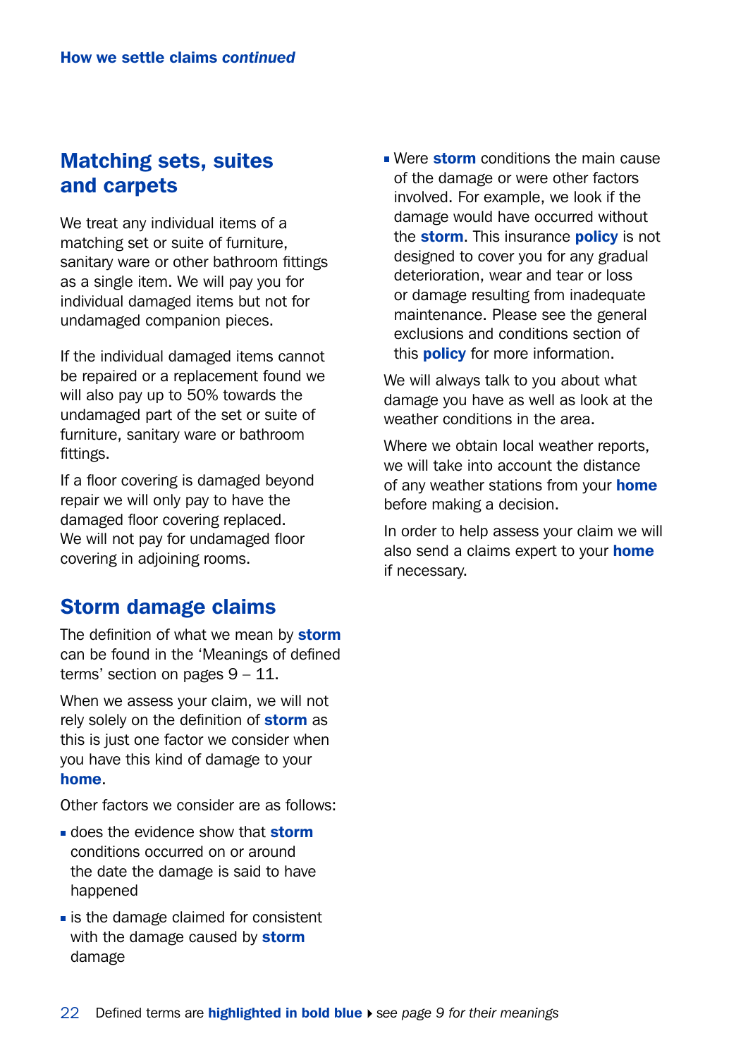## Matching sets, suites and carpets

We treat any individual items of a matching set or suite of furniture, sanitary ware or other bathroom fittings as a single item. We will pay you for individual damaged items but not for undamaged companion pieces.

If the individual damaged items cannot be repaired or a replacement found we will also pay up to 50% towards the undamaged part of the set or suite of furniture, sanitary ware or bathroom fittings.

If a floor covering is damaged beyond repair we will only pay to have the damaged floor covering replaced. We will not pay for undamaged floor covering in adjoining rooms.

## Storm damage claims

The definition of what we mean by **storm** can be found in the 'Meanings of defined terms' section on pages 9 – 11.

When we assess your claim, we will not rely solely on the definition of **storm** as this is just one factor we consider when you have this kind of damage to your **home**.

Other factors we consider are as follows:

- does the evidence show that **storm** conditions occurred on or around the date the damage is said to have happened
- is the damage claimed for consistent with the damage caused by **storm** damage
- Were **storm** conditions the main cause of the damage or were other factors involved. For example, we look if the damage would have occurred without the **storm**. This insurance **policy** is not designed to cover you for any gradual deterioration, wear and tear or loss or damage resulting from inadequate maintenance. Please see the general exclusions and conditions section of this **policy** for more information.

We will always talk to you about what damage you have as well as look at the weather conditions in the area.

Where we obtain local weather reports, we will take into account the distance of any weather stations from your **home** before making a decision.

In order to help assess your claim we will also send a claims expert to your **home** if necessary.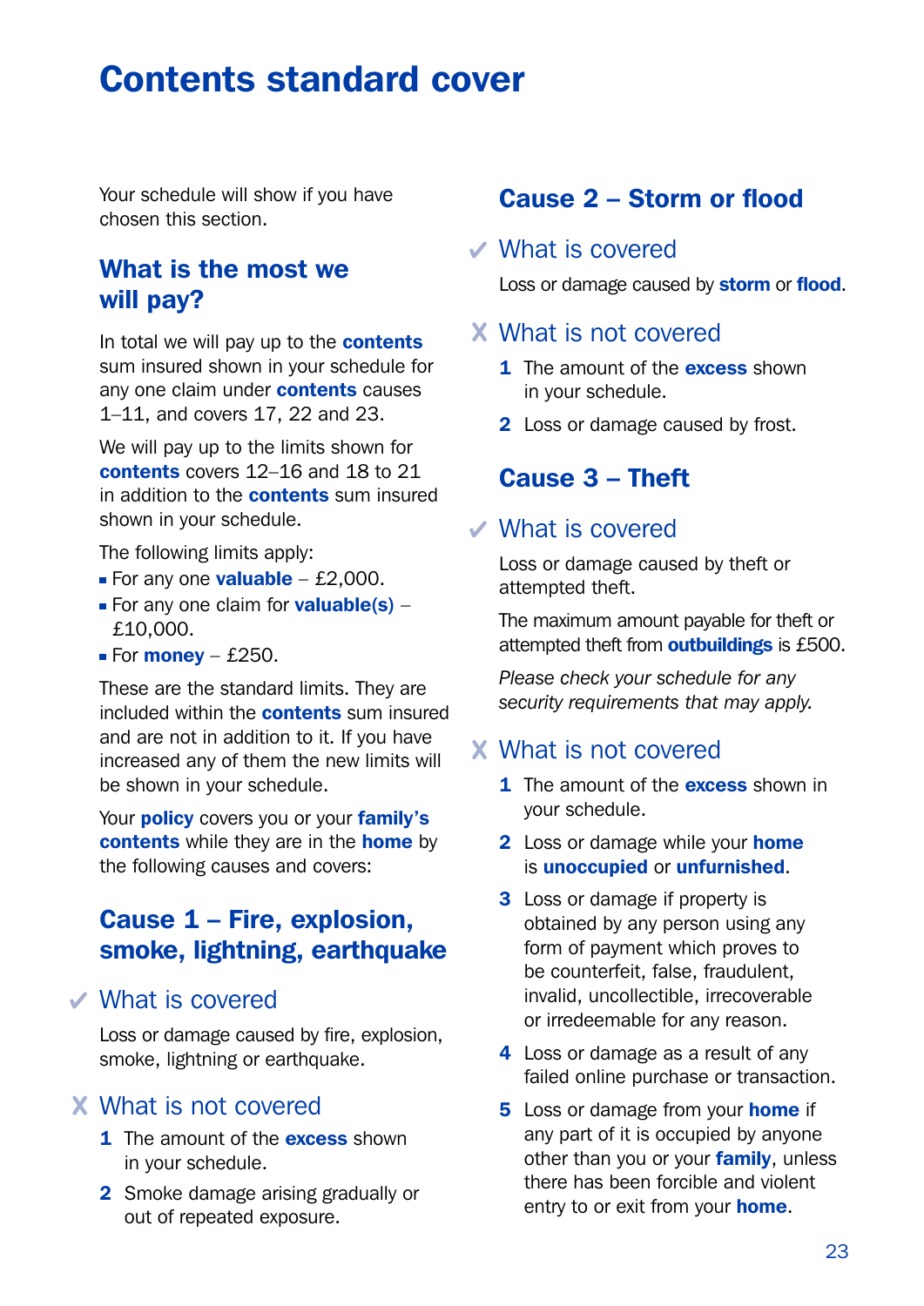# Contents standard cover

Your schedule will show if you have chosen this section.

## What is the most we will pay?

In total we will pay up to the **contents** sum insured shown in your schedule for any one claim under **contents** causes 1–11, and covers 17, 22 and 23.

We will pay up to the limits shown for **contents** covers 12–16 and 18 to 21 in addition to the **contents** sum insured shown in your schedule.

The following limits apply:

- For any one **valuable** – £2,000.
- For any one claim for **valuable(s)** – £10,000.
- For **money** – £250.

These are the standard limits. They are included within the **contents** sum insured and are not in addition to it. If you have increased any of them the new limits will be shown in your schedule.

Your **policy** covers you or your **family's contents** while they are in the **home** by the following causes and covers:

## Cause 1 – Fire, explosion, smoke, lightning, earthquake

### ✔ What is covered

Loss or damage caused by fire, explosion, smoke, lightning or earthquake.

### ✘ What is not covered

1. The amount of the **excess** shown in your schedule.
2. Smoke damage arising gradually or out of repeated exposure.

## Cause 2 – Storm or flood

### ✔ What is covered

Loss or damage caused by **storm** or **flood**.

### ✘ What is not covered

1. The amount of the **excess** shown in your schedule.
2. Loss or damage caused by frost.

## Cause 3 – Theft

### ✔ What is covered

Loss or damage caused by theft or attempted theft.

The maximum amount payable for theft or attempted theft from **outbuildings** is £500.

*Please check your schedule for any security requirements that may apply.*

### ✘ What is not covered

1. The amount of the **excess** shown in your schedule.
2. Loss or damage while your **home** is **unoccupied** or **unfurnished**.
3. Loss or damage if property is obtained by any person using any form of payment which proves to be counterfeit, false, fraudulent, invalid, uncollectible, irrecoverable or irredeemable for any reason.
4. Loss or damage as a result of any failed online purchase or transaction.
5. Loss or damage from your **home** if any part of it is occupied by anyone other than you or your **family**, unless there has been forcible and violent entry to or exit from your **home**.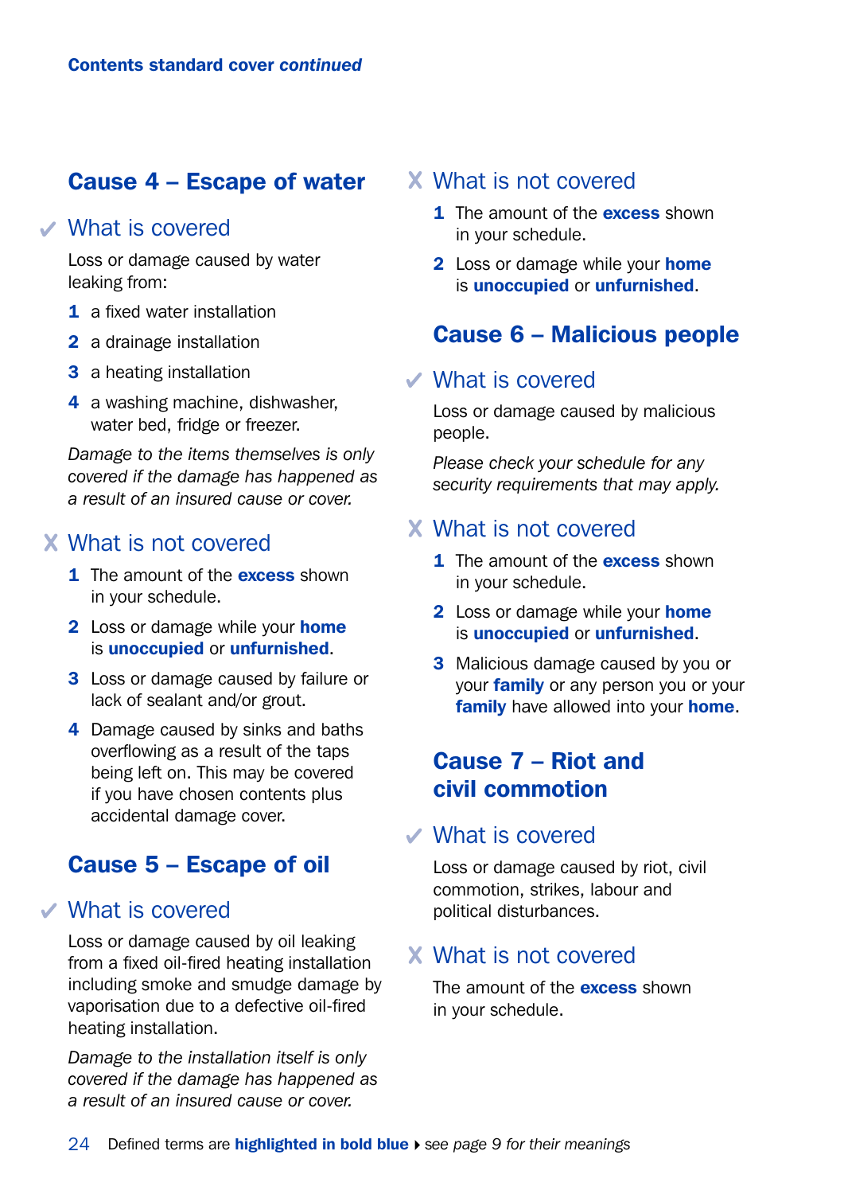Contents standard cover *continued*

## Cause 4 – Escape of water

### ✓ What is covered

Loss or damage caused by water leaking from:

1. a fixed water installation
2. a drainage installation
3. a heating installation
4. a washing machine, dishwasher, water bed, fridge or freezer.

*Damage to the items themselves is only covered if the damage has happened as a result of an insured cause or cover.*

### ✗ What is not covered

1. The amount of the **excess** shown in your schedule.
2. Loss or damage while your **home** is **unoccupied** or **unfurnished**.
3. Loss or damage caused by failure or lack of sealant and/or grout.
4. Damage caused by sinks and baths overflowing as a result of the taps being left on. This may be covered if you have chosen contents plus accidental damage cover.

## Cause 5 – Escape of oil

### ✓ What is covered

Loss or damage caused by oil leaking from a fixed oil-fired heating installation including smoke and smudge damage by vaporisation due to a defective oil-fired heating installation.

*Damage to the installation itself is only covered if the damage has happened as a result of an insured cause or cover.*

### ✗ What is not covered

1. The amount of the **excess** shown in your schedule.
2. Loss or damage while your **home** is **unoccupied** or **unfurnished**.

## Cause 6 – Malicious people

### ✓ What is covered

Loss or damage caused by malicious people.

*Please check your schedule for any security requirements that may apply.*

### ✗ What is not covered

1. The amount of the **excess** shown in your schedule.
2. Loss or damage while your **home** is **unoccupied** or **unfurnished**.
3. Malicious damage caused by you or your **family** or any person you or your **family** have allowed into your **home**.

## Cause 7 – Riot and civil commotion

### ✓ What is covered

Loss or damage caused by riot, civil commotion, strikes, labour and political disturbances.

### ✗ What is not covered

The amount of the **excess** shown in your schedule.

Defined terms are **highlighted in bold blue** ▸ *see page 9 for their meanings*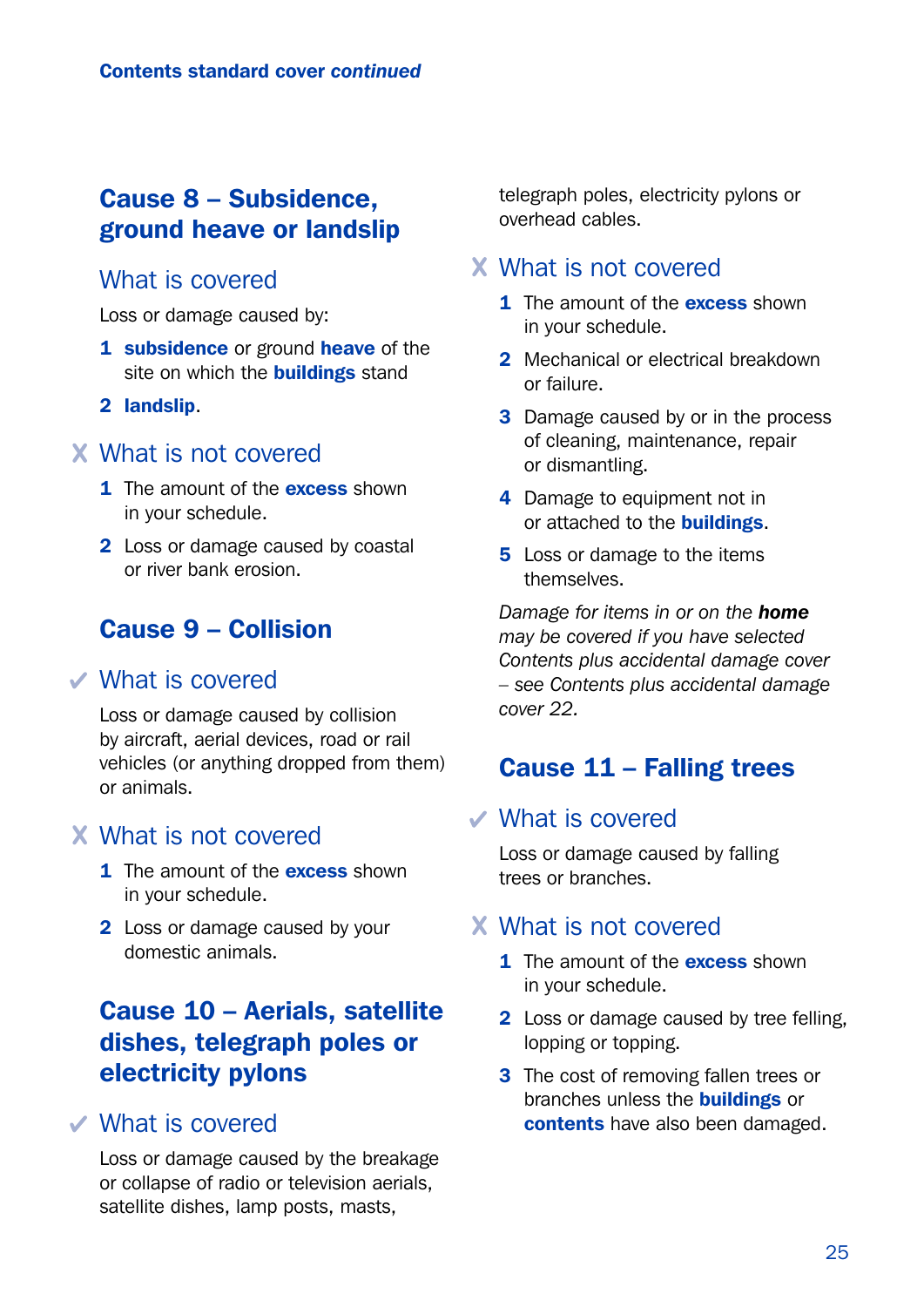## Cause 8 – Subsidence, ground heave or landslip

### What is covered

Loss or damage caused by:

1. **subsidence** or ground **heave** of the site on which the **buildings** stand
2. **landslip**.

### ✗ What is not covered

1. The amount of the **excess** shown in your schedule.
2. Loss or damage caused by coastal or river bank erosion.

## Cause 9 – Collision

### ✓ What is covered

Loss or damage caused by collision by aircraft, aerial devices, road or rail vehicles (or anything dropped from them) or animals.

### ✗ What is not covered

1. The amount of the **excess** shown in your schedule.
2. Loss or damage caused by your domestic animals.

## Cause 10 – Aerials, satellite dishes, telegraph poles or electricity pylons

### ✓ What is covered

Loss or damage caused by the breakage or collapse of radio or television aerials, satellite dishes, lamp posts, masts, telegraph poles, electricity pylons or overhead cables.

### ✗ What is not covered

1. The amount of the **excess** shown in your schedule.
2. Mechanical or electrical breakdown or failure.
3. Damage caused by or in the process of cleaning, maintenance, repair or dismantling.
4. Damage to equipment not in or attached to the **buildings**.
5. Loss or damage to the items themselves.

*Damage for items in or on the **home** may be covered if you have selected Contents plus accidental damage cover – see Contents plus accidental damage cover 22.*

## Cause 11 – Falling trees

### ✓ What is covered

Loss or damage caused by falling trees or branches.

### ✗ What is not covered

1. The amount of the **excess** shown in your schedule.
2. Loss or damage caused by tree felling, lopping or topping.
3. The cost of removing fallen trees or branches unless the **buildings** or **contents** have also been damaged.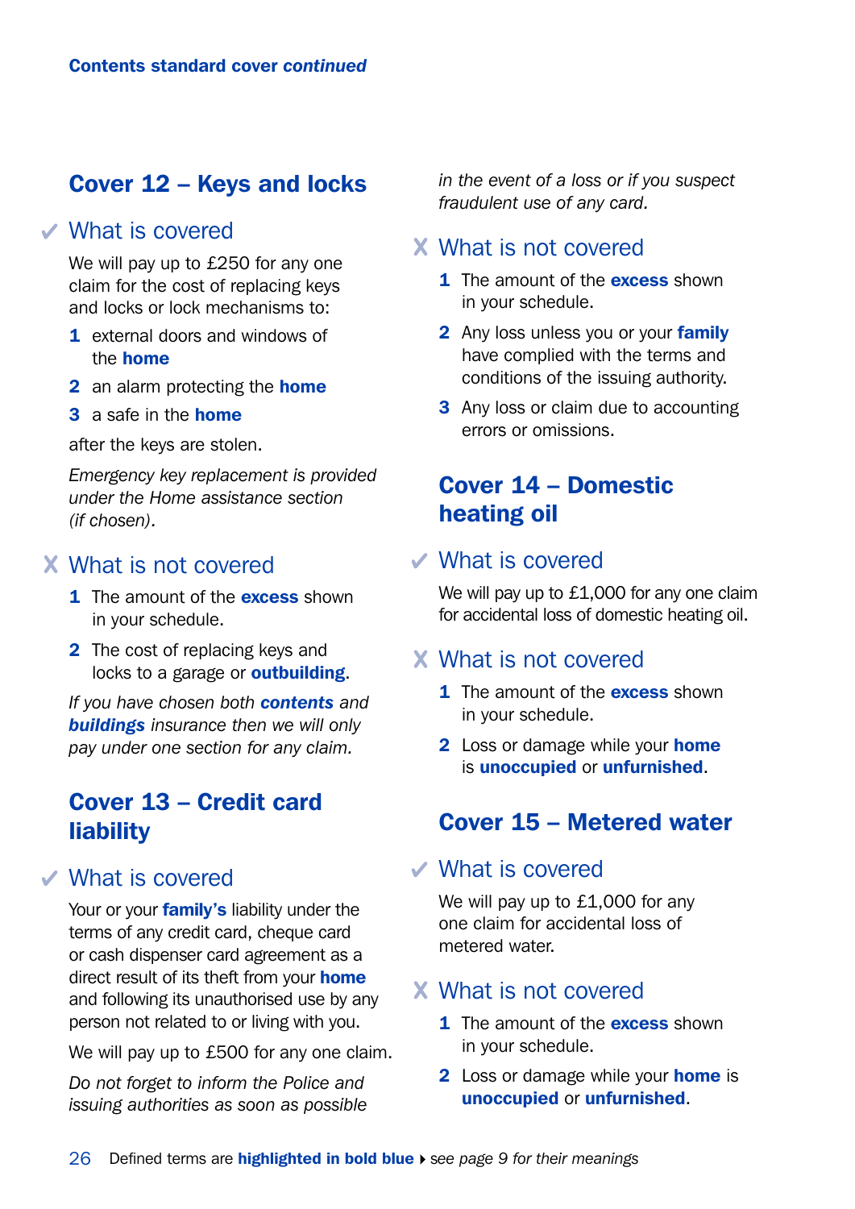Contents standard cover *continued*

## Cover 12 – Keys and locks

### ✓ What is covered

We will pay up to £250 for any one claim for the cost of replacing keys and locks or lock mechanisms to:

1. external doors and windows of the **home**
2. an alarm protecting the **home**
3. a safe in the **home**

after the keys are stolen.

*Emergency key replacement is provided under the Home assistance section (if chosen).*

### X What is not covered

1. The amount of the **excess** shown in your schedule.
2. The cost of replacing keys and locks to a garage or **outbuilding**.

*If you have chosen both **contents** and **buildings** insurance then we will only pay under one section for any claim.*

## Cover 13 – Credit card liability

### ✓ What is covered

Your or your **family's** liability under the terms of any credit card, cheque card or cash dispenser card agreement as a direct result of its theft from your **home** and following its unauthorised use by any person not related to or living with you.

We will pay up to £500 for any one claim.

*Do not forget to inform the Police and issuing authorities as soon as possible in the event of a loss or if you suspect fraudulent use of any card.*

### X What is not covered

1. The amount of the **excess** shown in your schedule.
2. Any loss unless you or your **family** have complied with the terms and conditions of the issuing authority.
3. Any loss or claim due to accounting errors or omissions.

## Cover 14 – Domestic heating oil

### ✓ What is covered

We will pay up to £1,000 for any one claim for accidental loss of domestic heating oil.

### X What is not covered

1. The amount of the **excess** shown in your schedule.
2. Loss or damage while your **home** is **unoccupied** or **unfurnished**.

## Cover 15 – Metered water

### ✓ What is covered

We will pay up to £1,000 for any one claim for accidental loss of metered water.

### X What is not covered

1. The amount of the **excess** shown in your schedule.
2. Loss or damage while your **home** is **unoccupied** or **unfurnished**.

Defined terms are **highlighted in bold blue** ▸ *see page 9 for their meanings*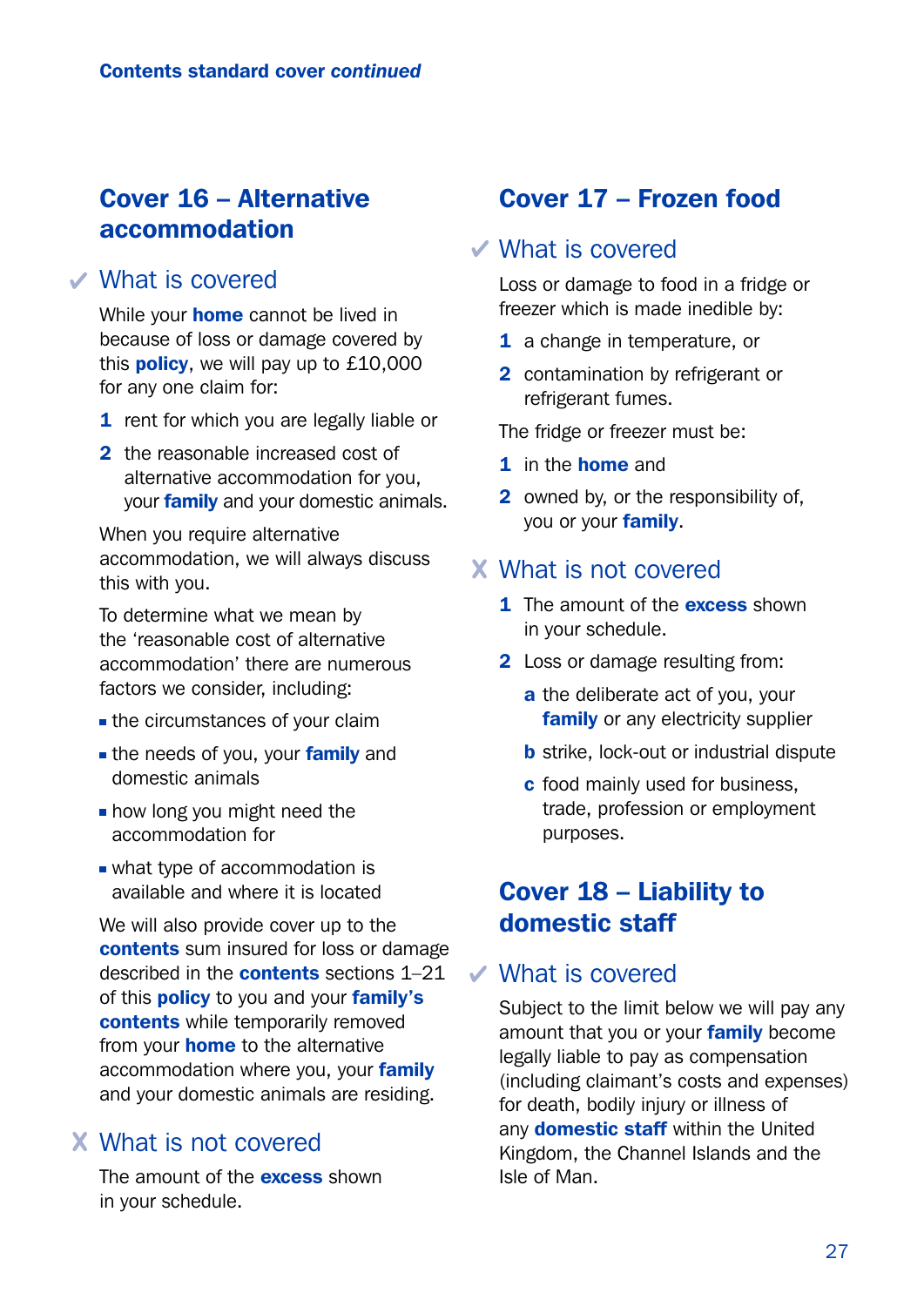## Cover 16 – Alternative accommodation

### ✓ What is covered

While your **home** cannot be lived in because of loss or damage covered by this **policy**, we will pay up to £10,000 for any one claim for:

1. rent for which you are legally liable or
2. the reasonable increased cost of alternative accommodation for you, your **family** and your domestic animals.

When you require alternative accommodation, we will always discuss this with you.

To determine what we mean by the 'reasonable cost of alternative accommodation' there are numerous factors we consider, including:

- the circumstances of your claim
- the needs of you, your **family** and domestic animals
- how long you might need the accommodation for
- what type of accommodation is available and where it is located

We will also provide cover up to the **contents** sum insured for loss or damage described in the **contents** sections 1–21 of this **policy** to you and your **family's contents** while temporarily removed from your **home** to the alternative accommodation where you, your **family** and your domestic animals are residing.

### ✗ What is not covered

The amount of the **excess** shown in your schedule.

## Cover 17 – Frozen food

### ✓ What is covered

Loss or damage to food in a fridge or freezer which is made inedible by:

1. a change in temperature, or
2. contamination by refrigerant or refrigerant fumes.

The fridge or freezer must be:

1. in the **home** and
2. owned by, or the responsibility of, you or your **family**.

### ✗ What is not covered

1. The amount of the **excess** shown in your schedule.
2. Loss or damage resulting from:
   - **a** the deliberate act of you, your **family** or any electricity supplier
   - **b** strike, lock-out or industrial dispute
   - **c** food mainly used for business, trade, profession or employment purposes.

## Cover 18 – Liability to domestic staff

### ✓ What is covered

Subject to the limit below we will pay any amount that you or your **family** become legally liable to pay as compensation (including claimant's costs and expenses) for death, bodily injury or illness of any **domestic staff** within the United Kingdom, the Channel Islands and the Isle of Man.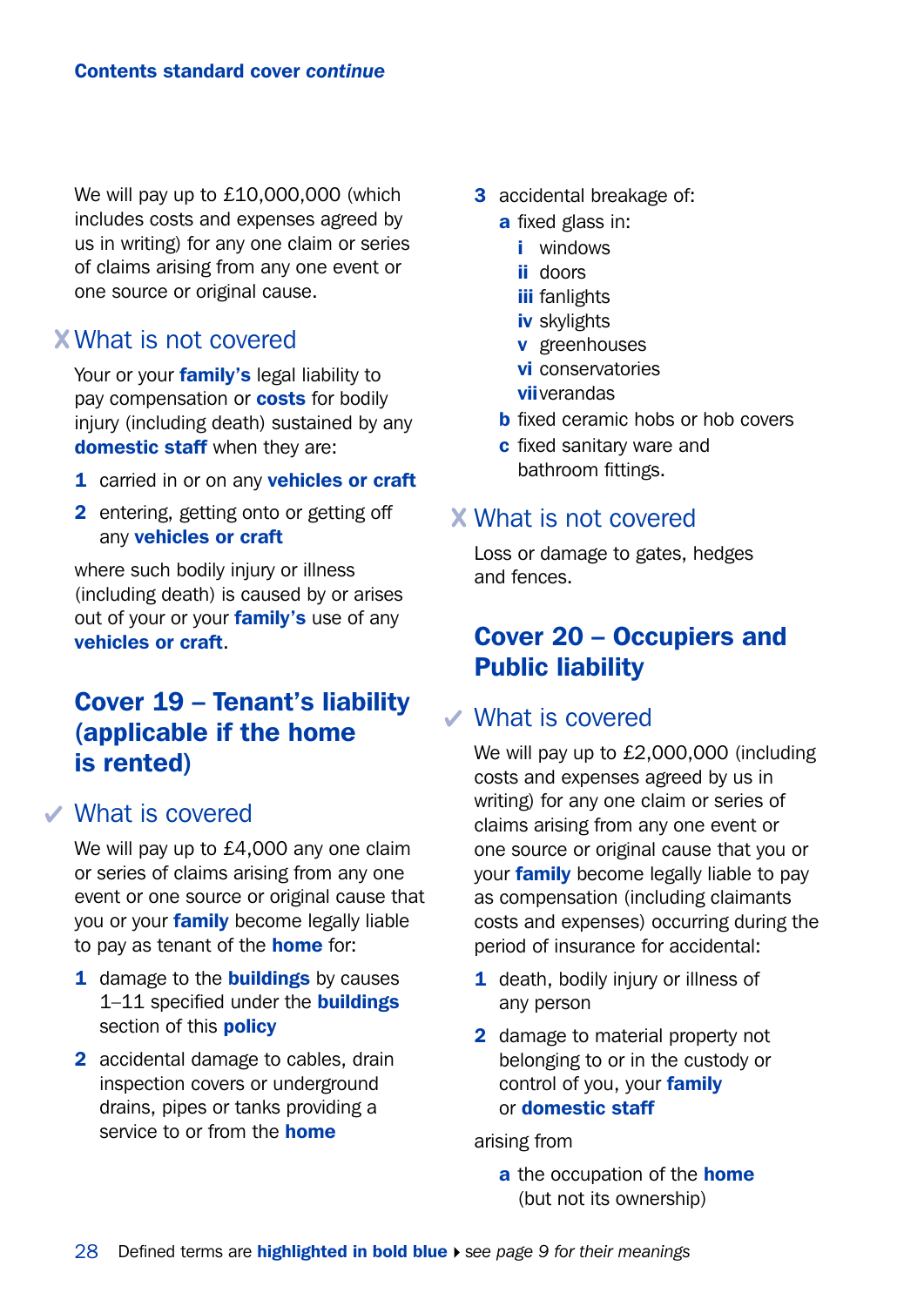We will pay up to £10,000,000 (which includes costs and expenses agreed by us in writing) for any one claim or series of claims arising from any one event or one source or original cause.

### ✗ What is not covered

Your or your **family's** legal liability to pay compensation or **costs** for bodily injury (including death) sustained by any **domestic staff** when they are:

1. carried in or on any **vehicles or craft**
2. entering, getting onto or getting off any **vehicles or craft**

where such bodily injury or illness (including death) is caused by or arises out of your or your **family's** use of any **vehicles or craft**.

## Cover 19 – Tenant's liability (applicable if the home is rented)

### ✓ What is covered

We will pay up to £4,000 any one claim or series of claims arising from any one event or one source or original cause that you or your **family** become legally liable to pay as tenant of the **home** for:

1. damage to the **buildings** by causes 1–11 specified under the **buildings** section of this **policy**
2. accidental damage to cables, drain inspection covers or underground drains, pipes or tanks providing a service to or from the **home**
3. accidental breakage of:
   - **a** fixed glass in:
     - **i** windows
     - **ii** doors
     - **iii** fanlights
     - **iv** skylights
     - **v** greenhouses
     - **vi** conservatories
     - **vii** verandas
   - **b** fixed ceramic hobs or hob covers
   - **c** fixed sanitary ware and bathroom fittings.

### ✗ What is not covered

Loss or damage to gates, hedges and fences.

## Cover 20 – Occupiers and Public liability

### ✓ What is covered

We will pay up to £2,000,000 (including costs and expenses agreed by us in writing) for any one claim or series of claims arising from any one event or one source or original cause that you or your **family** become legally liable to pay as compensation (including claimants costs and expenses) occurring during the period of insurance for accidental:

1. death, bodily injury or illness of any person
2. damage to material property not belonging to or in the custody or control of you, your **family** or **domestic staff**

arising from

- **a** the occupation of the **home** (but not its ownership)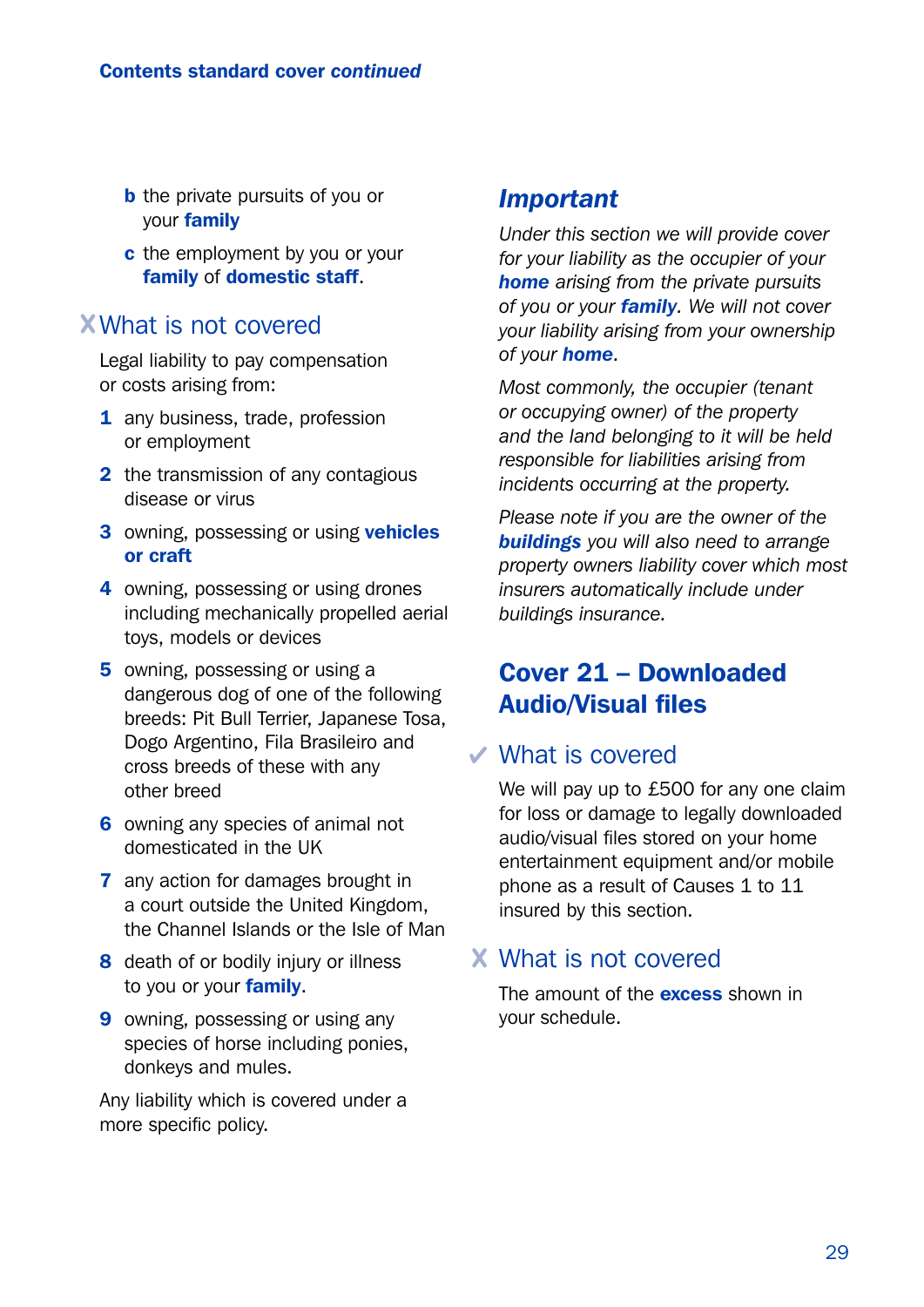**b** the private pursuits of you or your **family**

**c** the employment by you or your **family** of **domestic staff**.

### ✗ What is not covered

Legal liability to pay compensation or costs arising from:

1. any business, trade, profession or employment
2. the transmission of any contagious disease or virus
3. owning, possessing or using **vehicles or craft**
4. owning, possessing or using drones including mechanically propelled aerial toys, models or devices
5. owning, possessing or using a dangerous dog of one of the following breeds: Pit Bull Terrier, Japanese Tosa, Dogo Argentino, Fila Brasileiro and cross breeds of these with any other breed
6. owning any species of animal not domesticated in the UK
7. any action for damages brought in a court outside the United Kingdom, the Channel Islands or the Isle of Man
8. death of or bodily injury or illness to you or your **family**.
9. owning, possessing or using any species of horse including ponies, donkeys and mules.

Any liability which is covered under a more specific policy.

### *Important*

*Under this section we will provide cover for your liability as the occupier of your* ***home*** *arising from the private pursuits of you or your* ***family****. We will not cover your liability arising from your ownership of your* ***home****.*

*Most commonly, the occupier (tenant or occupying owner) of the property and the land belonging to it will be held responsible for liabilities arising from incidents occurring at the property.*

*Please note if you are the owner of the* ***buildings*** *you will also need to arrange property owners liability cover which most insurers automatically include under buildings insurance.*

## Cover 21 – Downloaded Audio/Visual files

### ✓ What is covered

We will pay up to £500 for any one claim for loss or damage to legally downloaded audio/visual files stored on your home entertainment equipment and/or mobile phone as a result of Causes 1 to 11 insured by this section.

### ✗ What is not covered

The amount of the **excess** shown in your schedule.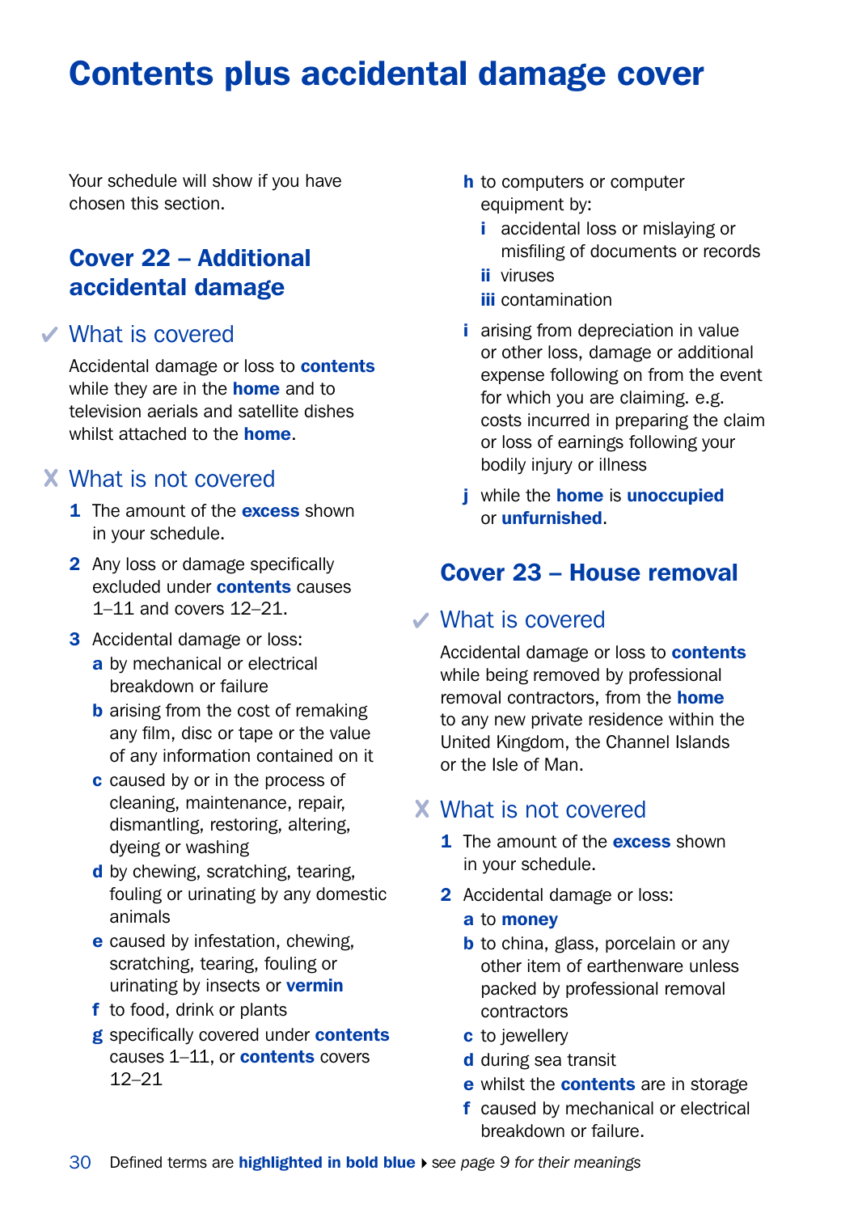# Contents plus accidental damage cover

Your schedule will show if you have chosen this section.

## Cover 22 – Additional accidental damage

### ✔ What is covered

Accidental damage or loss to **contents** while they are in the **home** and to television aerials and satellite dishes whilst attached to the **home**.

### ✘ What is not covered

1. The amount of the **excess** shown in your schedule.
2. Any loss or damage specifically excluded under **contents** causes 1–11 and covers 12–21.
3. Accidental damage or loss:
   - **a** by mechanical or electrical breakdown or failure
   - **b** arising from the cost of remaking any film, disc or tape or the value of any information contained on it
   - **c** caused by or in the process of cleaning, maintenance, repair, dismantling, restoring, altering, dyeing or washing
   - **d** by chewing, scratching, tearing, fouling or urinating by any domestic animals
   - **e** caused by infestation, chewing, scratching, tearing, fouling or urinating by insects or **vermin**
   - **f** to food, drink or plants
   - **g** specifically covered under **contents** causes 1–11, or **contents** covers 12–21
   - **h** to computers or computer equipment by:
     - **i** accidental loss or mislaying or misfiling of documents or records
     - **ii** viruses
     - **iii** contamination
   - **i** arising from depreciation in value or other loss, damage or additional expense following on from the event for which you are claiming. e.g. costs incurred in preparing the claim or loss of earnings following your bodily injury or illness
   - **j** while the **home** is **unoccupied** or **unfurnished**.

## Cover 23 – House removal

### ✔ What is covered

Accidental damage or loss to **contents** while being removed by professional removal contractors, from the **home** to any new private residence within the United Kingdom, the Channel Islands or the Isle of Man.

### ✘ What is not covered

1. The amount of the **excess** shown in your schedule.
2. Accidental damage or loss:
   - **a** to **money**
   - **b** to china, glass, porcelain or any other item of earthenware unless packed by professional removal contractors
   - **c** to jewellery
   - **d** during sea transit
   - **e** whilst the **contents** are in storage
   - **f** caused by mechanical or electrical breakdown or failure.

Defined terms are **highlighted in bold blue** ▸ *see page 9 for their meanings*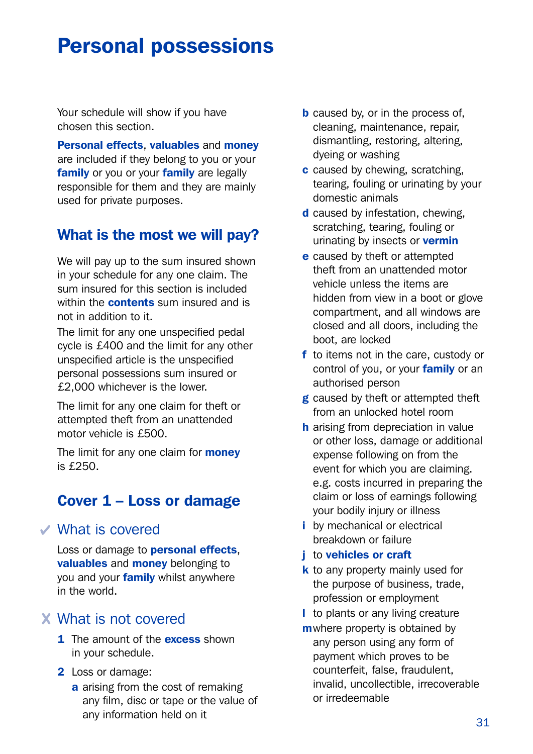# Personal possessions

Your schedule will show if you have chosen this section.

**Personal effects**, **valuables** and **money** are included if they belong to you or your **family** or you or your **family** are legally responsible for them and they are mainly used for private purposes.

## What is the most we will pay?

We will pay up to the sum insured shown in your schedule for any one claim. The sum insured for this section is included within the **contents** sum insured and is not in addition to it.

The limit for any one unspecified pedal cycle is £400 and the limit for any other unspecified article is the unspecified personal possessions sum insured or £2,000 whichever is the lower.

The limit for any one claim for theft or attempted theft from an unattended motor vehicle is £500.

The limit for any one claim for **money** is £250.

## Cover 1 – Loss or damage

### ✔ What is covered

Loss or damage to **personal effects**, **valuables** and **money** belonging to you and your **family** whilst anywhere in the world.

### ✘ What is not covered

1. The amount of the **excess** shown in your schedule.
2. Loss or damage:
   - **a** arising from the cost of remaking any film, disc or tape or the value of any information held on it
   - **b** caused by, or in the process of, cleaning, maintenance, repair, dismantling, restoring, altering, dyeing or washing
   - **c** caused by chewing, scratching, tearing, fouling or urinating by your domestic animals
   - **d** caused by infestation, chewing, scratching, tearing, fouling or urinating by insects or **vermin**
   - **e** caused by theft or attempted theft from an unattended motor vehicle unless the items are hidden from view in a boot or glove compartment, and all windows are closed and all doors, including the boot, are locked
   - **f** to items not in the care, custody or control of you, or your **family** or an authorised person
   - **g** caused by theft or attempted theft from an unlocked hotel room
   - **h** arising from depreciation in value or other loss, damage or additional expense following on from the event for which you are claiming. e.g. costs incurred in preparing the claim or loss of earnings following your bodily injury or illness
   - **i** by mechanical or electrical breakdown or failure
   - **j** to **vehicles or craft**
   - **k** to any property mainly used for the purpose of business, trade, profession or employment
   - **l** to plants or any living creature
   - **m** where property is obtained by any person using any form of payment which proves to be counterfeit, false, fraudulent, invalid, uncollectible, irrecoverable or irredeemable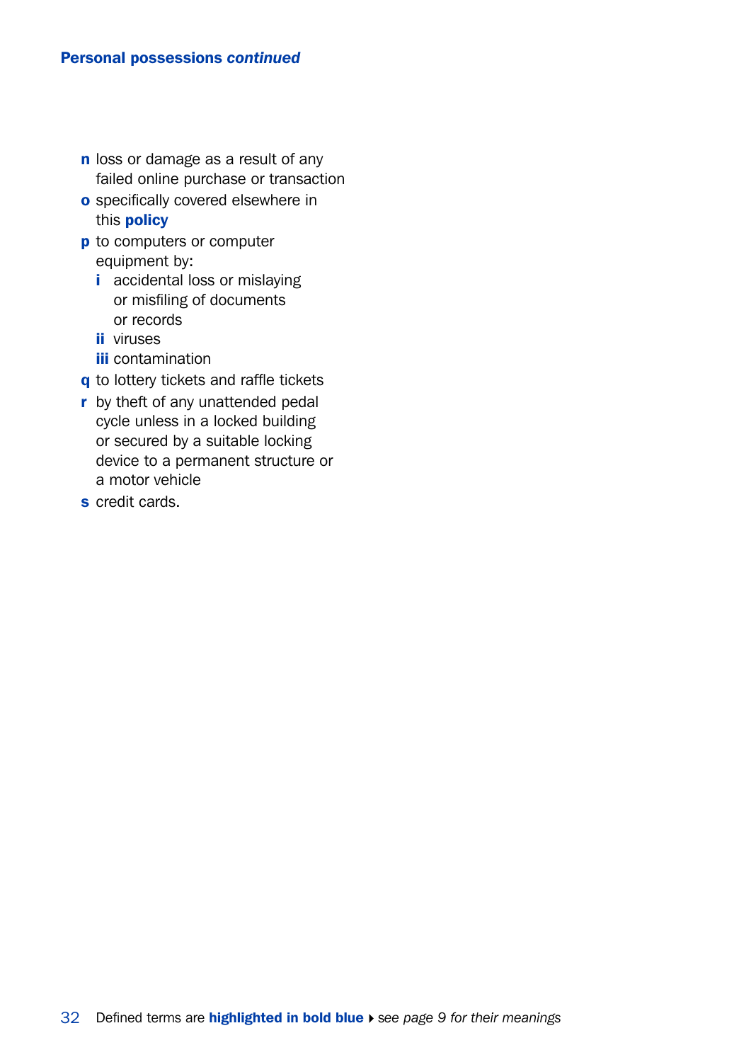**Personal possessions *continued***

**n** loss or damage as a result of any failed online purchase or transaction

**o** specifically covered elsewhere in this **policy**

**p** to computers or computer equipment by:

- **i** accidental loss or mislaying or misfiling of documents or records
- **ii** viruses
- **iii** contamination

**q** to lottery tickets and raffle tickets

**r** by theft of any unattended pedal cycle unless in a locked building or secured by a suitable locking device to a permanent structure or a motor vehicle

**s** credit cards.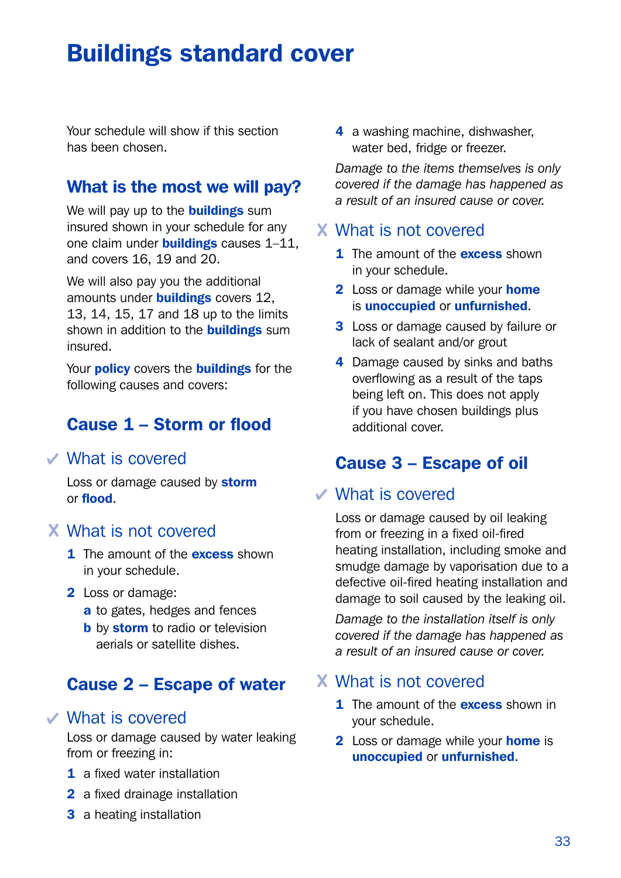# Buildings standard cover

Your schedule will show if this section has been chosen.

## What is the most we will pay?

We will pay up to the **buildings** sum insured shown in your schedule for any one claim under **buildings** causes 1–11, and covers 16, 19 and 20.

We will also pay you the additional amounts under **buildings** covers 12, 13, 14, 15, 17 and 18 up to the limits shown in addition to the **buildings** sum insured.

Your **policy** covers the **buildings** for the following causes and covers:

## Cause 1 – Storm or flood

### ✔ What is covered

Loss or damage caused by **storm** or **flood**.

### ✘ What is not covered

1. The amount of the **excess** shown in your schedule.
2. Loss or damage:
   - **a** to gates, hedges and fences
   - **b** by **storm** to radio or television aerials or satellite dishes.

## Cause 2 – Escape of water

### ✔ What is covered

Loss or damage caused by water leaking from or freezing in:

1. a fixed water installation
2. a fixed drainage installation
3. a heating installation
4. a washing machine, dishwasher, water bed, fridge or freezer.

*Damage to the items themselves is only covered if the damage has happened as a result of an insured cause or cover.*

### ✘ What is not covered

1. The amount of the **excess** shown in your schedule.
2. Loss or damage while your **home** is **unoccupied** or **unfurnished**.
3. Loss or damage caused by failure or lack of sealant and/or grout
4. Damage caused by sinks and baths overflowing as a result of the taps being left on. This does not apply if you have chosen buildings plus additional cover.

## Cause 3 – Escape of oil

### ✔ What is covered

Loss or damage caused by oil leaking from or freezing in a fixed oil-fired heating installation, including smoke and smudge damage by vaporisation due to a defective oil-fired heating installation and damage to soil caused by the leaking oil.

*Damage to the installation itself is only covered if the damage has happened as a result of an insured cause or cover.*

### ✘ What is not covered

1. The amount of the **excess** shown in your schedule.
2. Loss or damage while your **home** is **unoccupied** or **unfurnished**.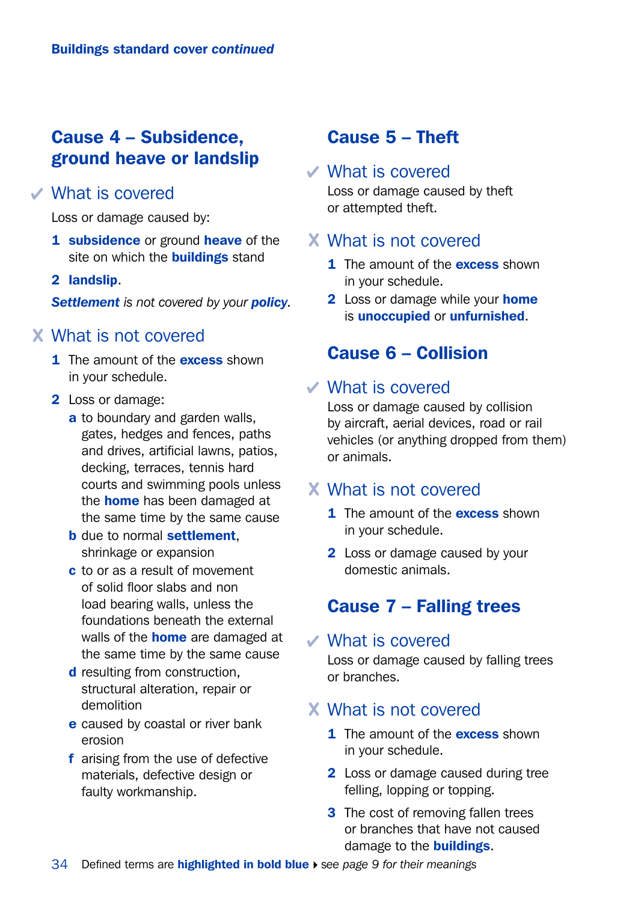Buildings standard cover *continued*

## Cause 4 – Subsidence, ground heave or landslip

### ✓ What is covered

Loss or damage caused by:

1. **subsidence** or ground **heave** of the site on which the **buildings** stand
2. **landslip**.

***Settlement*** *is not covered by your* ***policy****.*

### ✗ What is not covered

1. The amount of the **excess** shown in your schedule.
2. Loss or damage:
   - **a** to boundary and garden walls, gates, hedges and fences, paths and drives, artificial lawns, patios, decking, terraces, tennis hard courts and swimming pools unless the **home** has been damaged at the same time by the same cause
   - **b** due to normal **settlement**, shrinkage or expansion
   - **c** to or as a result of movement of solid floor slabs and non load bearing walls, unless the foundations beneath the external walls of the **home** are damaged at the same time by the same cause
   - **d** resulting from construction, structural alteration, repair or demolition
   - **e** caused by coastal or river bank erosion
   - **f** arising from the use of defective materials, defective design or faulty workmanship.

## Cause 5 – Theft

### ✓ What is covered

Loss or damage caused by theft or attempted theft.

### ✗ What is not covered

1. The amount of the **excess** shown in your schedule.
2. Loss or damage while your **home** is **unoccupied** or **unfurnished**.

## Cause 6 – Collision

### ✓ What is covered

Loss or damage caused by collision by aircraft, aerial devices, road or rail vehicles (or anything dropped from them) or animals.

### ✗ What is not covered

1. The amount of the **excess** shown in your schedule.
2. Loss or damage caused by your domestic animals.

## Cause 7 – Falling trees

### ✓ What is covered

Loss or damage caused by falling trees or branches.

### ✗ What is not covered

1. The amount of the **excess** shown in your schedule.
2. Loss or damage caused during tree felling, lopping or topping.
3. The cost of removing fallen trees or branches that have not caused damage to the **buildings**.

Defined terms are **highlighted in bold blue** ▸ *see page 9 for their meanings*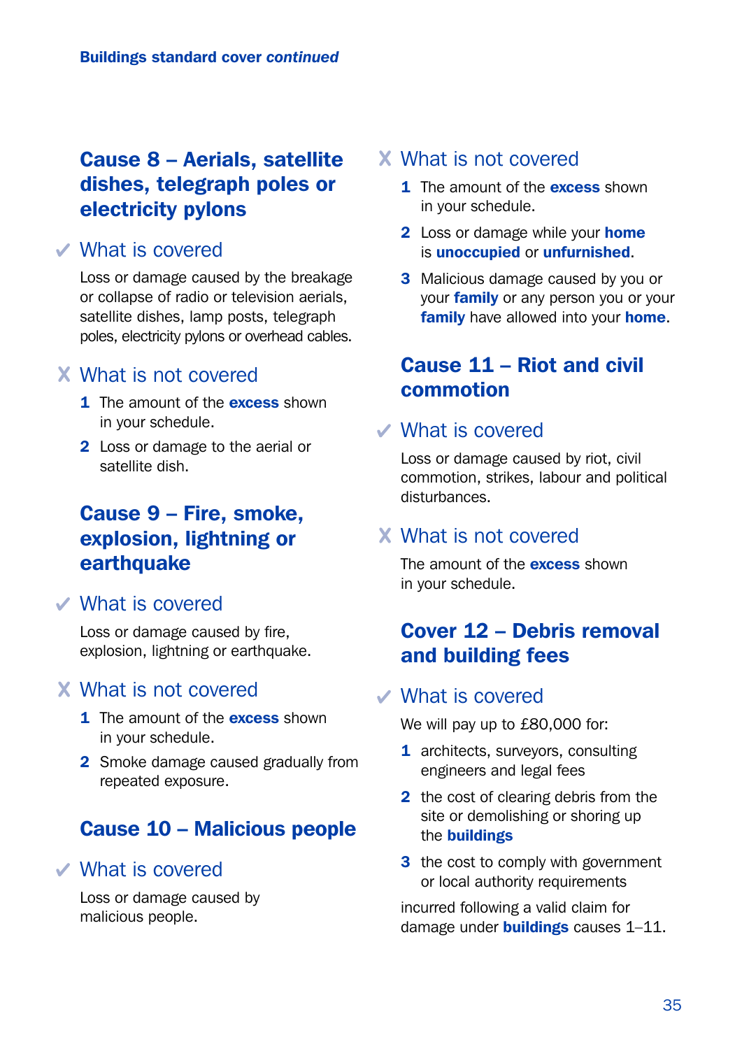## Cause 8 – Aerials, satellite dishes, telegraph poles or electricity pylons

### ✔ What is covered

Loss or damage caused by the breakage or collapse of radio or television aerials, satellite dishes, lamp posts, telegraph poles, electricity pylons or overhead cables.

### ✘ What is not covered

1. The amount of the **excess** shown in your schedule.
2. Loss or damage to the aerial or satellite dish.

## Cause 9 – Fire, smoke, explosion, lightning or earthquake

### ✔ What is covered

Loss or damage caused by fire, explosion, lightning or earthquake.

### ✘ What is not covered

1. The amount of the **excess** shown in your schedule.
2. Smoke damage caused gradually from repeated exposure.

## Cause 10 – Malicious people

### ✔ What is covered

Loss or damage caused by malicious people.

### ✘ What is not covered

1. The amount of the **excess** shown in your schedule.
2. Loss or damage while your **home** is **unoccupied** or **unfurnished**.
3. Malicious damage caused by you or your **family** or any person you or your **family** have allowed into your **home**.

## Cause 11 – Riot and civil commotion

### ✔ What is covered

Loss or damage caused by riot, civil commotion, strikes, labour and political disturbances.

### ✘ What is not covered

The amount of the **excess** shown in your schedule.

## Cover 12 – Debris removal and building fees

### ✔ What is covered

We will pay up to £80,000 for:

1. architects, surveyors, consulting engineers and legal fees
2. the cost of clearing debris from the site or demolishing or shoring up the **buildings**
3. the cost to comply with government or local authority requirements

incurred following a valid claim for damage under **buildings** causes 1–11.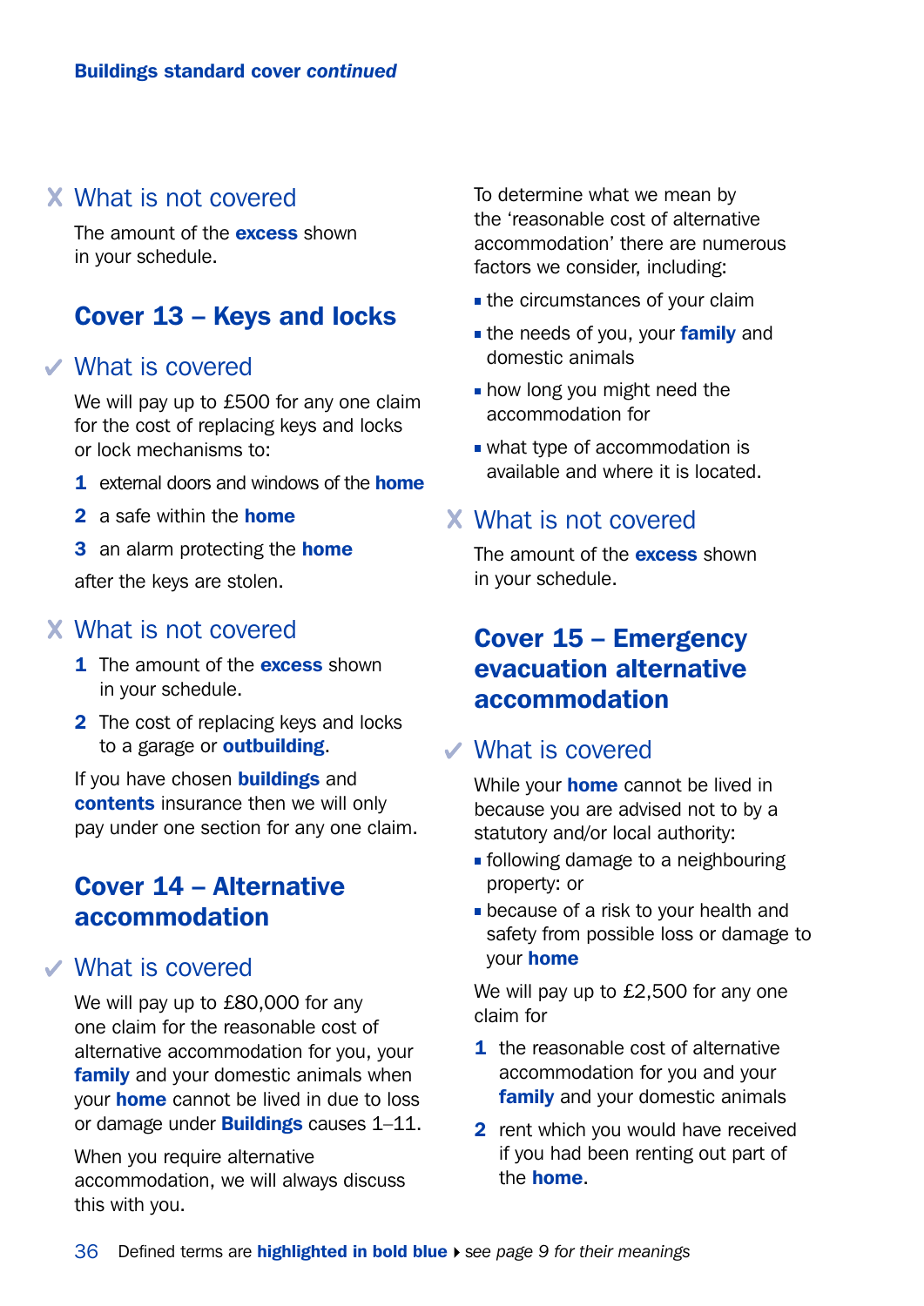### ✗ What is not covered

The amount of the **excess** shown in your schedule.

## Cover 13 – Keys and locks

### ✓ What is covered

We will pay up to £500 for any one claim for the cost of replacing keys and locks or lock mechanisms to:

1. external doors and windows of the **home**
2. a safe within the **home**
3. an alarm protecting the **home**

after the keys are stolen.

### ✗ What is not covered

1. The amount of the **excess** shown in your schedule.
2. The cost of replacing keys and locks to a garage or **outbuilding**.

If you have chosen **buildings** and **contents** insurance then we will only pay under one section for any one claim.

## Cover 14 – Alternative accommodation

### ✓ What is covered

We will pay up to £80,000 for any one claim for the reasonable cost of alternative accommodation for you, your **family** and your domestic animals when your **home** cannot be lived in due to loss or damage under **Buildings** causes 1–11.

When you require alternative accommodation, we will always discuss this with you.

To determine what we mean by the 'reasonable cost of alternative accommodation' there are numerous factors we consider, including:

- the circumstances of your claim
- the needs of you, your **family** and domestic animals
- how long you might need the accommodation for
- what type of accommodation is available and where it is located.

### ✗ What is not covered

The amount of the **excess** shown in your schedule.

## Cover 15 – Emergency evacuation alternative accommodation

### ✓ What is covered

While your **home** cannot be lived in because you are advised not to by a statutory and/or local authority:

- following damage to a neighbouring property: or
- because of a risk to your health and safety from possible loss or damage to your **home**

We will pay up to £2,500 for any one claim for

1. the reasonable cost of alternative accommodation for you and your **family** and your domestic animals
2. rent which you would have received if you had been renting out part of the **home**.

Defined terms are **highlighted in bold blue** ▸ *see page 9 for their meanings*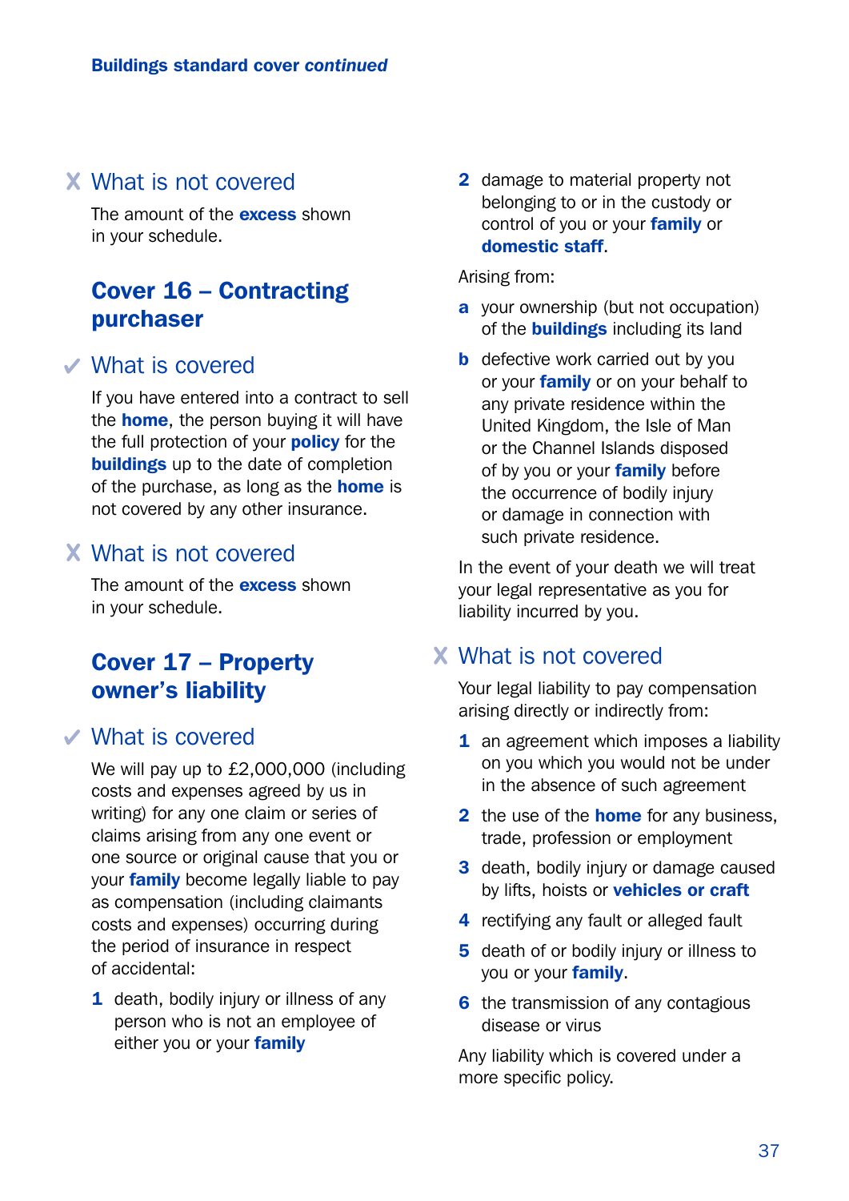### ✗ What is not covered

The amount of the **excess** shown in your schedule.

## Cover 16 – Contracting purchaser

### ✓ What is covered

If you have entered into a contract to sell the **home**, the person buying it will have the full protection of your **policy** for the **buildings** up to the date of completion of the purchase, as long as the **home** is not covered by any other insurance.

### ✗ What is not covered

The amount of the **excess** shown in your schedule.

## Cover 17 – Property owner's liability

### ✓ What is covered

We will pay up to £2,000,000 (including costs and expenses agreed by us in writing) for any one claim or series of claims arising from any one event or one source or original cause that you or your **family** become legally liable to pay as compensation (including claimants costs and expenses) occurring during the period of insurance in respect of accidental:

1. death, bodily injury or illness of any person who is not an employee of either you or your **family**
2. damage to material property not belonging to or in the custody or control of you or your **family** or **domestic staff**.

Arising from:

a. your ownership (but not occupation) of the **buildings** including its land
b. defective work carried out by you or your **family** or on your behalf to any private residence within the United Kingdom, the Isle of Man or the Channel Islands disposed of by you or your **family** before the occurrence of bodily injury or damage in connection with such private residence.

In the event of your death we will treat your legal representative as you for liability incurred by you.

### ✗ What is not covered

Your legal liability to pay compensation arising directly or indirectly from:

1. an agreement which imposes a liability on you which you would not be under in the absence of such agreement
2. the use of the **home** for any business, trade, profession or employment
3. death, bodily injury or damage caused by lifts, hoists or **vehicles or craft**
4. rectifying any fault or alleged fault
5. death of or bodily injury or illness to you or your **family**.
6. the transmission of any contagious disease or virus

Any liability which is covered under a more specific policy.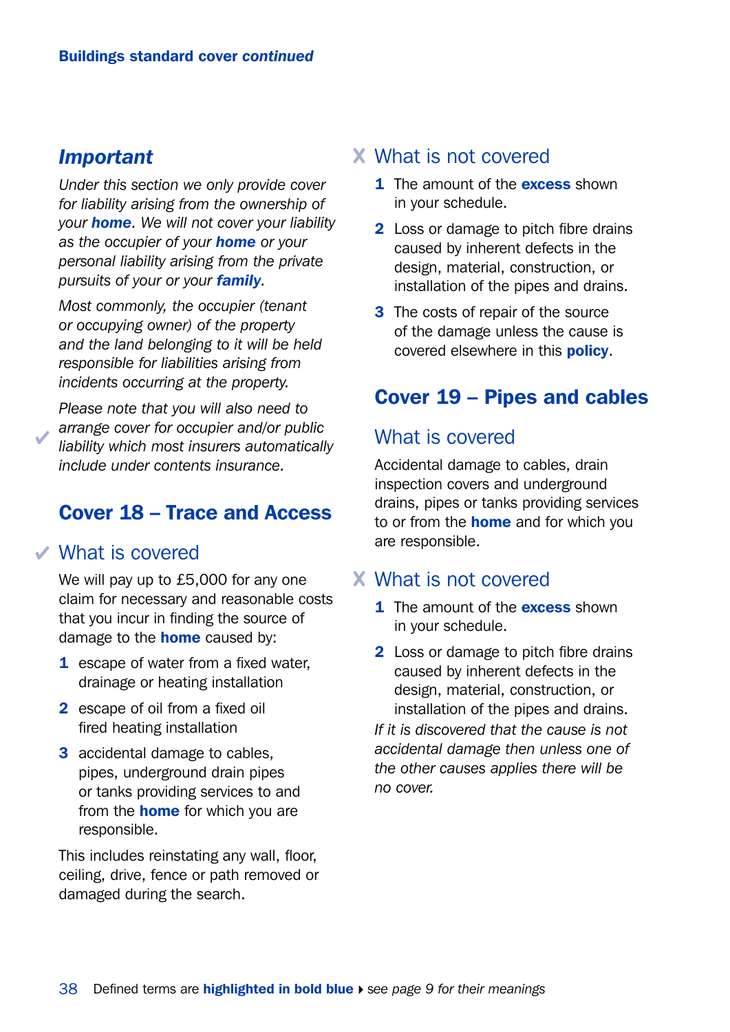### *Important*

*Under this section we only provide cover for liability arising from the ownership of your* ***home****. We will not cover your liability as the occupier of your* ***home*** *or your personal liability arising from the private pursuits of your or your* ***family****.*

*Most commonly, the occupier (tenant or occupying owner) of the property and the land belonging to it will be held responsible for liabilities arising from incidents occurring at the property.*

*Please note that you will also need to arrange cover for occupier and/or public liability which most insurers automatically include under contents insurance.*

## Cover 18 – Trace and Access

### ✔ What is covered

We will pay up to £5,000 for any one claim for necessary and reasonable costs that you incur in finding the source of damage to the **home** caused by:

1. escape of water from a fixed water, drainage or heating installation
2. escape of oil from a fixed oil fired heating installation
3. accidental damage to cables, pipes, underground drain pipes or tanks providing services to and from the **home** for which you are responsible.

This includes reinstating any wall, floor, ceiling, drive, fence or path removed or damaged during the search.

### X What is not covered

1. The amount of the **excess** shown in your schedule.
2. Loss or damage to pitch fibre drains caused by inherent defects in the design, material, construction, or installation of the pipes and drains.
3. The costs of repair of the source of the damage unless the cause is covered elsewhere in this **policy**.

## Cover 19 – Pipes and cables

### What is covered

Accidental damage to cables, drain inspection covers and underground drains, pipes or tanks providing services to or from the **home** and for which you are responsible.

### X What is not covered

1. The amount of the **excess** shown in your schedule.
2. Loss or damage to pitch fibre drains caused by inherent defects in the design, material, construction, or installation of the pipes and drains.

*If it is discovered that the cause is not accidental damage then unless one of the other causes applies there will be no cover.*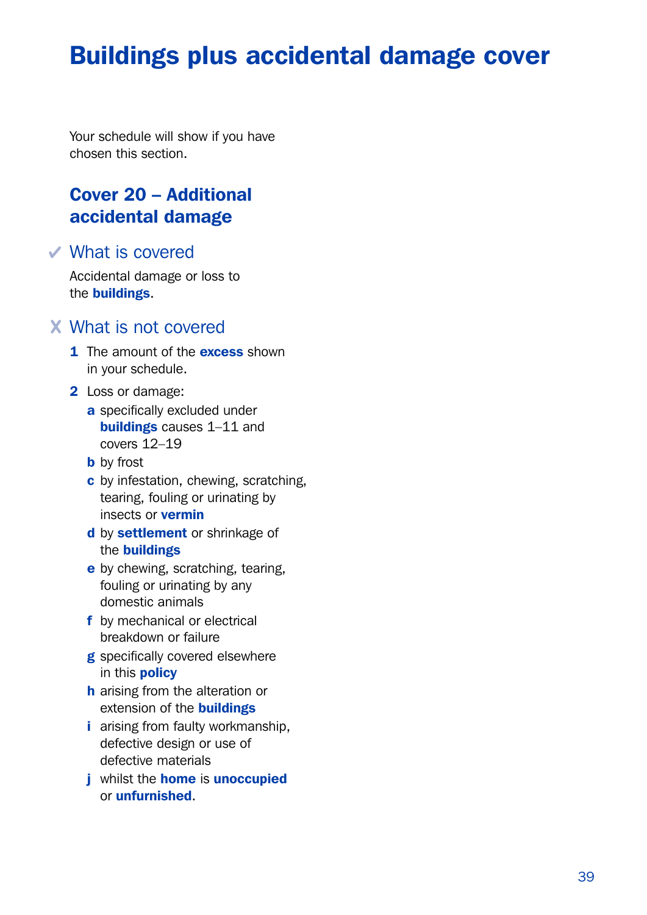# Buildings plus accidental damage cover

Your schedule will show if you have chosen this section.

## Cover 20 – Additional accidental damage

### ✔ What is covered

Accidental damage or loss to the **buildings**.

### ✘ What is not covered

1. The amount of the **excess** shown in your schedule.
2. Loss or damage:
   - **a** specifically excluded under **buildings** causes 1–11 and covers 12–19
   - **b** by frost
   - **c** by infestation, chewing, scratching, tearing, fouling or urinating by insects or **vermin**
   - **d** by **settlement** or shrinkage of the **buildings**
   - **e** by chewing, scratching, tearing, fouling or urinating by any domestic animals
   - **f** by mechanical or electrical breakdown or failure
   - **g** specifically covered elsewhere in this **policy**
   - **h** arising from the alteration or extension of the **buildings**
   - **i** arising from faulty workmanship, defective design or use of defective materials
   - **j** whilst the **home** is **unoccupied** or **unfurnished**.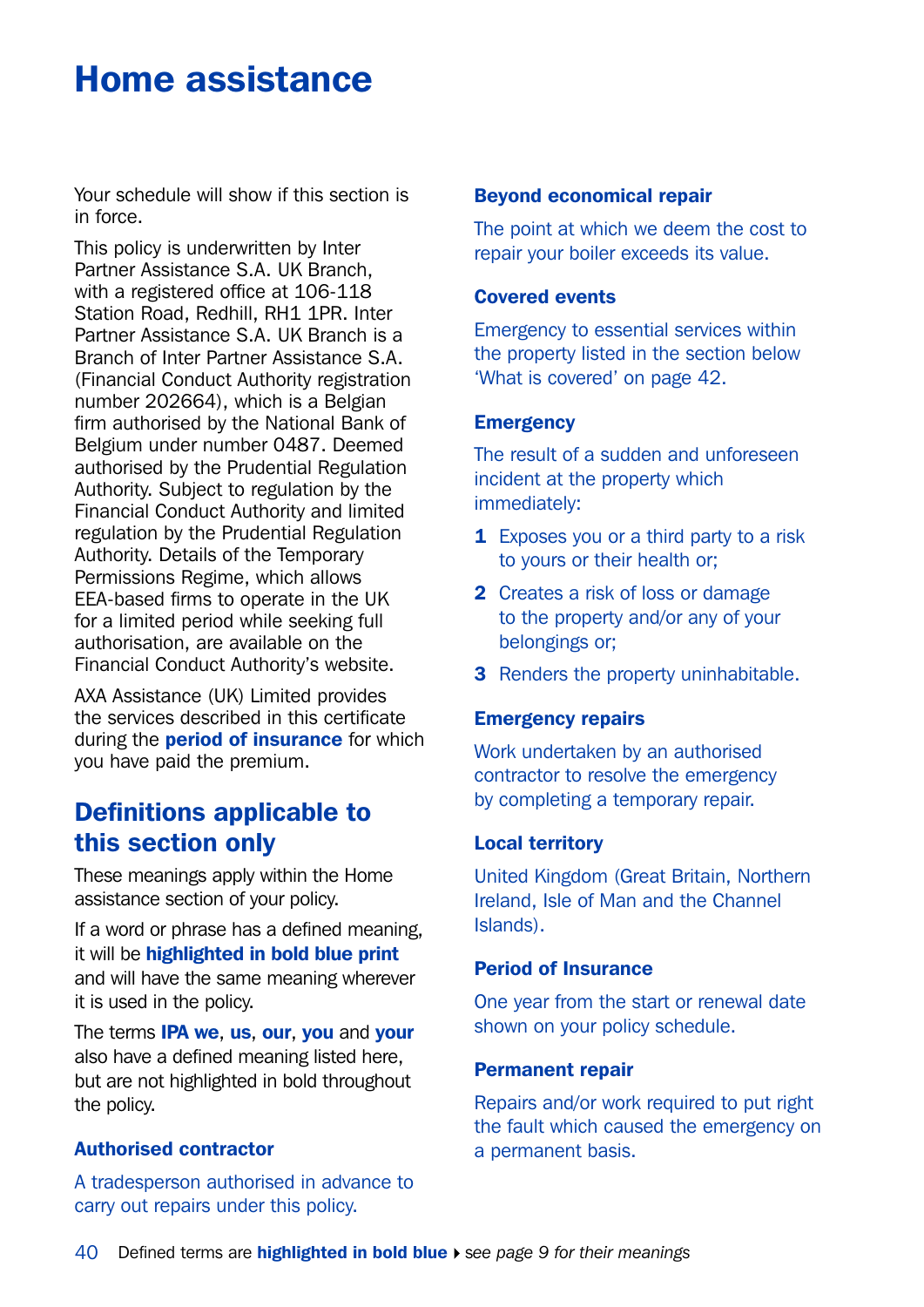# Home assistance

Your schedule will show if this section is in force.

This policy is underwritten by Inter Partner Assistance S.A. UK Branch, with a registered office at 106-118 Station Road, Redhill, RH1 1PR. Inter Partner Assistance S.A. UK Branch is a Branch of Inter Partner Assistance S.A. (Financial Conduct Authority registration number 202664), which is a Belgian firm authorised by the National Bank of Belgium under number 0487. Deemed authorised by the Prudential Regulation Authority. Subject to regulation by the Financial Conduct Authority and limited regulation by the Prudential Regulation Authority. Details of the Temporary Permissions Regime, which allows EEA-based firms to operate in the UK for a limited period while seeking full authorisation, are available on the Financial Conduct Authority's website.

AXA Assistance (UK) Limited provides the services described in this certificate during the **period of insurance** for which you have paid the premium.

## Definitions applicable to this section only

These meanings apply within the Home assistance section of your policy.

If a word or phrase has a defined meaning, it will be **highlighted in bold blue print** and will have the same meaning wherever it is used in the policy.

The terms **IPA we**, **us**, **our**, **you** and **your** also have a defined meaning listed here, but are not highlighted in bold throughout the policy.

### Authorised contractor

A tradesperson authorised in advance to carry out repairs under this policy.

### Beyond economical repair

The point at which we deem the cost to repair your boiler exceeds its value.

### Covered events

Emergency to essential services within the property listed in the section below 'What is covered' on page 42.

### Emergency

The result of a sudden and unforeseen incident at the property which immediately:

1. Exposes you or a third party to a risk to yours or their health or;
2. Creates a risk of loss or damage to the property and/or any of your belongings or;
3. Renders the property uninhabitable.

### Emergency repairs

Work undertaken by an authorised contractor to resolve the emergency by completing a temporary repair.

### Local territory

United Kingdom (Great Britain, Northern Ireland, Isle of Man and the Channel Islands).

### Period of Insurance

One year from the start or renewal date shown on your policy schedule.

### Permanent repair

Repairs and/or work required to put right the fault which caused the emergency on a permanent basis.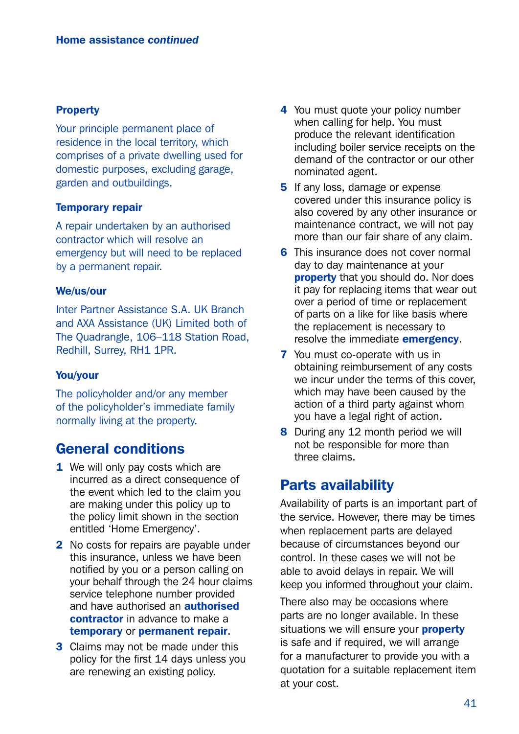**Property**

Your principle permanent place of residence in the local territory, which comprises of a private dwelling used for domestic purposes, excluding garage, garden and outbuildings.

**Temporary repair**

A repair undertaken by an authorised contractor which will resolve an emergency but will need to be replaced by a permanent repair.

**We/us/our**

Inter Partner Assistance S.A. UK Branch and AXA Assistance (UK) Limited both of The Quadrangle, 106–118 Station Road, Redhill, Surrey, RH1 1PR.

**You/your**

The policyholder and/or any member of the policyholder's immediate family normally living at the property.

## General conditions

1. We will only pay costs which are incurred as a direct consequence of the event which led to the claim you are making under this policy up to the policy limit shown in the section entitled 'Home Emergency'.
2. No costs for repairs are payable under this insurance, unless we have been notified by you or a person calling on your behalf through the 24 hour claims service telephone number provided and have authorised an **authorised contractor** in advance to make a **temporary** or **permanent repair**.
3. Claims may not be made under this policy for the first 14 days unless you are renewing an existing policy.
4. You must quote your policy number when calling for help. You must produce the relevant identification including boiler service receipts on the demand of the contractor or our other nominated agent.
5. If any loss, damage or expense covered under this insurance policy is also covered by any other insurance or maintenance contract, we will not pay more than our fair share of any claim.
6. This insurance does not cover normal day to day maintenance at your **property** that you should do. Nor does it pay for replacing items that wear out over a period of time or replacement of parts on a like for like basis where the replacement is necessary to resolve the immediate **emergency**.
7. You must co-operate with us in obtaining reimbursement of any costs we incur under the terms of this cover, which may have been caused by the action of a third party against whom you have a legal right of action.
8. During any 12 month period we will not be responsible for more than three claims.

## Parts availability

Availability of parts is an important part of the service. However, there may be times when replacement parts are delayed because of circumstances beyond our control. In these cases we will not be able to avoid delays in repair. We will keep you informed throughout your claim.

There also may be occasions where parts are no longer available. In these situations we will ensure your **property** is safe and if required, we will arrange for a manufacturer to provide you with a quotation for a suitable replacement item at your cost.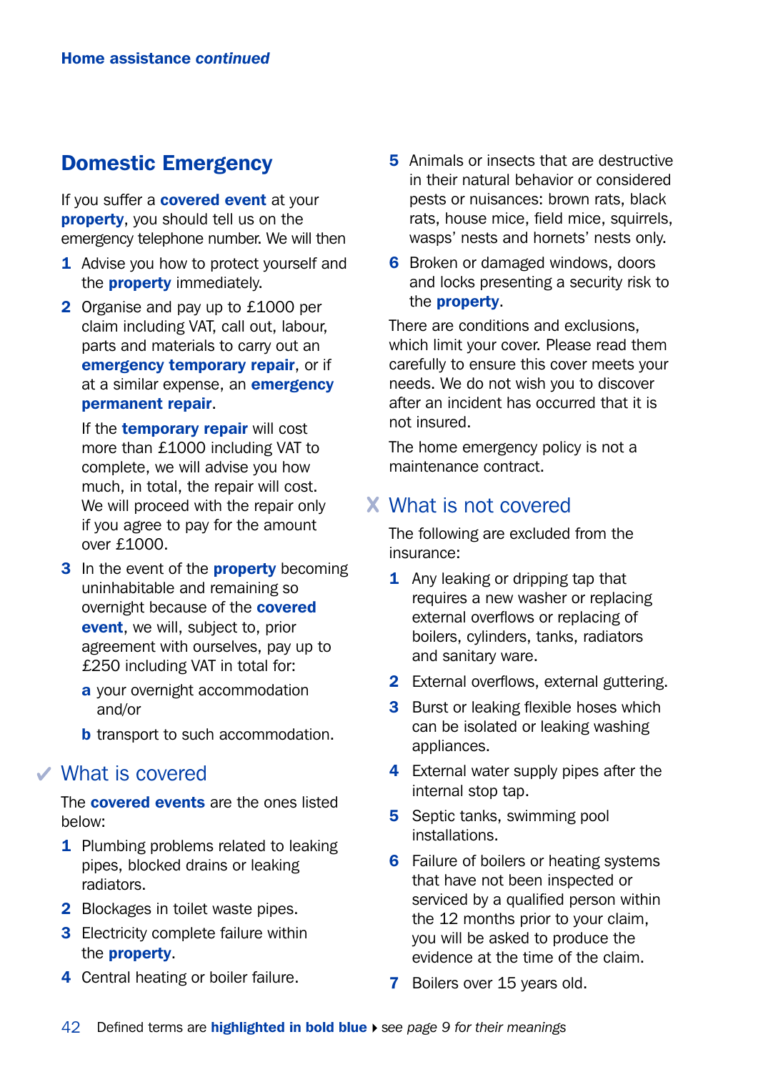## Domestic Emergency

If you suffer a **covered event** at your **property**, you should tell us on the emergency telephone number. We will then

1. Advise you how to protect yourself and the **property** immediately.
2. Organise and pay up to £1000 per claim including VAT, call out, labour, parts and materials to carry out an **emergency temporary repair**, or if at a similar expense, an **emergency permanent repair**.

   If the **temporary repair** will cost more than £1000 including VAT to complete, we will advise you how much, in total, the repair will cost. We will proceed with the repair only if you agree to pay for the amount over £1000.
3. In the event of the **property** becoming uninhabitable and remaining so overnight because of the **covered event**, we will, subject to, prior agreement with ourselves, pay up to £250 including VAT in total for:

   a. your overnight accommodation and/or

   b. transport to such accommodation.

### ✔ What is covered

The **covered events** are the ones listed below:

1. Plumbing problems related to leaking pipes, blocked drains or leaking radiators.
2. Blockages in toilet waste pipes.
3. Electricity complete failure within the **property**.
4. Central heating or boiler failure.
5. Animals or insects that are destructive in their natural behavior or considered pests or nuisances: brown rats, black rats, house mice, field mice, squirrels, wasps' nests and hornets' nests only.
6. Broken or damaged windows, doors and locks presenting a security risk to the **property**.

There are conditions and exclusions, which limit your cover. Please read them carefully to ensure this cover meets your needs. We do not wish you to discover after an incident has occurred that it is not insured.

The home emergency policy is not a maintenance contract.

### ✘ What is not covered

The following are excluded from the insurance:

1. Any leaking or dripping tap that requires a new washer or replacing external overflows or replacing of boilers, cylinders, tanks, radiators and sanitary ware.
2. External overflows, external guttering.
3. Burst or leaking flexible hoses which can be isolated or leaking washing appliances.
4. External water supply pipes after the internal stop tap.
5. Septic tanks, swimming pool installations.
6. Failure of boilers or heating systems that have not been inspected or serviced by a qualified person within the 12 months prior to your claim, you will be asked to produce the evidence at the time of the claim.
7. Boilers over 15 years old.

Defined terms are **highlighted in bold blue** ▸ *see page 9 for their meanings*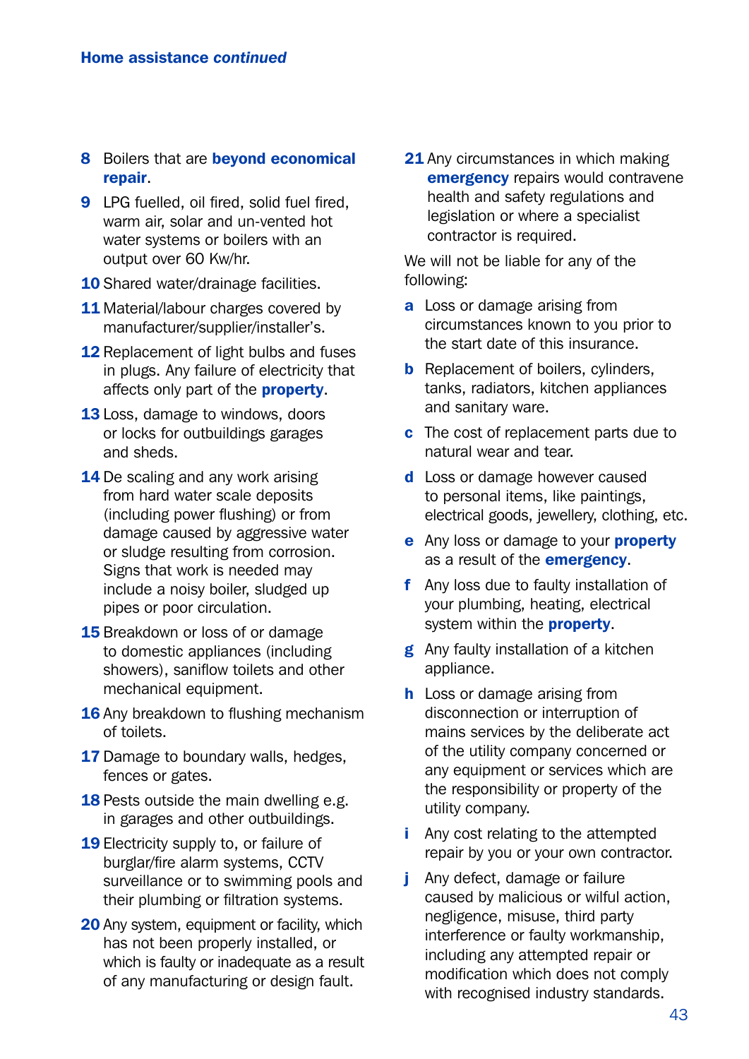8. Boilers that are **beyond economical repair**.
9. LPG fuelled, oil fired, solid fuel fired, warm air, solar and un-vented hot water systems or boilers with an output over 60 Kw/hr.
10. Shared water/drainage facilities.
11. Material/labour charges covered by manufacturer/supplier/installer's.
12. Replacement of light bulbs and fuses in plugs. Any failure of electricity that affects only part of the **property**.
13. Loss, damage to windows, doors or locks for outbuildings garages and sheds.
14. De scaling and any work arising from hard water scale deposits (including power flushing) or from damage caused by aggressive water or sludge resulting from corrosion. Signs that work is needed may include a noisy boiler, sludged up pipes or poor circulation.
15. Breakdown or loss of or damage to domestic appliances (including showers), saniflow toilets and other mechanical equipment.
16. Any breakdown to flushing mechanism of toilets.
17. Damage to boundary walls, hedges, fences or gates.
18. Pests outside the main dwelling e.g. in garages and other outbuildings.
19. Electricity supply to, or failure of burglar/fire alarm systems, CCTV surveillance or to swimming pools and their plumbing or filtration systems.
20. Any system, equipment or facility, which has not been properly installed, or which is faulty or inadequate as a result of any manufacturing or design fault.
21. Any circumstances in which making **emergency** repairs would contravene health and safety regulations and legislation or where a specialist contractor is required.

We will not be liable for any of the following:

- **a** Loss or damage arising from circumstances known to you prior to the start date of this insurance.
- **b** Replacement of boilers, cylinders, tanks, radiators, kitchen appliances and sanitary ware.
- **c** The cost of replacement parts due to natural wear and tear.
- **d** Loss or damage however caused to personal items, like paintings, electrical goods, jewellery, clothing, etc.
- **e** Any loss or damage to your **property** as a result of the **emergency**.
- **f** Any loss due to faulty installation of your plumbing, heating, electrical system within the **property**.
- **g** Any faulty installation of a kitchen appliance.
- **h** Loss or damage arising from disconnection or interruption of mains services by the deliberate act of the utility company concerned or any equipment or services which are the responsibility or property of the utility company.
- **i** Any cost relating to the attempted repair by you or your own contractor.
- **j** Any defect, damage or failure caused by malicious or wilful action, negligence, misuse, third party interference or faulty workmanship, including any attempted repair or modification which does not comply with recognised industry standards.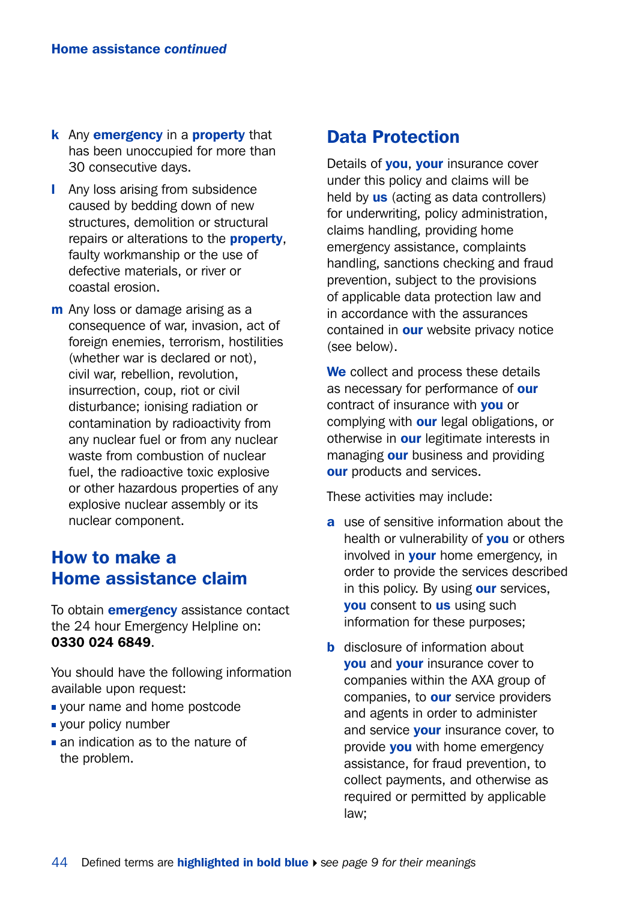**k** Any **emergency** in a **property** that has been unoccupied for more than 30 consecutive days.

**l** Any loss arising from subsidence caused by bedding down of new structures, demolition or structural repairs or alterations to the **property**, faulty workmanship or the use of defective materials, or river or coastal erosion.

**m** Any loss or damage arising as a consequence of war, invasion, act of foreign enemies, terrorism, hostilities (whether war is declared or not), civil war, rebellion, revolution, insurrection, coup, riot or civil disturbance; ionising radiation or contamination by radioactivity from any nuclear fuel or from any nuclear waste from combustion of nuclear fuel, the radioactive toxic explosive or other hazardous properties of any explosive nuclear assembly or its nuclear component.

## How to make a Home assistance claim

To obtain **emergency** assistance contact the 24 hour Emergency Helpline on: **0330 024 6849**.

You should have the following information available upon request:

- your name and home postcode
- your policy number
- an indication as to the nature of the problem.

## Data Protection

Details of **you**, **your** insurance cover under this policy and claims will be held by **us** (acting as data controllers) for underwriting, policy administration, claims handling, providing home emergency assistance, complaints handling, sanctions checking and fraud prevention, subject to the provisions of applicable data protection law and in accordance with the assurances contained in **our** website privacy notice (see below).

**We** collect and process these details as necessary for performance of **our** contract of insurance with **you** or complying with **our** legal obligations, or otherwise in **our** legitimate interests in managing **our** business and providing **our** products and services.

These activities may include:

**a** use of sensitive information about the health or vulnerability of **you** or others involved in **your** home emergency, in order to provide the services described in this policy. By using **our** services, **you** consent to **us** using such information for these purposes;

**b** disclosure of information about **you** and **your** insurance cover to companies within the AXA group of companies, to **our** service providers and agents in order to administer and service **your** insurance cover, to provide **you** with home emergency assistance, for fraud prevention, to collect payments, and otherwise as required or permitted by applicable law;

Defined terms are **highlighted in bold blue** ▸ *see page 9 for their meanings*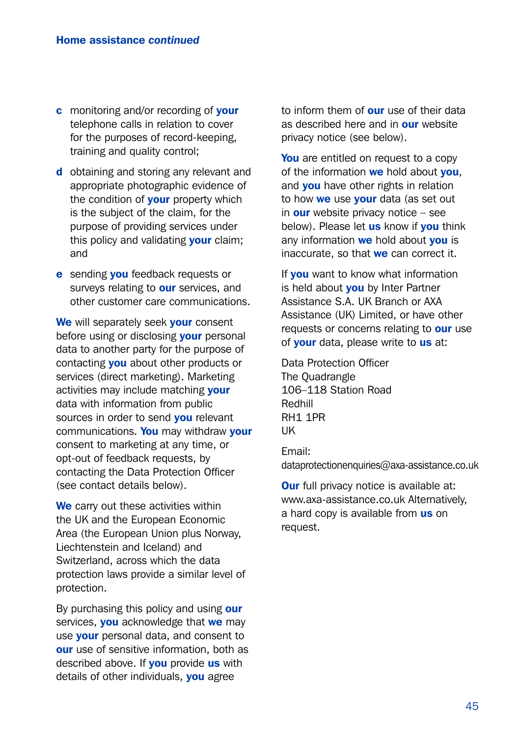c monitoring and/or recording of **your** telephone calls in relation to cover for the purposes of record-keeping, training and quality control;

d obtaining and storing any relevant and appropriate photographic evidence of the condition of **your** property which is the subject of the claim, for the purpose of providing services under this policy and validating **your** claim; and

e sending **you** feedback requests or surveys relating to **our** services, and other customer care communications.

**We** will separately seek **your** consent before using or disclosing **your** personal data to another party for the purpose of contacting **you** about other products or services (direct marketing). Marketing activities may include matching **your** data with information from public sources in order to send **you** relevant communications. **You** may withdraw **your** consent to marketing at any time, or opt-out of feedback requests, by contacting the Data Protection Officer (see contact details below).

**We** carry out these activities within the UK and the European Economic Area (the European Union plus Norway, Liechtenstein and Iceland) and Switzerland, across which the data protection laws provide a similar level of protection.

By purchasing this policy and using **our** services, **you** acknowledge that **we** may use **your** personal data, and consent to **our** use of sensitive information, both as described above. If **you** provide **us** with details of other individuals, **you** agree to inform them of **our** use of their data as described here and in **our** website privacy notice (see below).

**You** are entitled on request to a copy of the information **we** hold about **you**, and **you** have other rights in relation to how **we** use **your** data (as set out in **our** website privacy notice – see below). Please let **us** know if **you** think any information **we** hold about **you** is inaccurate, so that **we** can correct it.

If **you** want to know what information is held about **you** by Inter Partner Assistance S.A. UK Branch or AXA Assistance (UK) Limited, or have other requests or concerns relating to **our** use of **your** data, please write to **us** at:

Data Protection Officer
The Quadrangle
106–118 Station Road
Redhill
RH1 1PR
UK

Email:
dataprotectionenquiries@axa-assistance.co.uk

**Our** full privacy notice is available at: www.axa-assistance.co.uk Alternatively, a hard copy is available from **us** on request.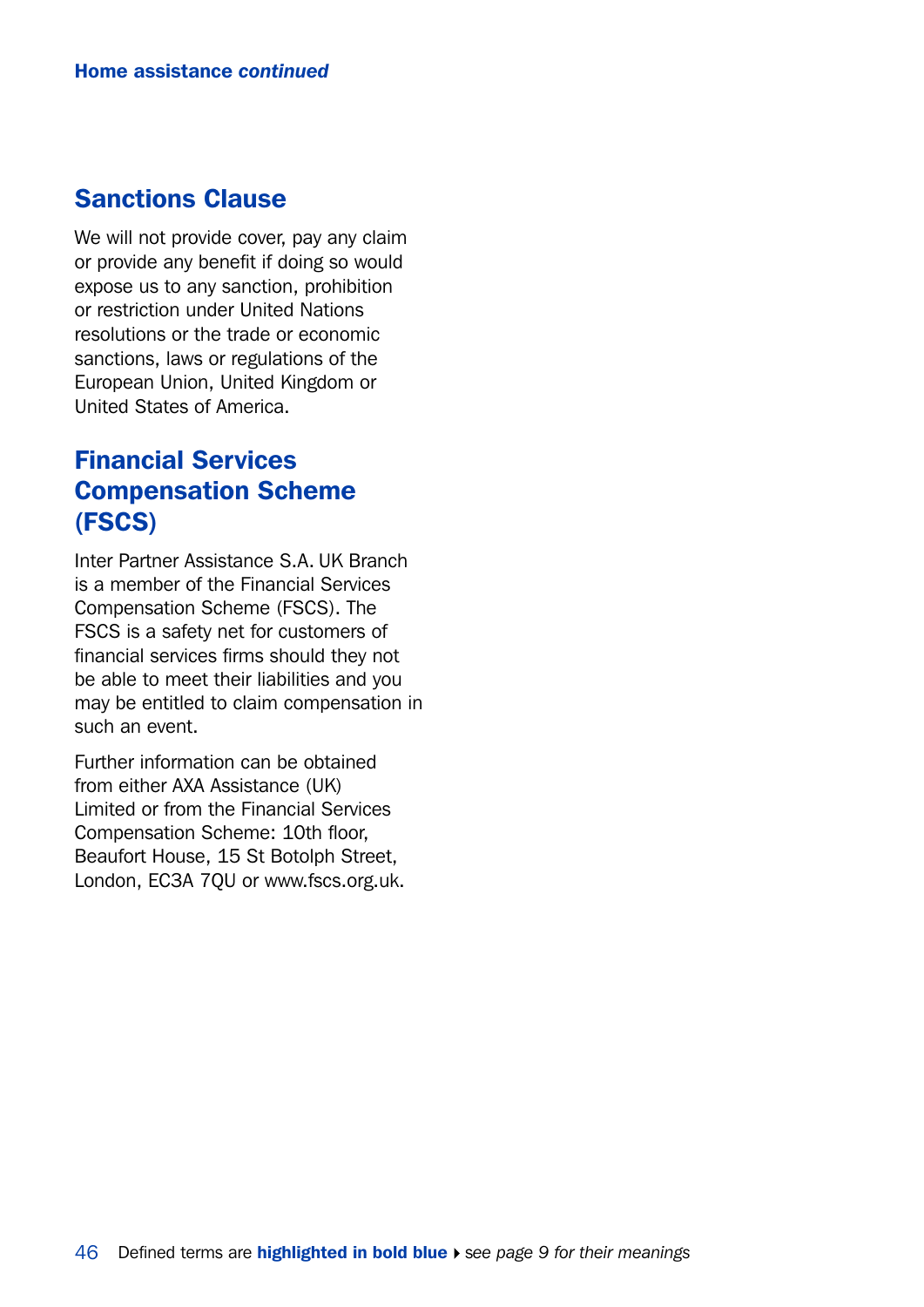## Sanctions Clause

We will not provide cover, pay any claim or provide any benefit if doing so would expose us to any sanction, prohibition or restriction under United Nations resolutions or the trade or economic sanctions, laws or regulations of the European Union, United Kingdom or United States of America.

## Financial Services Compensation Scheme (FSCS)

Inter Partner Assistance S.A. UK Branch is a member of the Financial Services Compensation Scheme (FSCS). The FSCS is a safety net for customers of financial services firms should they not be able to meet their liabilities and you may be entitled to claim compensation in such an event.

Further information can be obtained from either AXA Assistance (UK) Limited or from the Financial Services Compensation Scheme: 10th floor, Beaufort House, 15 St Botolph Street, London, EC3A 7QU or www.fscs.org.uk.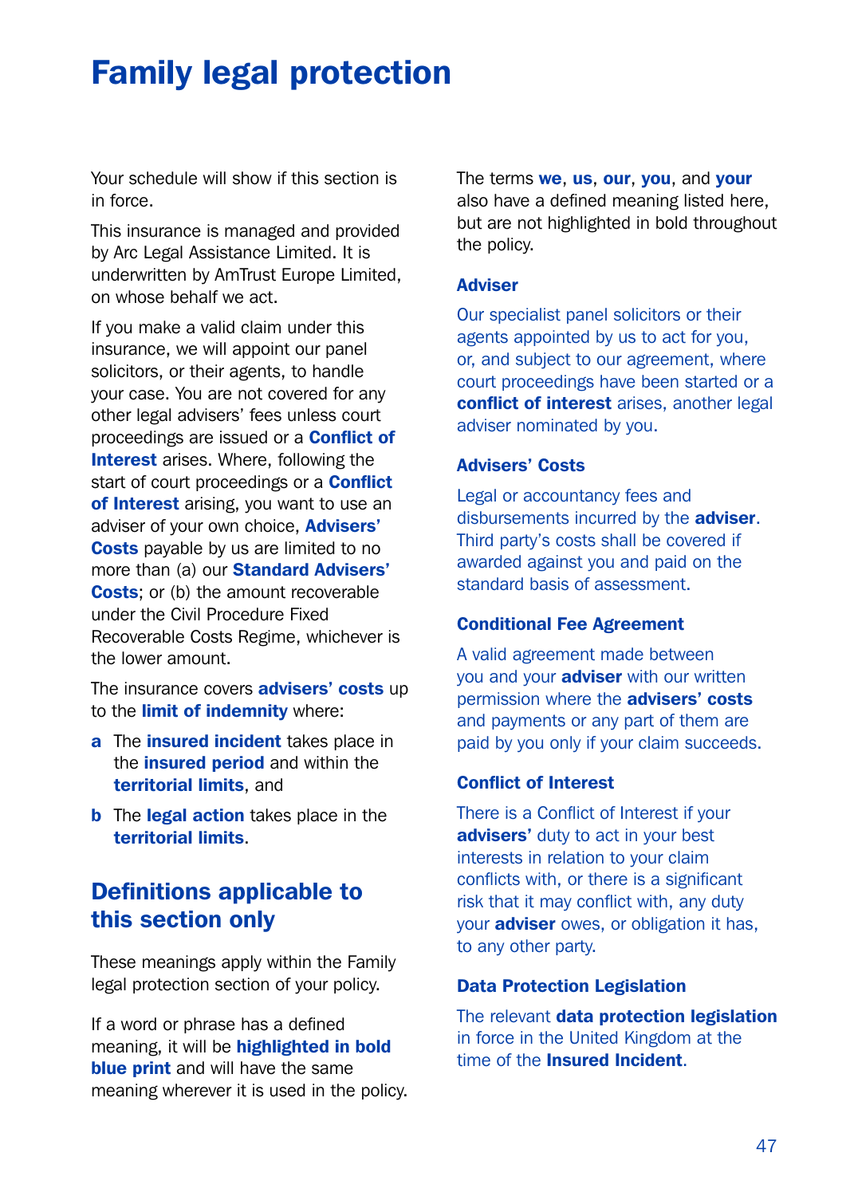# Family legal protection

Your schedule will show if this section is in force.

This insurance is managed and provided by Arc Legal Assistance Limited. It is underwritten by AmTrust Europe Limited, on whose behalf we act.

If you make a valid claim under this insurance, we will appoint our panel solicitors, or their agents, to handle your case. You are not covered for any other legal advisers' fees unless court proceedings are issued or a **Conflict of Interest** arises. Where, following the start of court proceedings or a **Conflict of Interest** arising, you want to use an adviser of your own choice, **Advisers' Costs** payable by us are limited to no more than (a) our **Standard Advisers' Costs**; or (b) the amount recoverable under the Civil Procedure Fixed Recoverable Costs Regime, whichever is the lower amount.

The insurance covers **advisers' costs** up to the **limit of indemnity** where:

- **a** The **insured incident** takes place in the **insured period** and within the **territorial limits**, and
- **b** The **legal action** takes place in the **territorial limits**.

## Definitions applicable to this section only

These meanings apply within the Family legal protection section of your policy.

If a word or phrase has a defined meaning, it will be **highlighted in bold blue print** and will have the same meaning wherever it is used in the policy.

The terms **we**, **us**, **our**, **you**, and **your** also have a defined meaning listed here, but are not highlighted in bold throughout the policy.

### Adviser

Our specialist panel solicitors or their agents appointed by us to act for you, or, and subject to our agreement, where court proceedings have been started or a **conflict of interest** arises, another legal adviser nominated by you.

### Advisers' Costs

Legal or accountancy fees and disbursements incurred by the **adviser**. Third party's costs shall be covered if awarded against you and paid on the standard basis of assessment.

### Conditional Fee Agreement

A valid agreement made between you and your **adviser** with our written permission where the **advisers' costs** and payments or any part of them are paid by you only if your claim succeeds.

### Conflict of Interest

There is a Conflict of Interest if your **advisers'** duty to act in your best interests in relation to your claim conflicts with, or there is a significant risk that it may conflict with, any duty your **adviser** owes, or obligation it has, to any other party.

### Data Protection Legislation

The relevant **data protection legislation** in force in the United Kingdom at the time of the **Insured Incident**.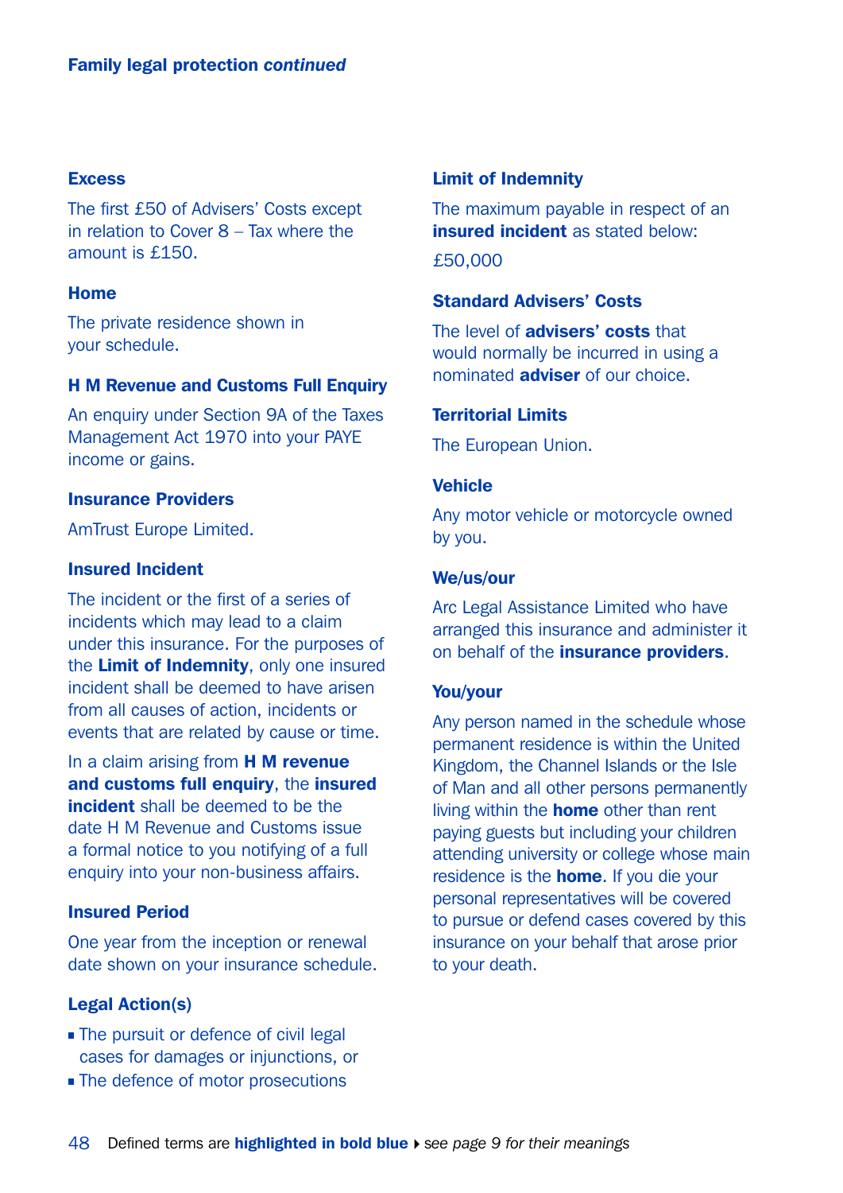**Family legal protection *continued***

### Excess

The first £50 of Advisers' Costs except in relation to Cover 8 – Tax where the amount is £150.

### Home

The private residence shown in your schedule.

### H M Revenue and Customs Full Enquiry

An enquiry under Section 9A of the Taxes Management Act 1970 into your PAYE income or gains.

### Insurance Providers

AmTrust Europe Limited.

### Insured Incident

The incident or the first of a series of incidents which may lead to a claim under this insurance. For the purposes of the **Limit of Indemnity**, only one insured incident shall be deemed to have arisen from all causes of action, incidents or events that are related by cause or time.

In a claim arising from **H M revenue and customs full enquiry**, the **insured incident** shall be deemed to be the date H M Revenue and Customs issue a formal notice to you notifying of a full enquiry into your non-business affairs.

### Insured Period

One year from the inception or renewal date shown on your insurance schedule.

### Legal Action(s)

- The pursuit or defence of civil legal cases for damages or injunctions, or
- The defence of motor prosecutions

### Limit of Indemnity

The maximum payable in respect of an **insured incident** as stated below:

£50,000

### Standard Advisers' Costs

The level of **advisers' costs** that would normally be incurred in using a nominated **adviser** of our choice.

### Territorial Limits

The European Union.

### Vehicle

Any motor vehicle or motorcycle owned by you.

### We/us/our

Arc Legal Assistance Limited who have arranged this insurance and administer it on behalf of the **insurance providers**.

### You/your

Any person named in the schedule whose permanent residence is within the United Kingdom, the Channel Islands or the Isle of Man and all other persons permanently living within the **home** other than rent paying guests but including your children attending university or college whose main residence is the **home**. If you die your personal representatives will be covered to pursue or defend cases covered by this insurance on your behalf that arose prior to your death.

Defined terms are **highlighted in bold blue** ▸ *see page 9 for their meanings*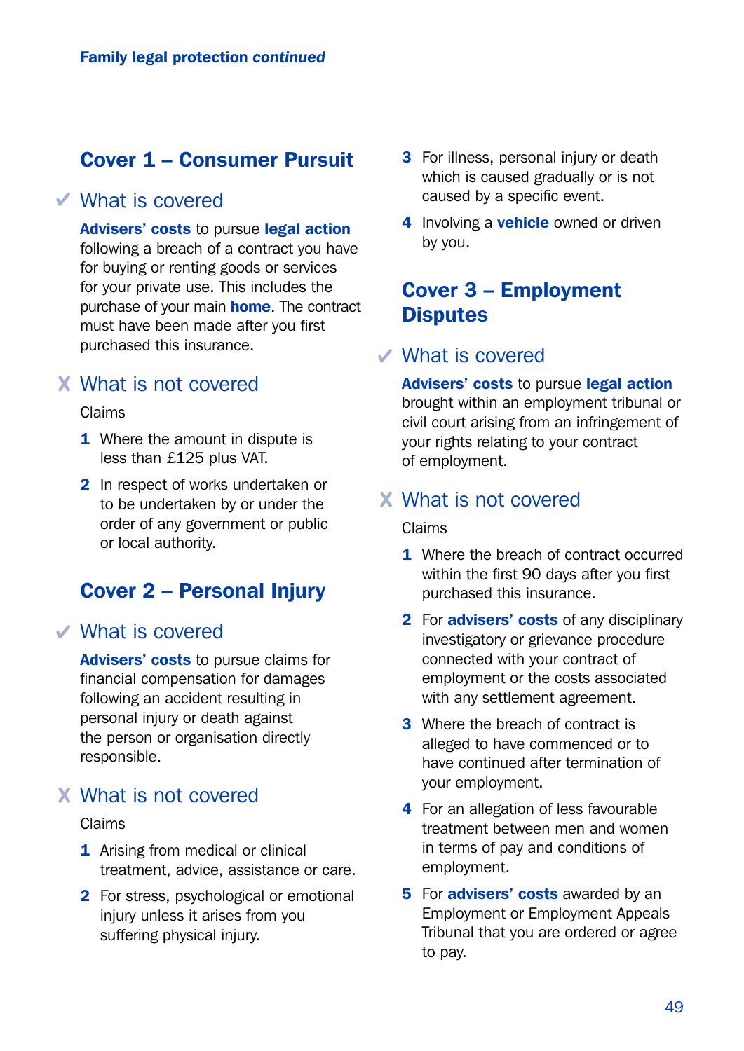## Cover 1 – Consumer Pursuit

### ✓ What is covered

**Advisers' costs** to pursue **legal action** following a breach of a contract you have for buying or renting goods or services for your private use. This includes the purchase of your main **home**. The contract must have been made after you first purchased this insurance.

### X What is not covered

Claims

1. Where the amount in dispute is less than £125 plus VAT.
2. In respect of works undertaken or to be undertaken by or under the order of any government or public or local authority.

## Cover 2 – Personal Injury

### ✓ What is covered

**Advisers' costs** to pursue claims for financial compensation for damages following an accident resulting in personal injury or death against the person or organisation directly responsible.

### X What is not covered

Claims

1. Arising from medical or clinical treatment, advice, assistance or care.
2. For stress, psychological or emotional injury unless it arises from you suffering physical injury.
3. For illness, personal injury or death which is caused gradually or is not caused by a specific event.
4. Involving a **vehicle** owned or driven by you.

## Cover 3 – Employment Disputes

### ✓ What is covered

**Advisers' costs** to pursue **legal action** brought within an employment tribunal or civil court arising from an infringement of your rights relating to your contract of employment.

### X What is not covered

Claims

1. Where the breach of contract occurred within the first 90 days after you first purchased this insurance.
2. For **advisers' costs** of any disciplinary investigatory or grievance procedure connected with your contract of employment or the costs associated with any settlement agreement.
3. Where the breach of contract is alleged to have commenced or to have continued after termination of your employment.
4. For an allegation of less favourable treatment between men and women in terms of pay and conditions of employment.
5. For **advisers' costs** awarded by an Employment or Employment Appeals Tribunal that you are ordered or agree to pay.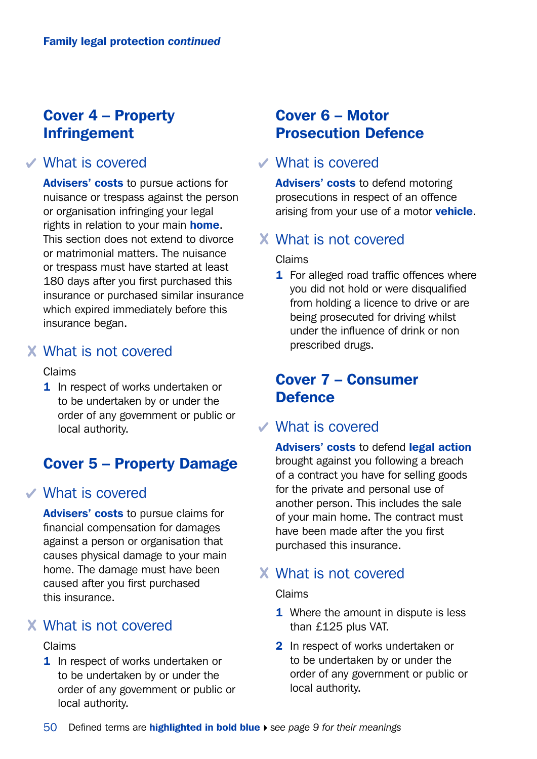**Family legal protection *continued***

## Cover 4 – Property Infringement

### ✓ What is covered

**Advisers' costs** to pursue actions for nuisance or trespass against the person or organisation infringing your legal rights in relation to your main **home**. This section does not extend to divorce or matrimonial matters. The nuisance or trespass must have started at least 180 days after you first purchased this insurance or purchased similar insurance which expired immediately before this insurance began.

### ✗ What is not covered

Claims

1. In respect of works undertaken or to be undertaken by or under the order of any government or public or local authority.

## Cover 5 – Property Damage

### ✓ What is covered

**Advisers' costs** to pursue claims for financial compensation for damages against a person or organisation that causes physical damage to your main home. The damage must have been caused after you first purchased this insurance.

### ✗ What is not covered

Claims

1. In respect of works undertaken or to be undertaken by or under the order of any government or public or local authority.

## Cover 6 – Motor Prosecution Defence

### ✓ What is covered

**Advisers' costs** to defend motoring prosecutions in respect of an offence arising from your use of a motor **vehicle**.

### ✗ What is not covered

Claims

1. For alleged road traffic offences where you did not hold or were disqualified from holding a licence to drive or are being prosecuted for driving whilst under the influence of drink or non prescribed drugs.

## Cover 7 – Consumer Defence

### ✓ What is covered

**Advisers' costs** to defend **legal action** brought against you following a breach of a contract you have for selling goods for the private and personal use of another person. This includes the sale of your main home. The contract must have been made after the you first purchased this insurance.

### ✗ What is not covered

Claims

1. Where the amount in dispute is less than £125 plus VAT.
2. In respect of works undertaken or to be undertaken by or under the order of any government or public or local authority.

Defined terms are **highlighted in bold blue** ▸ *see page 9 for their meanings*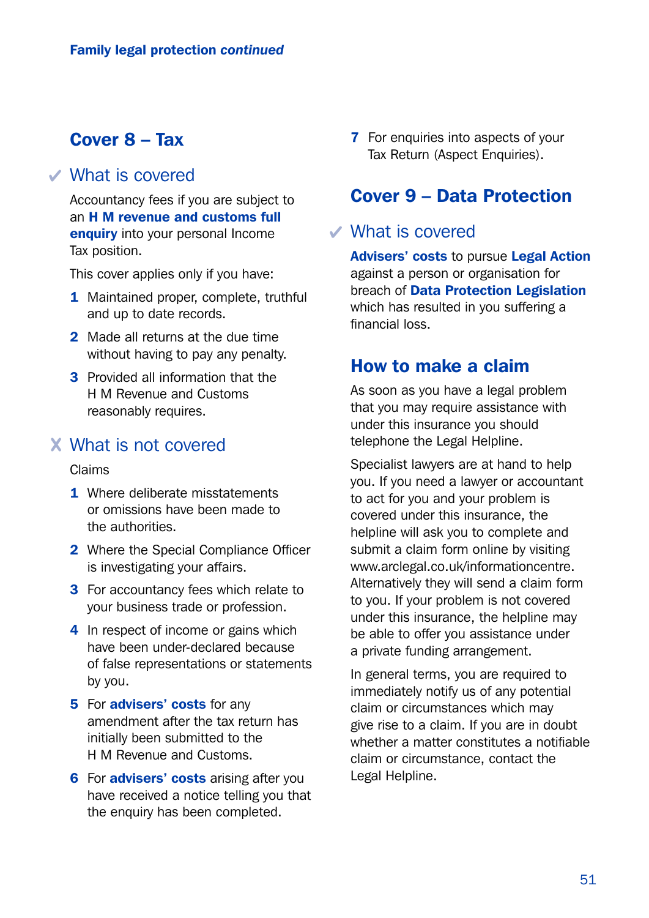## Cover 8 – Tax

### ✓ What is covered

Accountancy fees if you are subject to an **H M revenue and customs full enquiry** into your personal Income Tax position.

This cover applies only if you have:

1. Maintained proper, complete, truthful and up to date records.
2. Made all returns at the due time without having to pay any penalty.
3. Provided all information that the H M Revenue and Customs reasonably requires.

### ✗ What is not covered

Claims

1. Where deliberate misstatements or omissions have been made to the authorities.
2. Where the Special Compliance Officer is investigating your affairs.
3. For accountancy fees which relate to your business trade or profession.
4. In respect of income or gains which have been under-declared because of false representations or statements by you.
5. For **advisers' costs** for any amendment after the tax return has initially been submitted to the H M Revenue and Customs.
6. For **advisers' costs** arising after you have received a notice telling you that the enquiry has been completed.
7. For enquiries into aspects of your Tax Return (Aspect Enquiries).

## Cover 9 – Data Protection

### ✓ What is covered

**Advisers' costs** to pursue **Legal Action** against a person or organisation for breach of **Data Protection Legislation** which has resulted in you suffering a financial loss.

## How to make a claim

As soon as you have a legal problem that you may require assistance with under this insurance you should telephone the Legal Helpline.

Specialist lawyers are at hand to help you. If you need a lawyer or accountant to act for you and your problem is covered under this insurance, the helpline will ask you to complete and submit a claim form online by visiting www.arclegal.co.uk/informationcentre. Alternatively they will send a claim form to you. If your problem is not covered under this insurance, the helpline may be able to offer you assistance under a private funding arrangement.

In general terms, you are required to immediately notify us of any potential claim or circumstances which may give rise to a claim. If you are in doubt whether a matter constitutes a notifiable claim or circumstance, contact the Legal Helpline.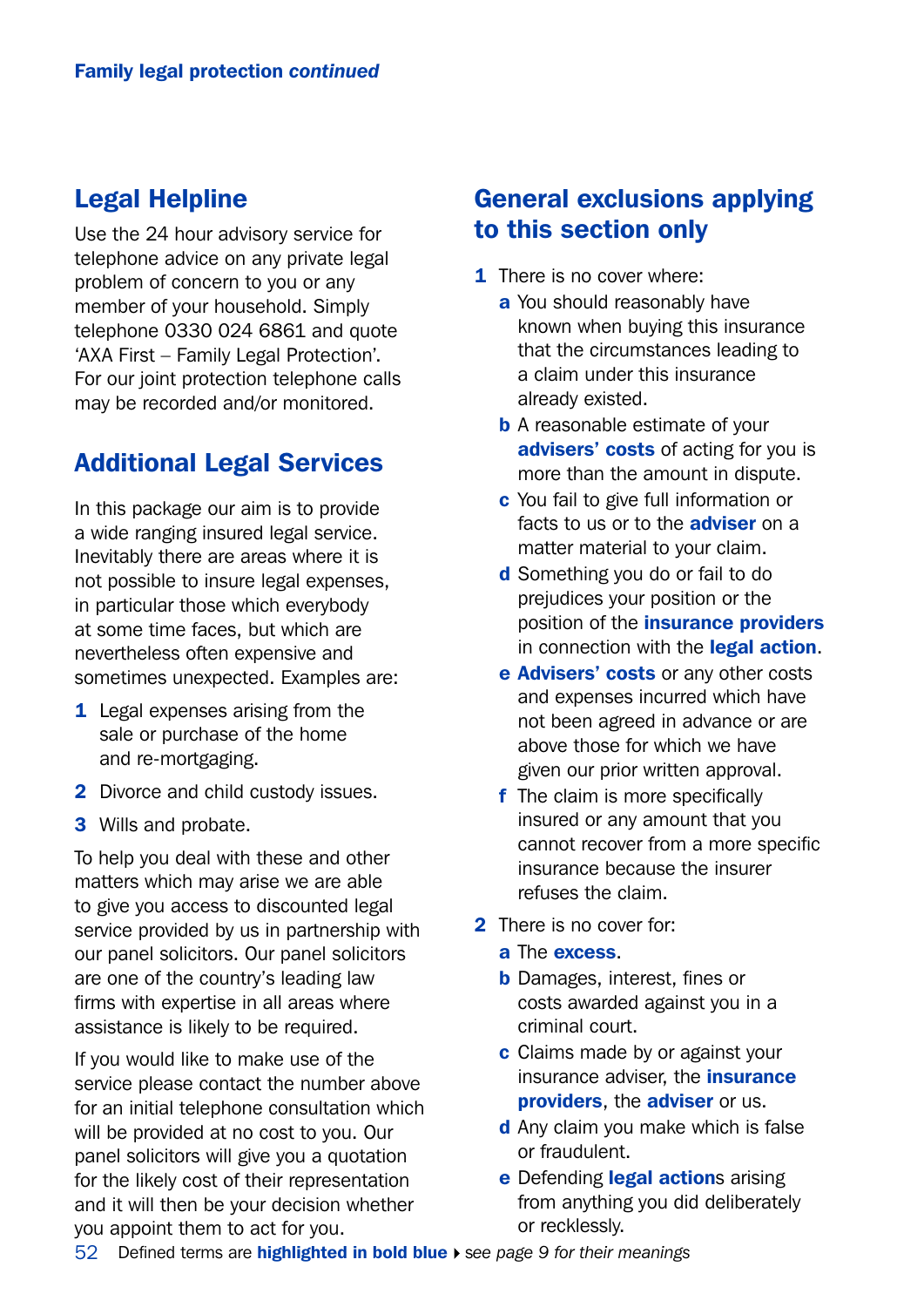## Legal Helpline

Use the 24 hour advisory service for telephone advice on any private legal problem of concern to you or any member of your household. Simply telephone 0330 024 6861 and quote 'AXA First – Family Legal Protection'. For our joint protection telephone calls may be recorded and/or monitored.

## Additional Legal Services

In this package our aim is to provide a wide ranging insured legal service. Inevitably there are areas where it is not possible to insure legal expenses, in particular those which everybody at some time faces, but which are nevertheless often expensive and sometimes unexpected. Examples are:

1. Legal expenses arising from the sale or purchase of the home and re-mortgaging.
2. Divorce and child custody issues.
3. Wills and probate.

To help you deal with these and other matters which may arise we are able to give you access to discounted legal service provided by us in partnership with our panel solicitors. Our panel solicitors are one of the country's leading law firms with expertise in all areas where assistance is likely to be required.

If you would like to make use of the service please contact the number above for an initial telephone consultation which will be provided at no cost to you. Our panel solicitors will give you a quotation for the likely cost of their representation and it will then be your decision whether you appoint them to act for you.

## General exclusions applying to this section only

1. There is no cover where:
   - **a** You should reasonably have known when buying this insurance that the circumstances leading to a claim under this insurance already existed.
   - **b** A reasonable estimate of your **advisers' costs** of acting for you is more than the amount in dispute.
   - **c** You fail to give full information or facts to us or to the **adviser** on a matter material to your claim.
   - **d** Something you do or fail to do prejudices your position or the position of the **insurance providers** in connection with the **legal action**.
   - **e** **Advisers' costs** or any other costs and expenses incurred which have not been agreed in advance or are above those for which we have given our prior written approval.
   - **f** The claim is more specifically insured or any amount that you cannot recover from a more specific insurance because the insurer refuses the claim.
2. There is no cover for:
   - **a** The **excess**.
   - **b** Damages, interest, fines or costs awarded against you in a criminal court.
   - **c** Claims made by or against your insurance adviser, the **insurance providers**, the **adviser** or us.
   - **d** Any claim you make which is false or fraudulent.
   - **e** Defending **legal action**s arising from anything you did deliberately or recklessly.

Defined terms are **highlighted in bold blue** ▸ *see page 9 for their meanings*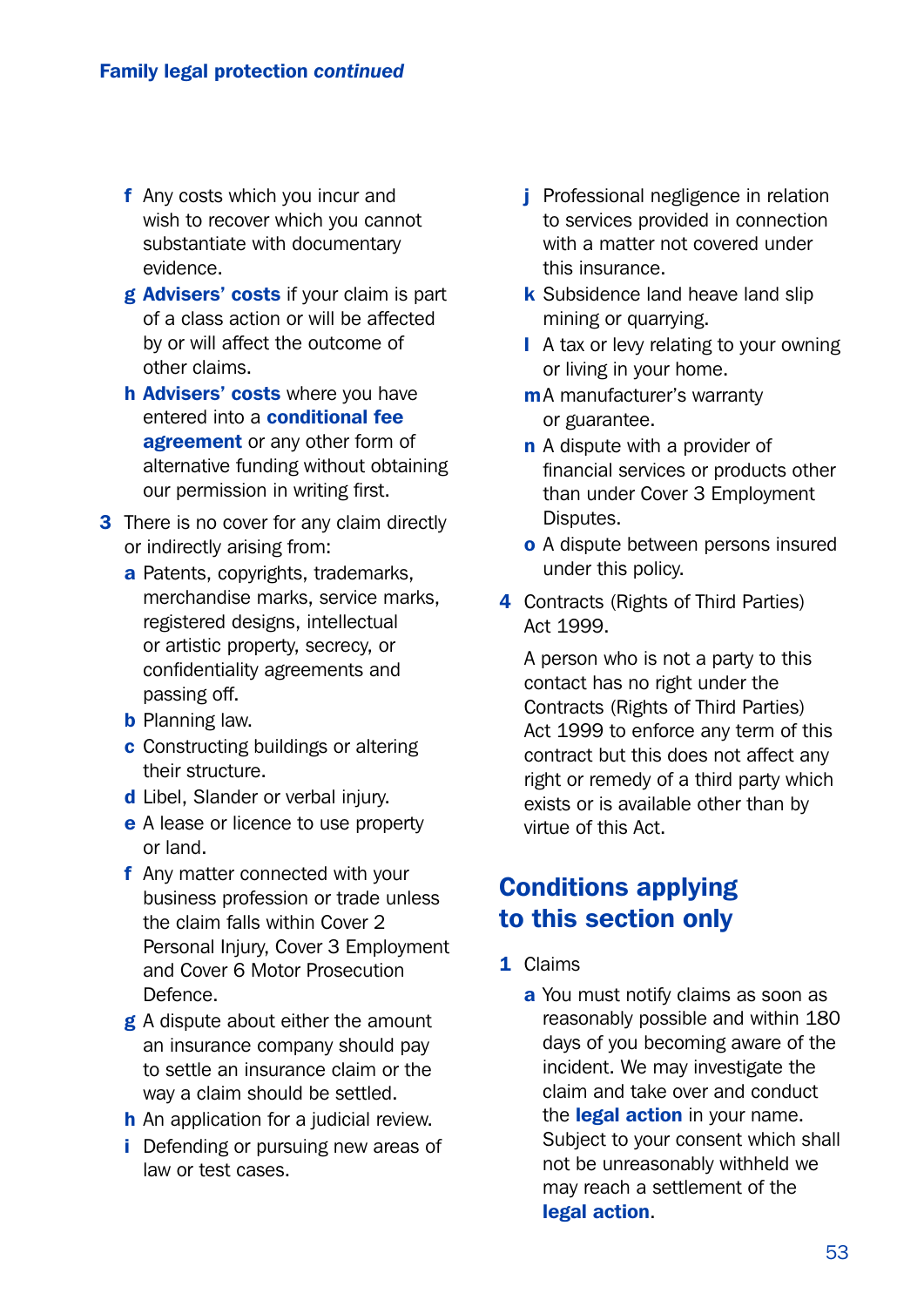**Family legal protection *continued***

- **f** Any costs which you incur and wish to recover which you cannot substantiate with documentary evidence.
- **g** **Advisers' costs** if your claim is part of a class action or will be affected by or will affect the outcome of other claims.
- **h** **Advisers' costs** where you have entered into a **conditional fee agreement** or any other form of alternative funding without obtaining our permission in writing first.

**3** There is no cover for any claim directly or indirectly arising from:

- **a** Patents, copyrights, trademarks, merchandise marks, service marks, registered designs, intellectual or artistic property, secrecy, or confidentiality agreements and passing off.
- **b** Planning law.
- **c** Constructing buildings or altering their structure.
- **d** Libel, Slander or verbal injury.
- **e** A lease or licence to use property or land.
- **f** Any matter connected with your business profession or trade unless the claim falls within Cover 2 Personal Injury, Cover 3 Employment and Cover 6 Motor Prosecution Defence.
- **g** A dispute about either the amount an insurance company should pay to settle an insurance claim or the way a claim should be settled.
- **h** An application for a judicial review.
- **i** Defending or pursuing new areas of law or test cases.
- **j** Professional negligence in relation to services provided in connection with a matter not covered under this insurance.
- **k** Subsidence land heave land slip mining or quarrying.
- **l** A tax or levy relating to your owning or living in your home.
- **m** A manufacturer's warranty or guarantee.
- **n** A dispute with a provider of financial services or products other than under Cover 3 Employment Disputes.
- **o** A dispute between persons insured under this policy.

**4** Contracts (Rights of Third Parties) Act 1999.

A person who is not a party to this contact has no right under the Contracts (Rights of Third Parties) Act 1999 to enforce any term of this contract but this does not affect any right or remedy of a third party which exists or is available other than by virtue of this Act.

## Conditions applying to this section only

**1** Claims

- **a** You must notify claims as soon as reasonably possible and within 180 days of you becoming aware of the incident. We may investigate the claim and take over and conduct the **legal action** in your name. Subject to your consent which shall not be unreasonably withheld we may reach a settlement of the **legal action**.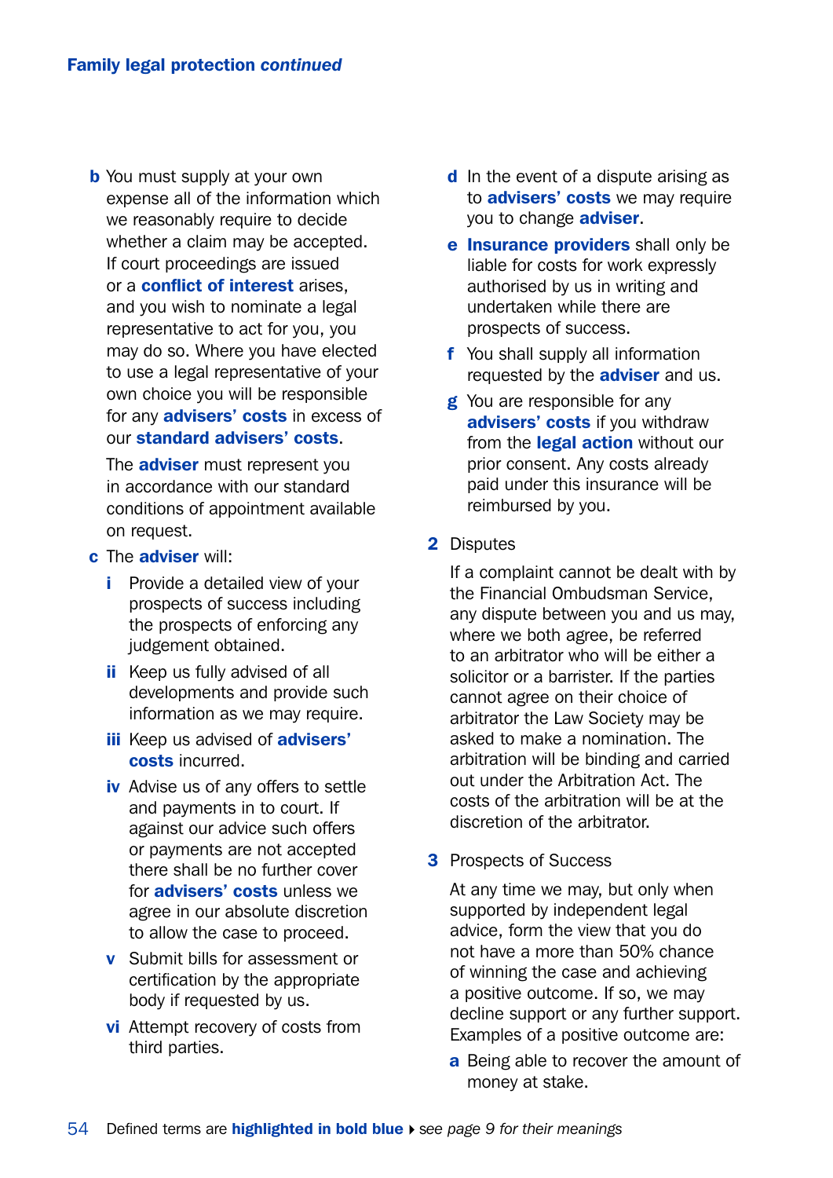**b** You must supply at your own expense all of the information which we reasonably require to decide whether a claim may be accepted. If court proceedings are issued or a **conflict of interest** arises, and you wish to nominate a legal representative to act for you, you may do so. Where you have elected to use a legal representative of your own choice you will be responsible for any **advisers' costs** in excess of our **standard advisers' costs**.

The **adviser** must represent you in accordance with our standard conditions of appointment available on request.

**c** The **adviser** will:

- **i** Provide a detailed view of your prospects of success including the prospects of enforcing any judgement obtained.
- **ii** Keep us fully advised of all developments and provide such information as we may require.
- **iii** Keep us advised of **advisers' costs** incurred.
- **iv** Advise us of any offers to settle and payments in to court. If against our advice such offers or payments are not accepted there shall be no further cover for **advisers' costs** unless we agree in our absolute discretion to allow the case to proceed.
- **v** Submit bills for assessment or certification by the appropriate body if requested by us.
- **vi** Attempt recovery of costs from third parties.

**d** In the event of a dispute arising as to **advisers' costs** we may require you to change **adviser**.

**e** **Insurance providers** shall only be liable for costs for work expressly authorised by us in writing and undertaken while there are prospects of success.

**f** You shall supply all information requested by the **adviser** and us.

**g** You are responsible for any **advisers' costs** if you withdraw from the **legal action** without our prior consent. Any costs already paid under this insurance will be reimbursed by you.

**2** Disputes

If a complaint cannot be dealt with by the Financial Ombudsman Service, any dispute between you and us may, where we both agree, be referred to an arbitrator who will be either a solicitor or a barrister. If the parties cannot agree on their choice of arbitrator the Law Society may be asked to make a nomination. The arbitration will be binding and carried out under the Arbitration Act. The costs of the arbitration will be at the discretion of the arbitrator.

**3** Prospects of Success

At any time we may, but only when supported by independent legal advice, form the view that you do not have a more than 50% chance of winning the case and achieving a positive outcome. If so, we may decline support or any further support. Examples of a positive outcome are:

**a** Being able to recover the amount of money at stake.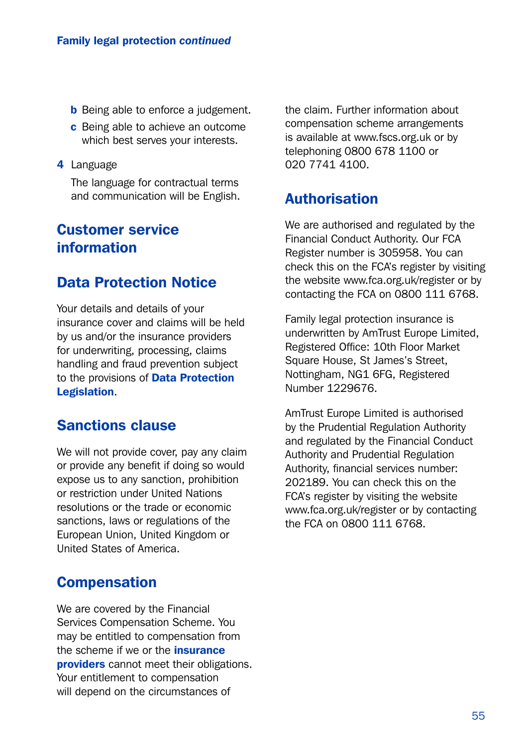b Being able to enforce a judgement.

c Being able to achieve an outcome which best serves your interests.

4 Language

The language for contractual terms and communication will be English.

# Customer service information

## Data Protection Notice

Your details and details of your insurance cover and claims will be held by us and/or the insurance providers for underwriting, processing, claims handling and fraud prevention subject to the provisions of **Data Protection Legislation**.

## Sanctions clause

We will not provide cover, pay any claim or provide any benefit if doing so would expose us to any sanction, prohibition or restriction under United Nations resolutions or the trade or economic sanctions, laws or regulations of the European Union, United Kingdom or United States of America.

## Compensation

We are covered by the Financial Services Compensation Scheme. You may be entitled to compensation from the scheme if we or the **insurance providers** cannot meet their obligations. Your entitlement to compensation will depend on the circumstances of the claim. Further information about compensation scheme arrangements is available at www.fscs.org.uk or by telephoning 0800 678 1100 or 020 7741 4100.

## Authorisation

We are authorised and regulated by the Financial Conduct Authority. Our FCA Register number is 305958. You can check this on the FCA's register by visiting the website www.fca.org.uk/register or by contacting the FCA on 0800 111 6768.

Family legal protection insurance is underwritten by AmTrust Europe Limited, Registered Office: 10th Floor Market Square House, St James's Street, Nottingham, NG1 6FG, Registered Number 1229676.

AmTrust Europe Limited is authorised by the Prudential Regulation Authority and regulated by the Financial Conduct Authority and Prudential Regulation Authority, financial services number: 202189. You can check this on the FCA's register by visiting the website www.fca.org.uk/register or by contacting the FCA on 0800 111 6768.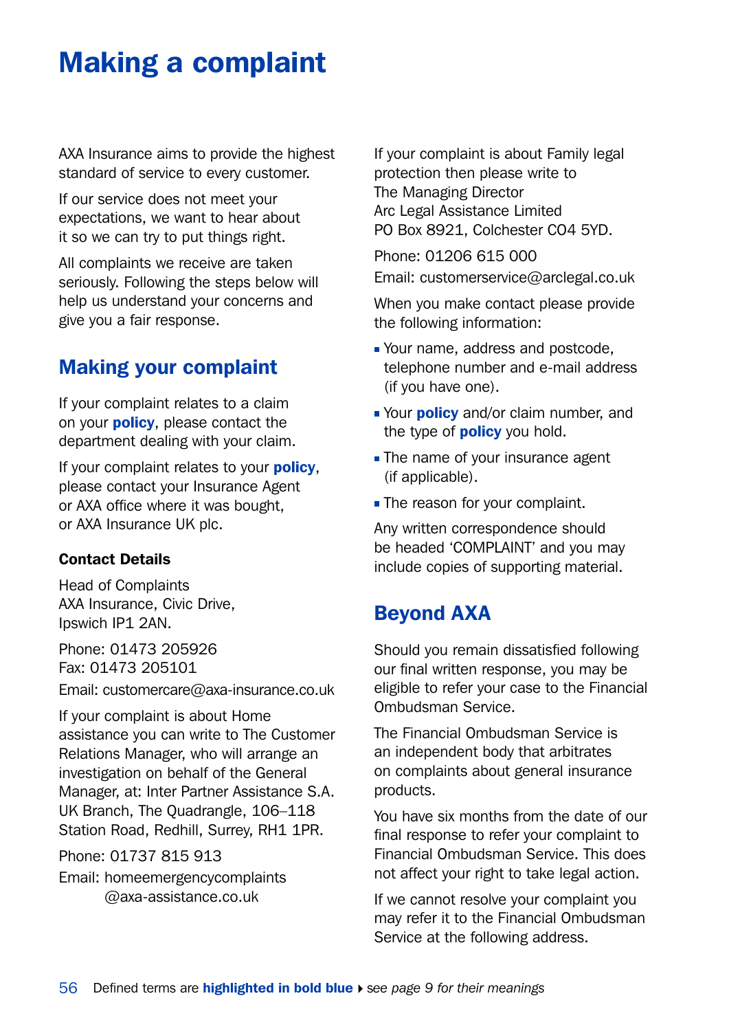# Making a complaint

AXA Insurance aims to provide the highest standard of service to every customer.

If our service does not meet your expectations, we want to hear about it so we can try to put things right.

All complaints we receive are taken seriously. Following the steps below will help us understand your concerns and give you a fair response.

## Making your complaint

If your complaint relates to a claim on your **policy**, please contact the department dealing with your claim.

If your complaint relates to your **policy**, please contact your Insurance Agent or AXA office where it was bought, or AXA Insurance UK plc.

### Contact Details

Head of Complaints
AXA Insurance, Civic Drive,
Ipswich IP1 2AN.

Phone: 01473 205926
Fax: 01473 205101

Email: customercare@axa-insurance.co.uk

If your complaint is about Home assistance you can write to The Customer Relations Manager, who will arrange an investigation on behalf of the General Manager, at: Inter Partner Assistance S.A. UK Branch, The Quadrangle, 106–118 Station Road, Redhill, Surrey, RH1 1PR.

Phone: 01737 815 913

Email: homeemergencycomplaints@axa-assistance.co.uk

If your complaint is about Family legal protection then please write to
The Managing Director
Arc Legal Assistance Limited
PO Box 8921, Colchester CO4 5YD.

Phone: 01206 615 000

Email: customerservice@arclegal.co.uk

When you make contact please provide the following information:

- Your name, address and postcode, telephone number and e-mail address (if you have one).
- Your **policy** and/or claim number, and the type of **policy** you hold.
- The name of your insurance agent (if applicable).
- The reason for your complaint.

Any written correspondence should be headed 'COMPLAINT' and you may include copies of supporting material.

## Beyond AXA

Should you remain dissatisfied following our final written response, you may be eligible to refer your case to the Financial Ombudsman Service.

The Financial Ombudsman Service is an independent body that arbitrates on complaints about general insurance products.

You have six months from the date of our final response to refer your complaint to Financial Ombudsman Service. This does not affect your right to take legal action.

If we cannot resolve your complaint you may refer it to the Financial Ombudsman Service at the following address.

Defined terms are **highlighted in bold blue** ▸ *see page 9 for their meanings*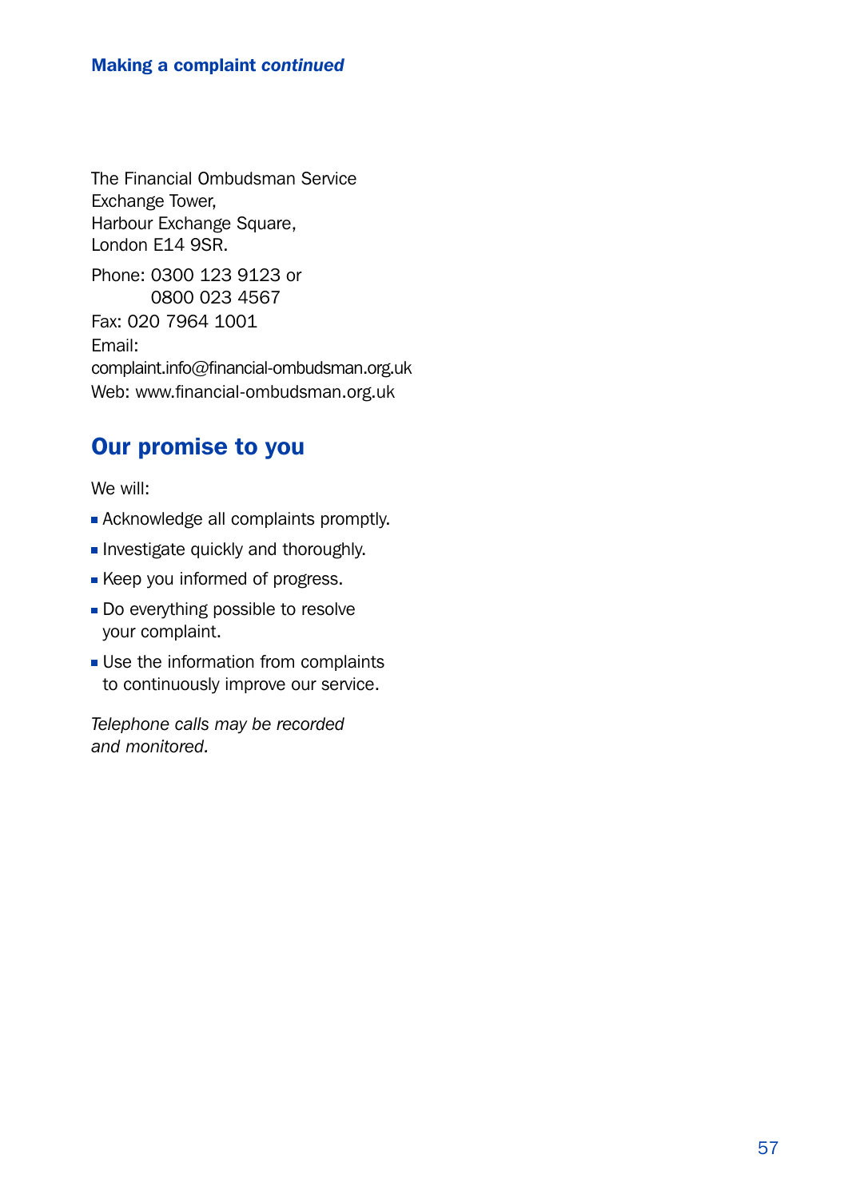### Making a complaint *continued*

The Financial Ombudsman Service
Exchange Tower,
Harbour Exchange Square,
London E14 9SR.

Phone: 0300 123 9123 or
0800 023 4567
Fax: 020 7964 1001
Email:
complaint.info@financial-ombudsman.org.uk
Web: www.financial-ombudsman.org.uk

## Our promise to you

We will:

- Acknowledge all complaints promptly.
- Investigate quickly and thoroughly.
- Keep you informed of progress.
- Do everything possible to resolve your complaint.
- Use the information from complaints to continuously improve our service.

*Telephone calls may be recorded and monitored.*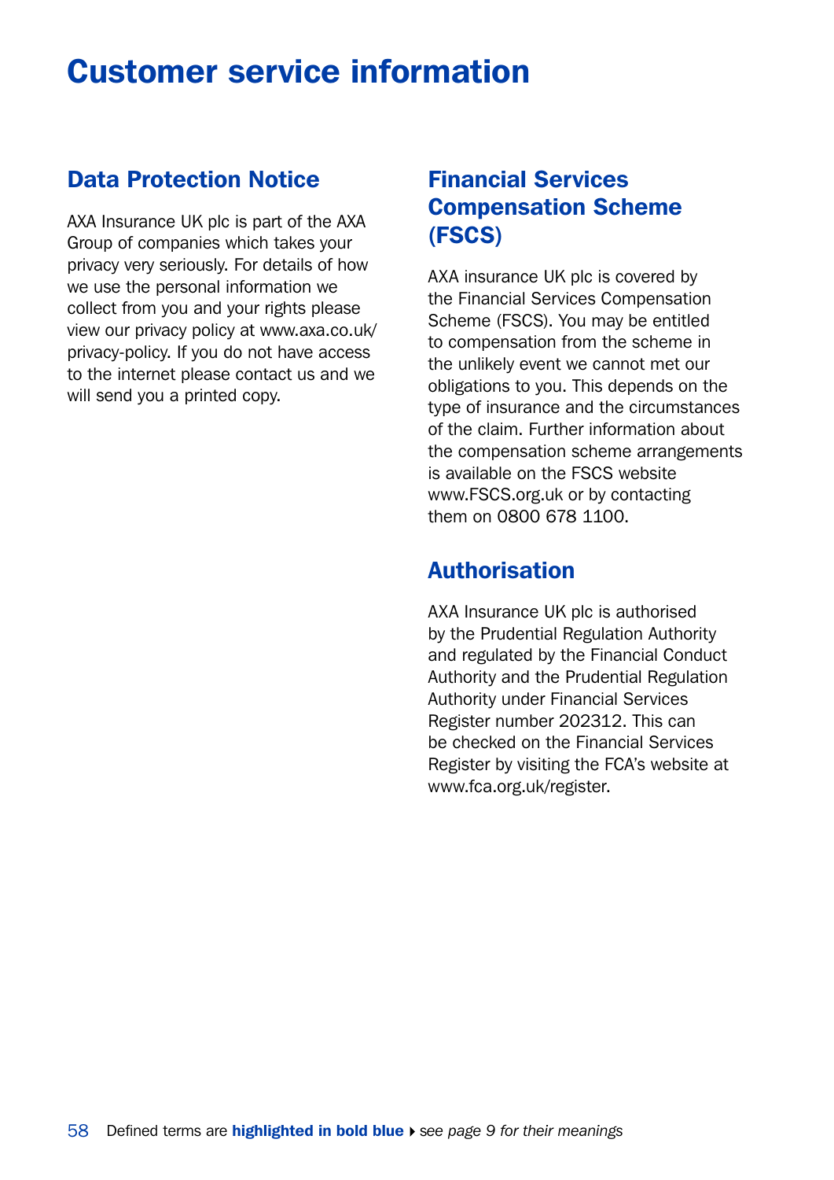# Customer service information

## Data Protection Notice

AXA Insurance UK plc is part of the AXA Group of companies which takes your privacy very seriously. For details of how we use the personal information we collect from you and your rights please view our privacy policy at www.axa.co.uk/privacy-policy. If you do not have access to the internet please contact us and we will send you a printed copy.

## Financial Services Compensation Scheme (FSCS)

AXA insurance UK plc is covered by the Financial Services Compensation Scheme (FSCS). You may be entitled to compensation from the scheme in the unlikely event we cannot met our obligations to you. This depends on the type of insurance and the circumstances of the claim. Further information about the compensation scheme arrangements is available on the FSCS website www.FSCS.org.uk or by contacting them on 0800 678 1100.

## Authorisation

AXA Insurance UK plc is authorised by the Prudential Regulation Authority and regulated by the Financial Conduct Authority and the Prudential Regulation Authority under Financial Services Register number 202312. This can be checked on the Financial Services Register by visiting the FCA's website at www.fca.org.uk/register.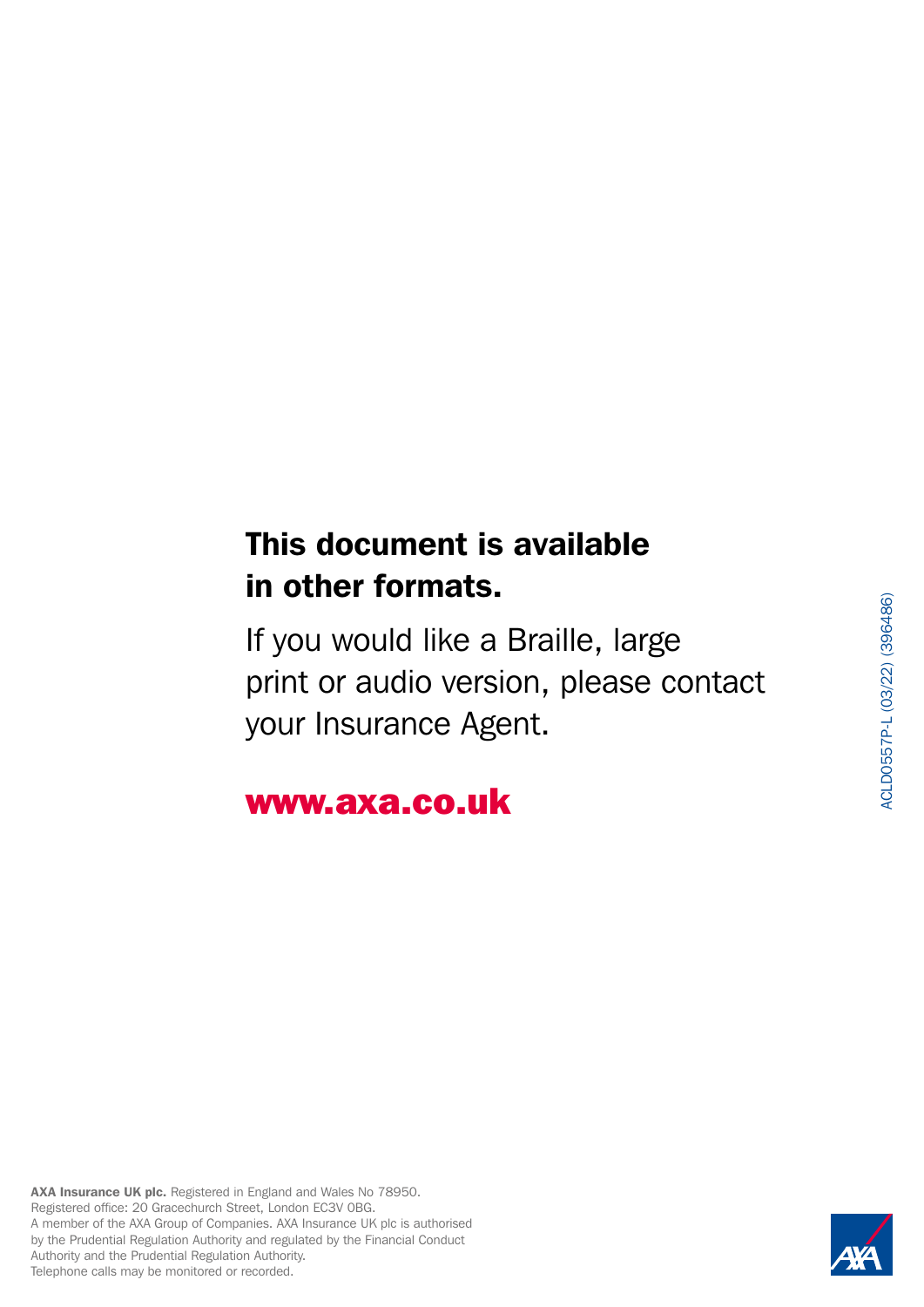## This document is available in other formats.

If you would like a Braille, large print or audio version, please contact your Insurance Agent.

**www.axa.co.uk**

ACLD0557P-L (03/22) (396486)

**AXA Insurance UK plc.** Registered in England and Wales No 78950.
Registered office: 20 Gracechurch Street, London EC3V 0BG.
A member of the AXA Group of Companies. AXA Insurance UK plc is authorised by the Prudential Regulation Authority and regulated by the Financial Conduct Authority and the Prudential Regulation Authority.
Telephone calls may be monitored or recorded.